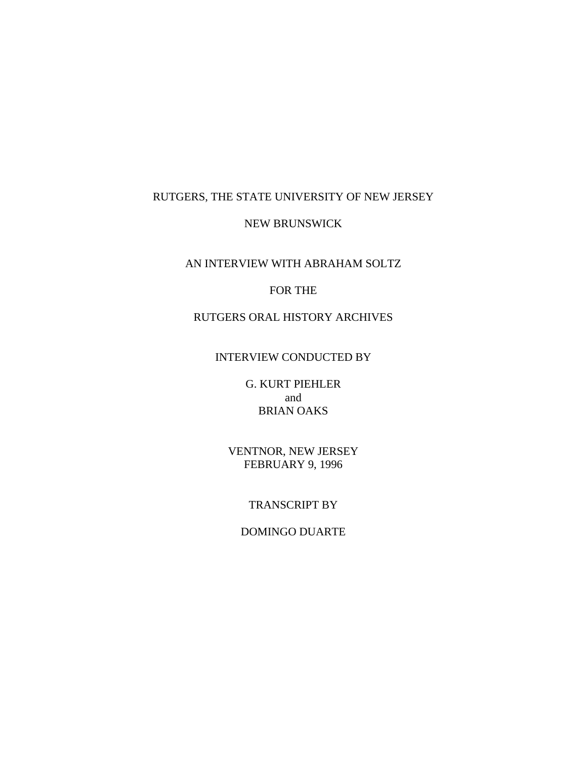RUTGERS, THE STATE UNIVERSITY OF NEW JERSEY

NEW BRUNSWICK

AN INTERVIEW WITH ABRAHAM SOLTZ

FOR THE

RUTGERS ORAL HISTORY ARCHIVES

INTERVIEW CONDUCTED BY

G. KURT PIEHLER
and
BRIAN OAKS

VENTNOR, NEW JERSEY
FEBRUARY 9, 1996

TRANSCRIPT BY

DOMINGO DUARTE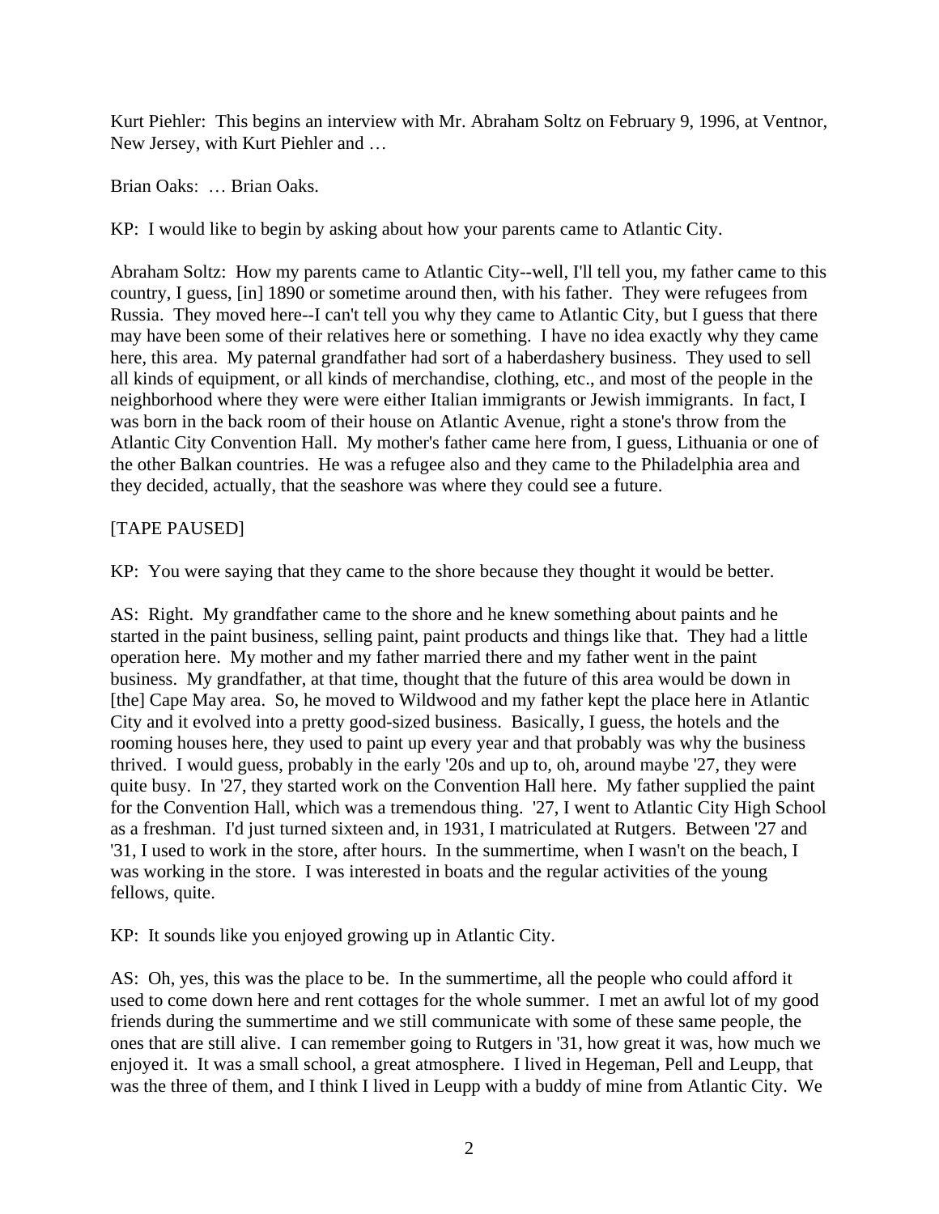Kurt Piehler: This begins an interview with Mr. Abraham Soltz on February 9, 1996, at Ventnor, New Jersey, with Kurt Piehler and …

Brian Oaks: … Brian Oaks.

KP: I would like to begin by asking about how your parents came to Atlantic City.

Abraham Soltz: How my parents came to Atlantic City--well, I'll tell you, my father came to this country, I guess, [in] 1890 or sometime around then, with his father. They were refugees from Russia. They moved here--I can't tell you why they came to Atlantic City, but I guess that there may have been some of their relatives here or something. I have no idea exactly why they came here, this area. My paternal grandfather had sort of a haberdashery business. They used to sell all kinds of equipment, or all kinds of merchandise, clothing, etc., and most of the people in the neighborhood where they were were either Italian immigrants or Jewish immigrants. In fact, I was born in the back room of their house on Atlantic Avenue, right a stone's throw from the Atlantic City Convention Hall. My mother's father came here from, I guess, Lithuania or one of the other Balkan countries. He was a refugee also and they came to the Philadelphia area and they decided, actually, that the seashore was where they could see a future.

[TAPE PAUSED]

KP: You were saying that they came to the shore because they thought it would be better.

AS: Right. My grandfather came to the shore and he knew something about paints and he started in the paint business, selling paint, paint products and things like that. They had a little operation here. My mother and my father married there and my father went in the paint business. My grandfather, at that time, thought that the future of this area would be down in [the] Cape May area. So, he moved to Wildwood and my father kept the place here in Atlantic City and it evolved into a pretty good-sized business. Basically, I guess, the hotels and the rooming houses here, they used to paint up every year and that probably was why the business thrived. I would guess, probably in the early '20s and up to, oh, around maybe '27, they were quite busy. In '27, they started work on the Convention Hall here. My father supplied the paint for the Convention Hall, which was a tremendous thing. '27, I went to Atlantic City High School as a freshman. I'd just turned sixteen and, in 1931, I matriculated at Rutgers. Between '27 and '31, I used to work in the store, after hours. In the summertime, when I wasn't on the beach, I was working in the store. I was interested in boats and the regular activities of the young fellows, quite.

KP: It sounds like you enjoyed growing up in Atlantic City.

AS: Oh, yes, this was the place to be. In the summertime, all the people who could afford it used to come down here and rent cottages for the whole summer. I met an awful lot of my good friends during the summertime and we still communicate with some of these same people, the ones that are still alive. I can remember going to Rutgers in '31, how great it was, how much we enjoyed it. It was a small school, a great atmosphere. I lived in Hegeman, Pell and Leupp, that was the three of them, and I think I lived in Leupp with a buddy of mine from Atlantic City. We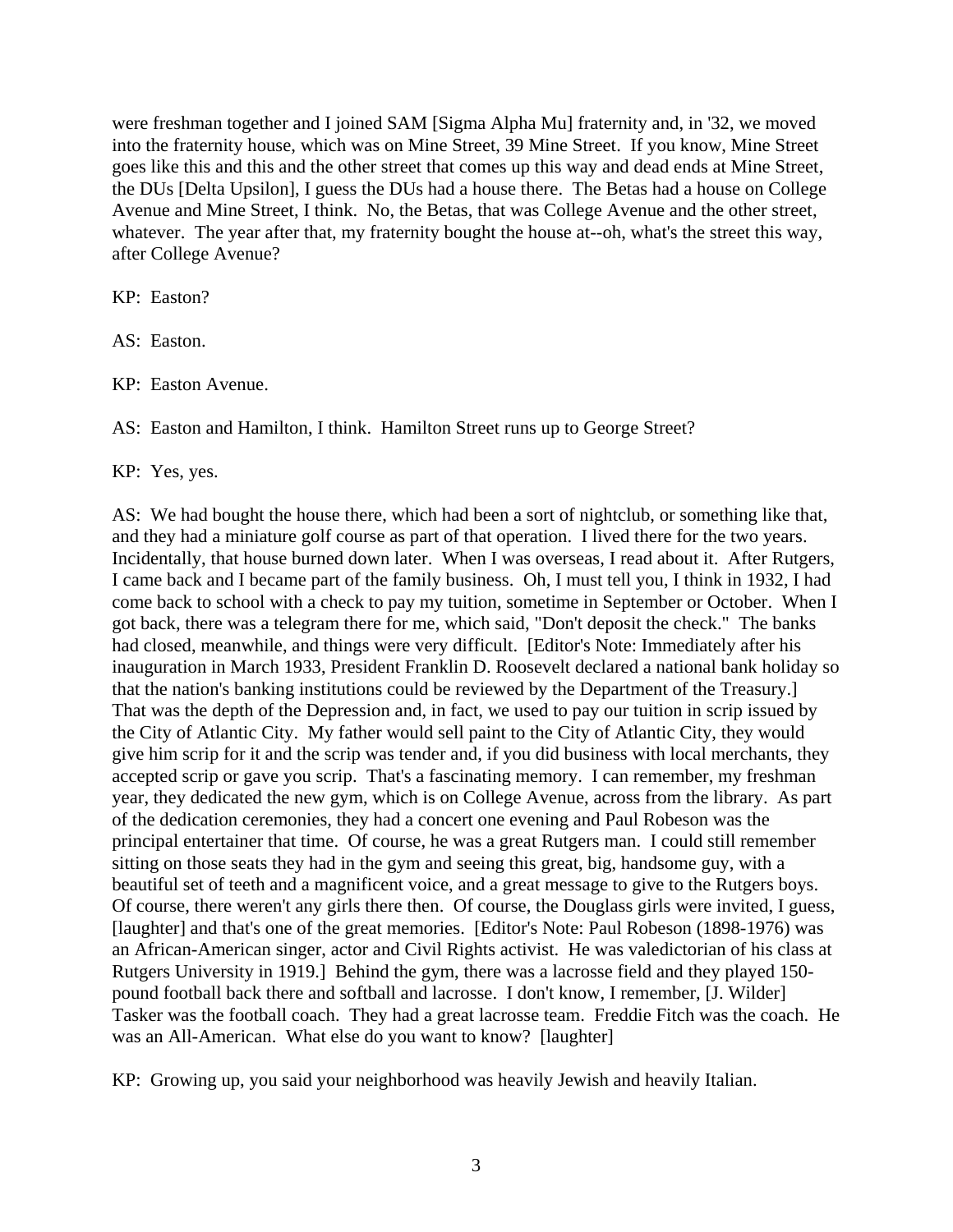were freshman together and I joined SAM [Sigma Alpha Mu] fraternity and, in '32, we moved into the fraternity house, which was on Mine Street, 39 Mine Street. If you know, Mine Street goes like this and this and the other street that comes up this way and dead ends at Mine Street, the DUs [Delta Upsilon], I guess the DUs had a house there. The Betas had a house on College Avenue and Mine Street, I think. No, the Betas, that was College Avenue and the other street, whatever. The year after that, my fraternity bought the house at--oh, what's the street this way, after College Avenue?

KP: Easton?

AS: Easton.

KP: Easton Avenue.

AS: Easton and Hamilton, I think. Hamilton Street runs up to George Street?

KP: Yes, yes.

AS: We had bought the house there, which had been a sort of nightclub, or something like that, and they had a miniature golf course as part of that operation. I lived there for the two years. Incidentally, that house burned down later. When I was overseas, I read about it. After Rutgers, I came back and I became part of the family business. Oh, I must tell you, I think in 1932, I had come back to school with a check to pay my tuition, sometime in September or October. When I got back, there was a telegram there for me, which said, "Don't deposit the check." The banks had closed, meanwhile, and things were very difficult. [Editor's Note: Immediately after his inauguration in March 1933, President Franklin D. Roosevelt declared a national bank holiday so that the nation's banking institutions could be reviewed by the Department of the Treasury.] That was the depth of the Depression and, in fact, we used to pay our tuition in scrip issued by the City of Atlantic City. My father would sell paint to the City of Atlantic City, they would give him scrip for it and the scrip was tender and, if you did business with local merchants, they accepted scrip or gave you scrip. That's a fascinating memory. I can remember, my freshman year, they dedicated the new gym, which is on College Avenue, across from the library. As part of the dedication ceremonies, they had a concert one evening and Paul Robeson was the principal entertainer that time. Of course, he was a great Rutgers man. I could still remember sitting on those seats they had in the gym and seeing this great, big, handsome guy, with a beautiful set of teeth and a magnificent voice, and a great message to give to the Rutgers boys. Of course, there weren't any girls there then. Of course, the Douglass girls were invited, I guess, [laughter] and that's one of the great memories. [Editor's Note: Paul Robeson (1898-1976) was an African-American singer, actor and Civil Rights activist. He was valedictorian of his class at Rutgers University in 1919.] Behind the gym, there was a lacrosse field and they played 150-pound football back there and softball and lacrosse. I don't know, I remember, [J. Wilder] Tasker was the football coach. They had a great lacrosse team. Freddie Fitch was the coach. He was an All-American. What else do you want to know? [laughter]

KP: Growing up, you said your neighborhood was heavily Jewish and heavily Italian.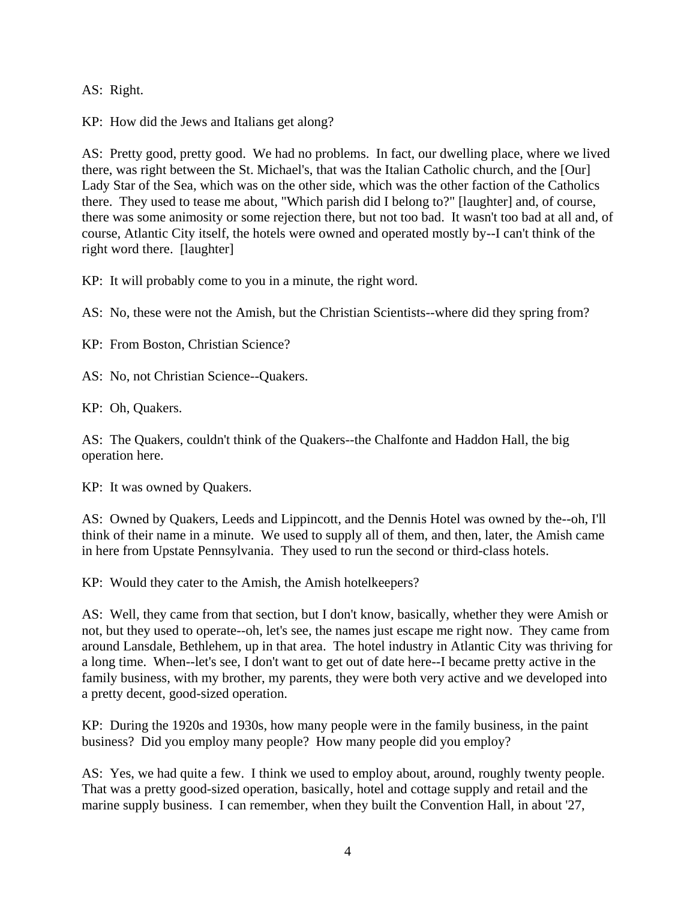AS: Right.

KP: How did the Jews and Italians get along?

AS: Pretty good, pretty good. We had no problems. In fact, our dwelling place, where we lived there, was right between the St. Michael's, that was the Italian Catholic church, and the [Our] Lady Star of the Sea, which was on the other side, which was the other faction of the Catholics there. They used to tease me about, "Which parish did I belong to?" [laughter] and, of course, there was some animosity or some rejection there, but not too bad. It wasn't too bad at all and, of course, Atlantic City itself, the hotels were owned and operated mostly by--I can't think of the right word there. [laughter]

KP: It will probably come to you in a minute, the right word.

AS: No, these were not the Amish, but the Christian Scientists--where did they spring from?

KP: From Boston, Christian Science?

AS: No, not Christian Science--Quakers.

KP: Oh, Quakers.

AS: The Quakers, couldn't think of the Quakers--the Chalfonte and Haddon Hall, the big operation here.

KP: It was owned by Quakers.

AS: Owned by Quakers, Leeds and Lippincott, and the Dennis Hotel was owned by the--oh, I'll think of their name in a minute. We used to supply all of them, and then, later, the Amish came in here from Upstate Pennsylvania. They used to run the second or third-class hotels.

KP: Would they cater to the Amish, the Amish hotelkeepers?

AS: Well, they came from that section, but I don't know, basically, whether they were Amish or not, but they used to operate--oh, let's see, the names just escape me right now. They came from around Lansdale, Bethlehem, up in that area. The hotel industry in Atlantic City was thriving for a long time. When--let's see, I don't want to get out of date here--I became pretty active in the family business, with my brother, my parents, they were both very active and we developed into a pretty decent, good-sized operation.

KP: During the 1920s and 1930s, how many people were in the family business, in the paint business? Did you employ many people? How many people did you employ?

AS: Yes, we had quite a few. I think we used to employ about, around, roughly twenty people. That was a pretty good-sized operation, basically, hotel and cottage supply and retail and the marine supply business. I can remember, when they built the Convention Hall, in about '27,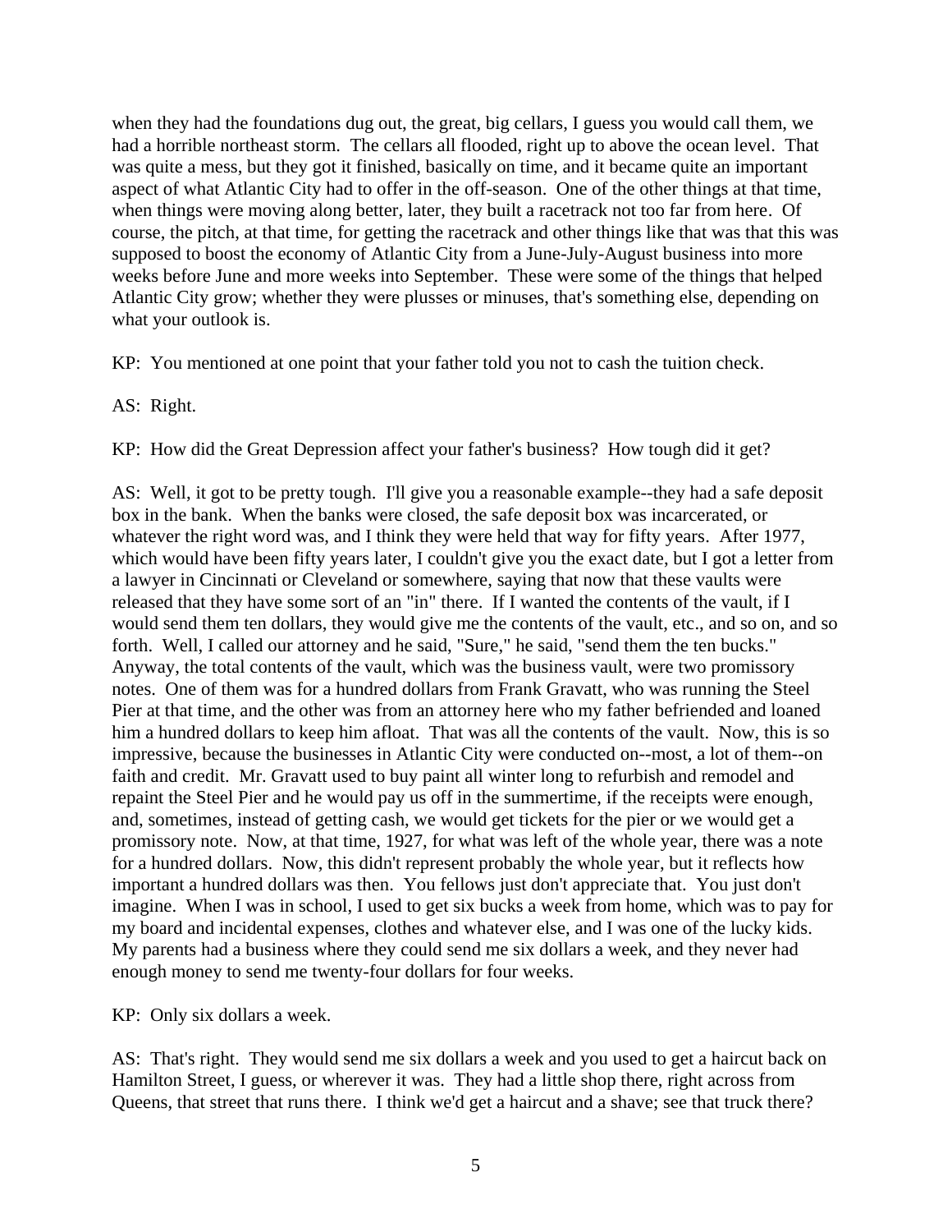when they had the foundations dug out, the great, big cellars, I guess you would call them, we had a horrible northeast storm. The cellars all flooded, right up to above the ocean level. That was quite a mess, but they got it finished, basically on time, and it became quite an important aspect of what Atlantic City had to offer in the off-season. One of the other things at that time, when things were moving along better, later, they built a racetrack not too far from here. Of course, the pitch, at that time, for getting the racetrack and other things like that was that this was supposed to boost the economy of Atlantic City from a June-July-August business into more weeks before June and more weeks into September. These were some of the things that helped Atlantic City grow; whether they were plusses or minuses, that's something else, depending on what your outlook is.

KP: You mentioned at one point that your father told you not to cash the tuition check.

AS: Right.

KP: How did the Great Depression affect your father's business? How tough did it get?

AS: Well, it got to be pretty tough. I'll give you a reasonable example--they had a safe deposit box in the bank. When the banks were closed, the safe deposit box was incarcerated, or whatever the right word was, and I think they were held that way for fifty years. After 1977, which would have been fifty years later, I couldn't give you the exact date, but I got a letter from a lawyer in Cincinnati or Cleveland or somewhere, saying that now that these vaults were released that they have some sort of an "in" there. If I wanted the contents of the vault, if I would send them ten dollars, they would give me the contents of the vault, etc., and so on, and so forth. Well, I called our attorney and he said, "Sure," he said, "send them the ten bucks." Anyway, the total contents of the vault, which was the business vault, were two promissory notes. One of them was for a hundred dollars from Frank Gravatt, who was running the Steel Pier at that time, and the other was from an attorney here who my father befriended and loaned him a hundred dollars to keep him afloat. That was all the contents of the vault. Now, this is so impressive, because the businesses in Atlantic City were conducted on--most, a lot of them--on faith and credit. Mr. Gravatt used to buy paint all winter long to refurbish and remodel and repaint the Steel Pier and he would pay us off in the summertime, if the receipts were enough, and, sometimes, instead of getting cash, we would get tickets for the pier or we would get a promissory note. Now, at that time, 1927, for what was left of the whole year, there was a note for a hundred dollars. Now, this didn't represent probably the whole year, but it reflects how important a hundred dollars was then. You fellows just don't appreciate that. You just don't imagine. When I was in school, I used to get six bucks a week from home, which was to pay for my board and incidental expenses, clothes and whatever else, and I was one of the lucky kids. My parents had a business where they could send me six dollars a week, and they never had enough money to send me twenty-four dollars for four weeks.

KP: Only six dollars a week.

AS: That's right. They would send me six dollars a week and you used to get a haircut back on Hamilton Street, I guess, or wherever it was. They had a little shop there, right across from Queens, that street that runs there. I think we'd get a haircut and a shave; see that truck there?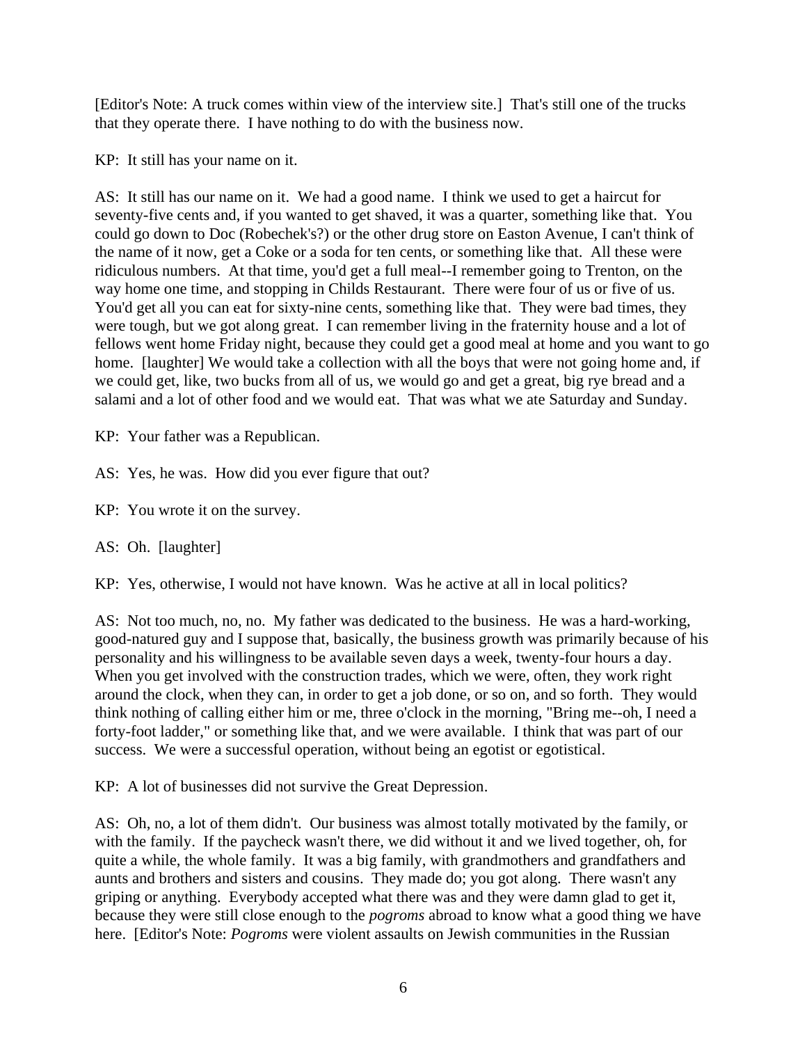[Editor's Note: A truck comes within view of the interview site.] That's still one of the trucks that they operate there. I have nothing to do with the business now.

KP: It still has your name on it.

AS: It still has our name on it. We had a good name. I think we used to get a haircut for seventy-five cents and, if you wanted to get shaved, it was a quarter, something like that. You could go down to Doc (Robechek's?) or the other drug store on Easton Avenue, I can't think of the name of it now, get a Coke or a soda for ten cents, or something like that. All these were ridiculous numbers. At that time, you'd get a full meal--I remember going to Trenton, on the way home one time, and stopping in Childs Restaurant. There were four of us or five of us. You'd get all you can eat for sixty-nine cents, something like that. They were bad times, they were tough, but we got along great. I can remember living in the fraternity house and a lot of fellows went home Friday night, because they could get a good meal at home and you want to go home. [laughter] We would take a collection with all the boys that were not going home and, if we could get, like, two bucks from all of us, we would go and get a great, big rye bread and a salami and a lot of other food and we would eat. That was what we ate Saturday and Sunday.

KP: Your father was a Republican.

AS: Yes, he was. How did you ever figure that out?

KP: You wrote it on the survey.

AS: Oh. [laughter]

KP: Yes, otherwise, I would not have known. Was he active at all in local politics?

AS: Not too much, no, no. My father was dedicated to the business. He was a hard-working, good-natured guy and I suppose that, basically, the business growth was primarily because of his personality and his willingness to be available seven days a week, twenty-four hours a day. When you get involved with the construction trades, which we were, often, they work right around the clock, when they can, in order to get a job done, or so on, and so forth. They would think nothing of calling either him or me, three o'clock in the morning, "Bring me--oh, I need a forty-foot ladder," or something like that, and we were available. I think that was part of our success. We were a successful operation, without being an egotist or egotistical.

KP: A lot of businesses did not survive the Great Depression.

AS: Oh, no, a lot of them didn't. Our business was almost totally motivated by the family, or with the family. If the paycheck wasn't there, we did without it and we lived together, oh, for quite a while, the whole family. It was a big family, with grandmothers and grandfathers and aunts and brothers and sisters and cousins. They made do; you got along. There wasn't any griping or anything. Everybody accepted what there was and they were damn glad to get it, because they were still close enough to the *pogroms* abroad to know what a good thing we have here. [Editor's Note: *Pogroms* were violent assaults on Jewish communities in the Russian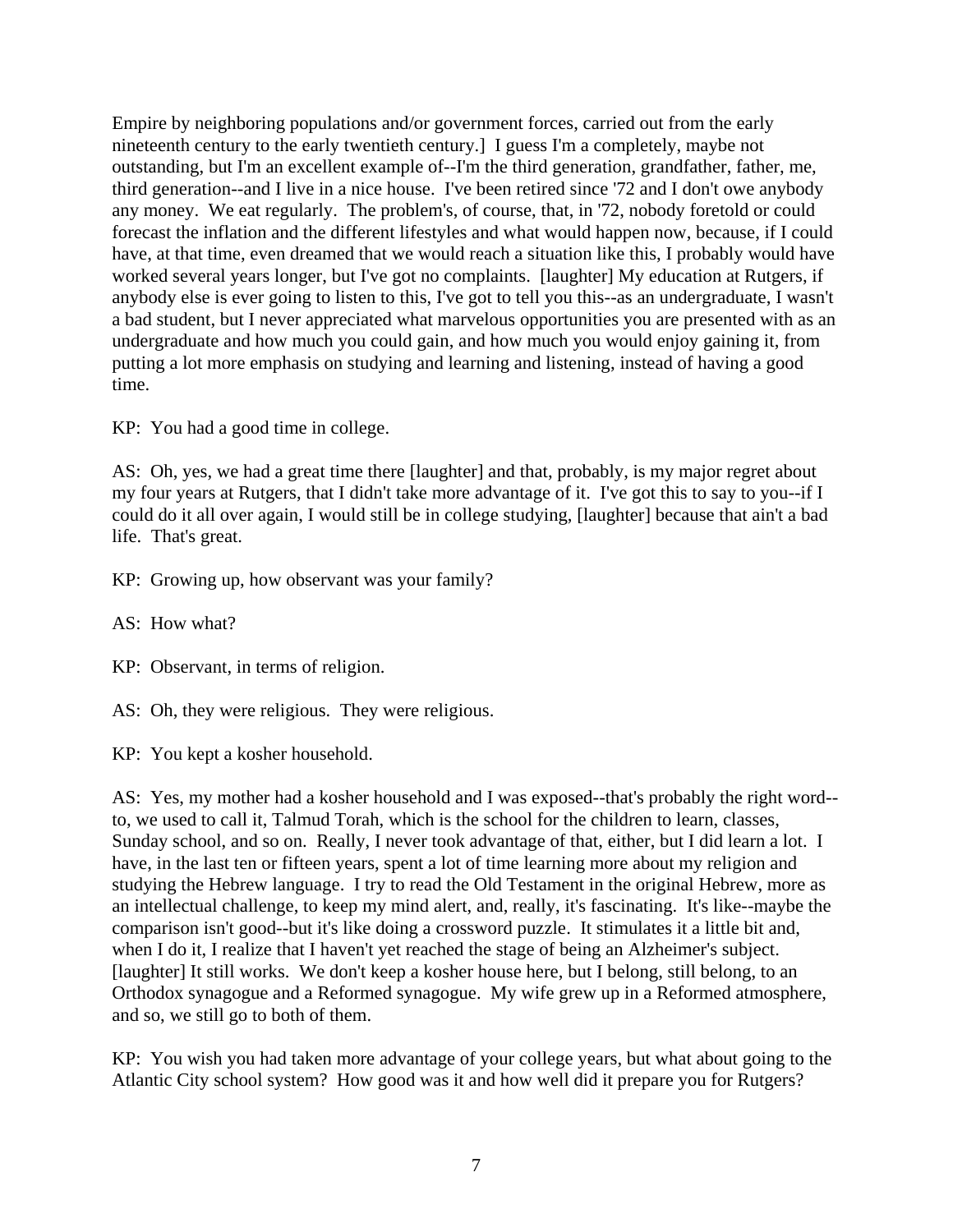Empire by neighboring populations and/or government forces, carried out from the early nineteenth century to the early twentieth century.]  I guess I'm a completely, maybe not outstanding, but I'm an excellent example of--I'm the third generation, grandfather, father, me, third generation--and I live in a nice house.  I've been retired since '72 and I don't owe anybody any money.  We eat regularly.  The problem's, of course, that, in '72, nobody foretold or could forecast the inflation and the different lifestyles and what would happen now, because, if I could have, at that time, even dreamed that we would reach a situation like this, I probably would have worked several years longer, but I've got no complaints.  [laughter] My education at Rutgers, if anybody else is ever going to listen to this, I've got to tell you this--as an undergraduate, I wasn't a bad student, but I never appreciated what marvelous opportunities you are presented with as an undergraduate and how much you could gain, and how much you would enjoy gaining it, from putting a lot more emphasis on studying and learning and listening, instead of having a good time.

KP:  You had a good time in college.

AS:  Oh, yes, we had a great time there [laughter] and that, probably, is my major regret about my four years at Rutgers, that I didn't take more advantage of it.  I've got this to say to you--if I could do it all over again, I would still be in college studying, [laughter] because that ain't a bad life.  That's great.

KP:  Growing up, how observant was your family?

AS:  How what?

KP:  Observant, in terms of religion.

AS:  Oh, they were religious.  They were religious.

KP:  You kept a kosher household.

AS:  Yes, my mother had a kosher household and I was exposed--that's probably the right word--to, we used to call it, Talmud Torah, which is the school for the children to learn, classes, Sunday school, and so on.  Really, I never took advantage of that, either, but I did learn a lot.  I have, in the last ten or fifteen years, spent a lot of time learning more about my religion and studying the Hebrew language.  I try to read the Old Testament in the original Hebrew, more as an intellectual challenge, to keep my mind alert, and, really, it's fascinating.  It's like--maybe the comparison isn't good--but it's like doing a crossword puzzle.  It stimulates it a little bit and, when I do it, I realize that I haven't yet reached the stage of being an Alzheimer's subject. [laughter] It still works.  We don't keep a kosher house here, but I belong, still belong, to an Orthodox synagogue and a Reformed synagogue.  My wife grew up in a Reformed atmosphere, and so, we still go to both of them.

KP:  You wish you had taken more advantage of your college years, but what about going to the Atlantic City school system?  How good was it and how well did it prepare you for Rutgers?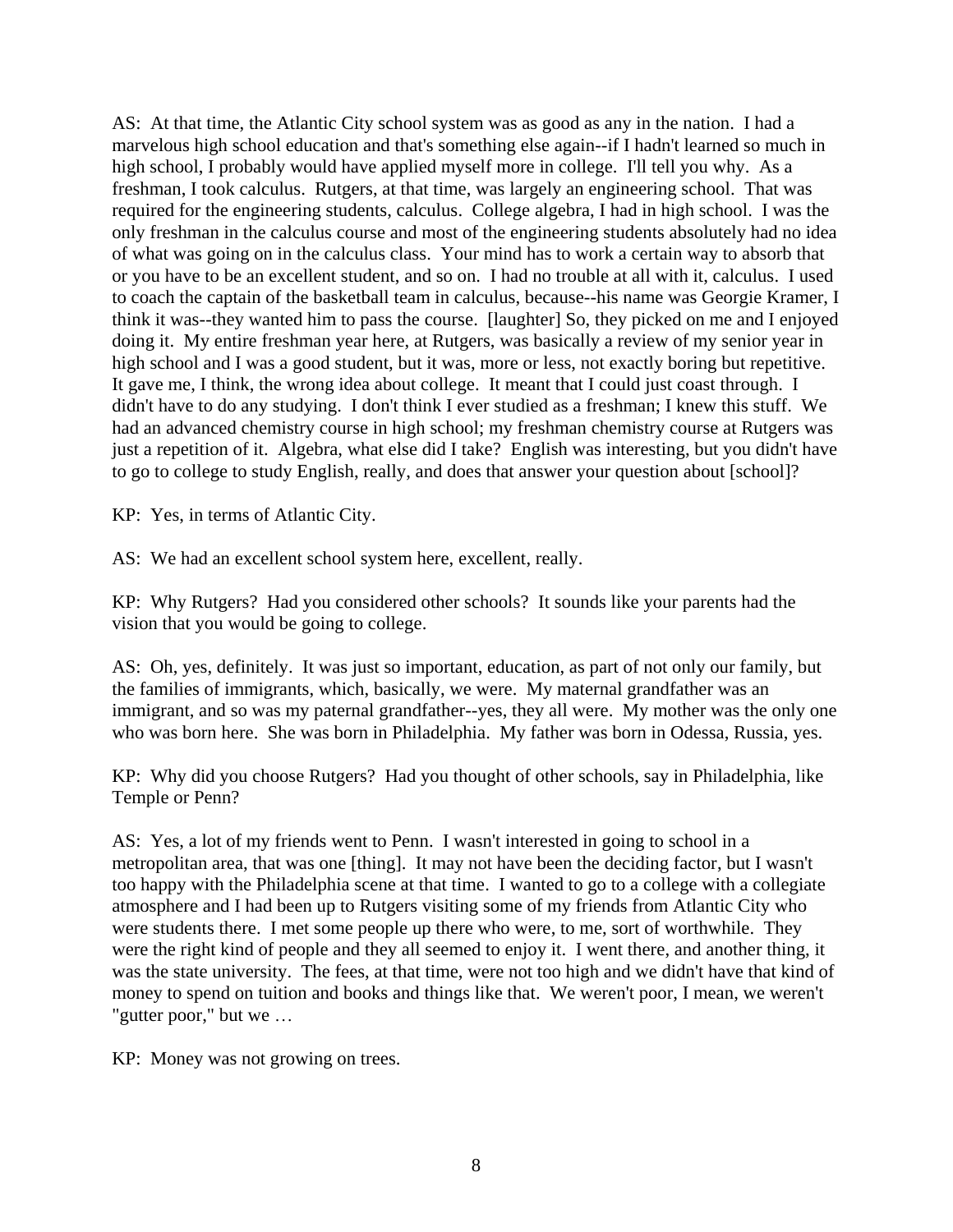AS: At that time, the Atlantic City school system was as good as any in the nation. I had a marvelous high school education and that's something else again--if I hadn't learned so much in high school, I probably would have applied myself more in college. I'll tell you why. As a freshman, I took calculus. Rutgers, at that time, was largely an engineering school. That was required for the engineering students, calculus. College algebra, I had in high school. I was the only freshman in the calculus course and most of the engineering students absolutely had no idea of what was going on in the calculus class. Your mind has to work a certain way to absorb that or you have to be an excellent student, and so on. I had no trouble at all with it, calculus. I used to coach the captain of the basketball team in calculus, because--his name was Georgie Kramer, I think it was--they wanted him to pass the course. [laughter] So, they picked on me and I enjoyed doing it. My entire freshman year here, at Rutgers, was basically a review of my senior year in high school and I was a good student, but it was, more or less, not exactly boring but repetitive. It gave me, I think, the wrong idea about college. It meant that I could just coast through. I didn't have to do any studying. I don't think I ever studied as a freshman; I knew this stuff. We had an advanced chemistry course in high school; my freshman chemistry course at Rutgers was just a repetition of it. Algebra, what else did I take? English was interesting, but you didn't have to go to college to study English, really, and does that answer your question about [school]?

KP: Yes, in terms of Atlantic City.

AS: We had an excellent school system here, excellent, really.

KP: Why Rutgers? Had you considered other schools? It sounds like your parents had the vision that you would be going to college.

AS: Oh, yes, definitely. It was just so important, education, as part of not only our family, but the families of immigrants, which, basically, we were. My maternal grandfather was an immigrant, and so was my paternal grandfather--yes, they all were. My mother was the only one who was born here. She was born in Philadelphia. My father was born in Odessa, Russia, yes.

KP: Why did you choose Rutgers? Had you thought of other schools, say in Philadelphia, like Temple or Penn?

AS: Yes, a lot of my friends went to Penn. I wasn't interested in going to school in a metropolitan area, that was one [thing]. It may not have been the deciding factor, but I wasn't too happy with the Philadelphia scene at that time. I wanted to go to a college with a collegiate atmosphere and I had been up to Rutgers visiting some of my friends from Atlantic City who were students there. I met some people up there who were, to me, sort of worthwhile. They were the right kind of people and they all seemed to enjoy it. I went there, and another thing, it was the state university. The fees, at that time, were not too high and we didn't have that kind of money to spend on tuition and books and things like that. We weren't poor, I mean, we weren't "gutter poor," but we …

KP: Money was not growing on trees.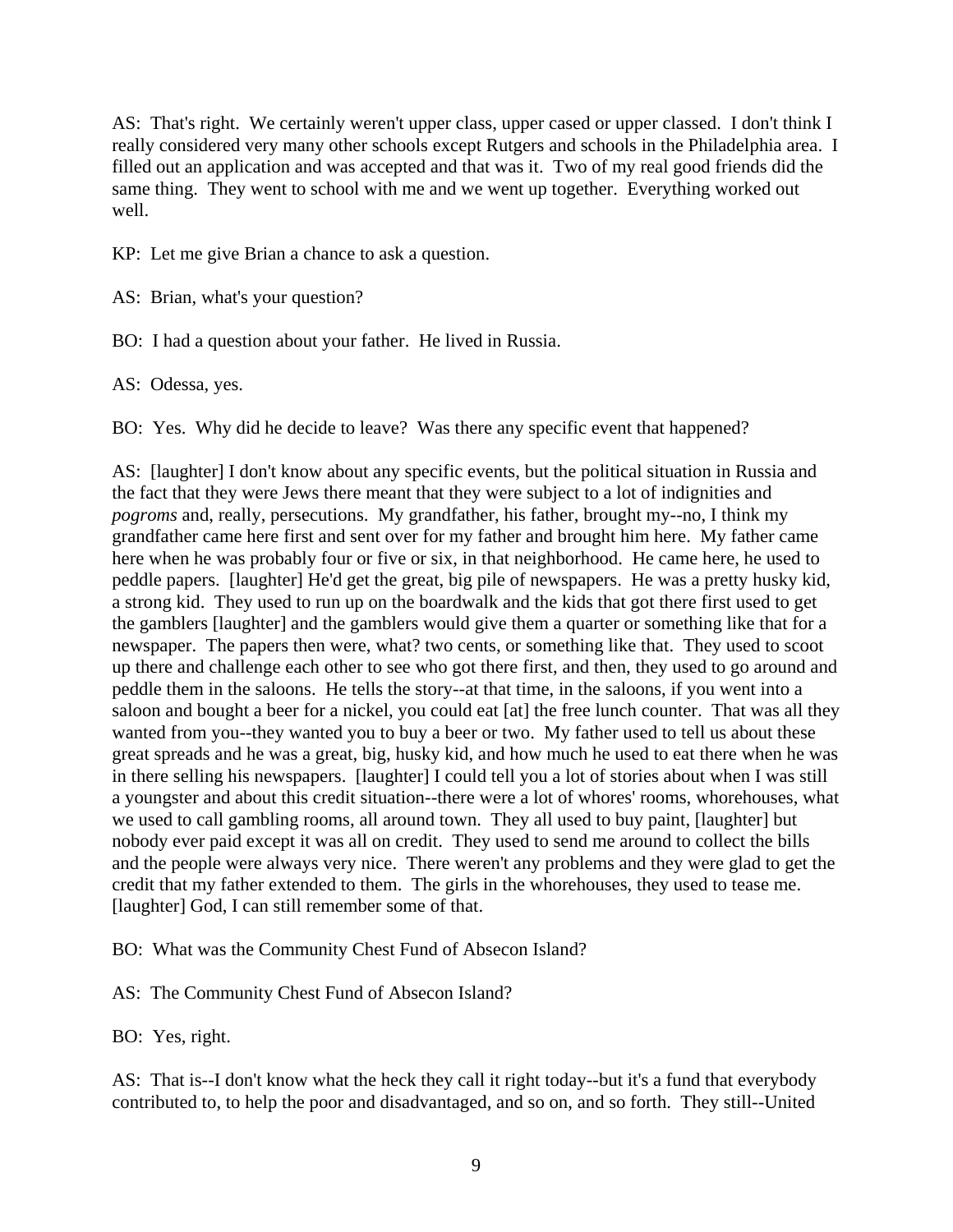AS: That's right. We certainly weren't upper class, upper cased or upper classed. I don't think I really considered very many other schools except Rutgers and schools in the Philadelphia area. I filled out an application and was accepted and that was it. Two of my real good friends did the same thing. They went to school with me and we went up together. Everything worked out well.

KP: Let me give Brian a chance to ask a question.

AS: Brian, what's your question?

BO: I had a question about your father. He lived in Russia.

AS: Odessa, yes.

BO: Yes. Why did he decide to leave? Was there any specific event that happened?

AS: [laughter] I don't know about any specific events, but the political situation in Russia and the fact that they were Jews there meant that they were subject to a lot of indignities and *pogroms* and, really, persecutions. My grandfather, his father, brought my--no, I think my grandfather came here first and sent over for my father and brought him here. My father came here when he was probably four or five or six, in that neighborhood. He came here, he used to peddle papers. [laughter] He'd get the great, big pile of newspapers. He was a pretty husky kid, a strong kid. They used to run up on the boardwalk and the kids that got there first used to get the gamblers [laughter] and the gamblers would give them a quarter or something like that for a newspaper. The papers then were, what? two cents, or something like that. They used to scoot up there and challenge each other to see who got there first, and then, they used to go around and peddle them in the saloons. He tells the story--at that time, in the saloons, if you went into a saloon and bought a beer for a nickel, you could eat [at] the free lunch counter. That was all they wanted from you--they wanted you to buy a beer or two. My father used to tell us about these great spreads and he was a great, big, husky kid, and how much he used to eat there when he was in there selling his newspapers. [laughter] I could tell you a lot of stories about when I was still a youngster and about this credit situation--there were a lot of whores' rooms, whorehouses, what we used to call gambling rooms, all around town. They all used to buy paint, [laughter] but nobody ever paid except it was all on credit. They used to send me around to collect the bills and the people were always very nice. There weren't any problems and they were glad to get the credit that my father extended to them. The girls in the whorehouses, they used to tease me. [laughter] God, I can still remember some of that.

BO: What was the Community Chest Fund of Absecon Island?

AS: The Community Chest Fund of Absecon Island?

BO: Yes, right.

AS: That is--I don't know what the heck they call it right today--but it's a fund that everybody contributed to, to help the poor and disadvantaged, and so on, and so forth. They still--United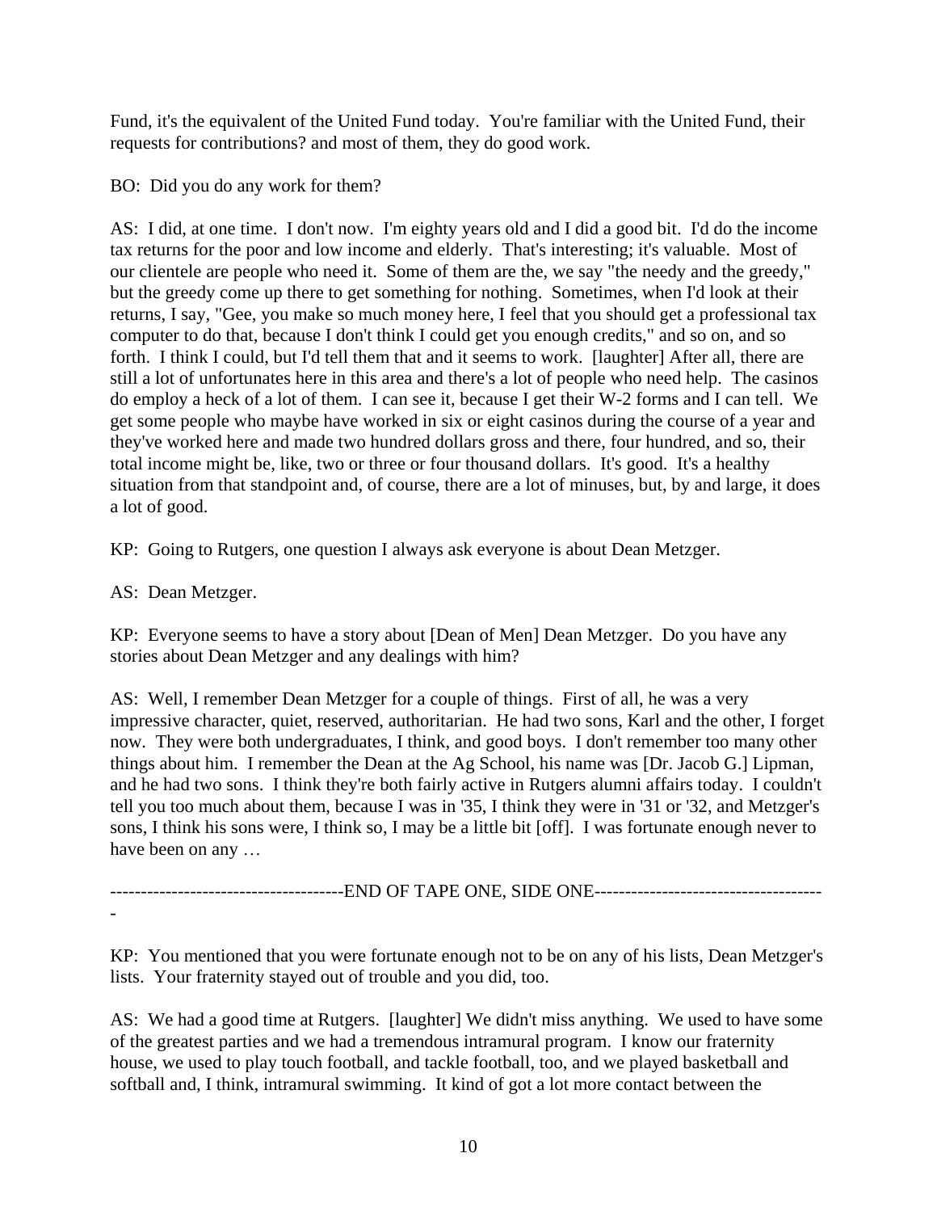Fund, it's the equivalent of the United Fund today. You're familiar with the United Fund, their requests for contributions? and most of them, they do good work.

BO: Did you do any work for them?

AS: I did, at one time. I don't now. I'm eighty years old and I did a good bit. I'd do the income tax returns for the poor and low income and elderly. That's interesting; it's valuable. Most of our clientele are people who need it. Some of them are the, we say "the needy and the greedy," but the greedy come up there to get something for nothing. Sometimes, when I'd look at their returns, I say, "Gee, you make so much money here, I feel that you should get a professional tax computer to do that, because I don't think I could get you enough credits," and so on, and so forth. I think I could, but I'd tell them that and it seems to work. [laughter] After all, there are still a lot of unfortunates here in this area and there's a lot of people who need help. The casinos do employ a heck of a lot of them. I can see it, because I get their W-2 forms and I can tell. We get some people who maybe have worked in six or eight casinos during the course of a year and they've worked here and made two hundred dollars gross and there, four hundred, and so, their total income might be, like, two or three or four thousand dollars. It's good. It's a healthy situation from that standpoint and, of course, there are a lot of minuses, but, by and large, it does a lot of good.

KP: Going to Rutgers, one question I always ask everyone is about Dean Metzger.

AS: Dean Metzger.

KP: Everyone seems to have a story about [Dean of Men] Dean Metzger. Do you have any stories about Dean Metzger and any dealings with him?

AS: Well, I remember Dean Metzger for a couple of things. First of all, he was a very impressive character, quiet, reserved, authoritarian. He had two sons, Karl and the other, I forget now. They were both undergraduates, I think, and good boys. I don't remember too many other things about him. I remember the Dean at the Ag School, his name was [Dr. Jacob G.] Lipman, and he had two sons. I think they're both fairly active in Rutgers alumni affairs today. I couldn't tell you too much about them, because I was in '35, I think they were in '31 or '32, and Metzger's sons, I think his sons were, I think so, I may be a little bit [off]. I was fortunate enough never to have been on any …

--------------------------------------END OF TAPE ONE, SIDE ONE--------------------------------------

KP: You mentioned that you were fortunate enough not to be on any of his lists, Dean Metzger's lists. Your fraternity stayed out of trouble and you did, too.

AS: We had a good time at Rutgers. [laughter] We didn't miss anything. We used to have some of the greatest parties and we had a tremendous intramural program. I know our fraternity house, we used to play touch football, and tackle football, too, and we played basketball and softball and, I think, intramural swimming. It kind of got a lot more contact between the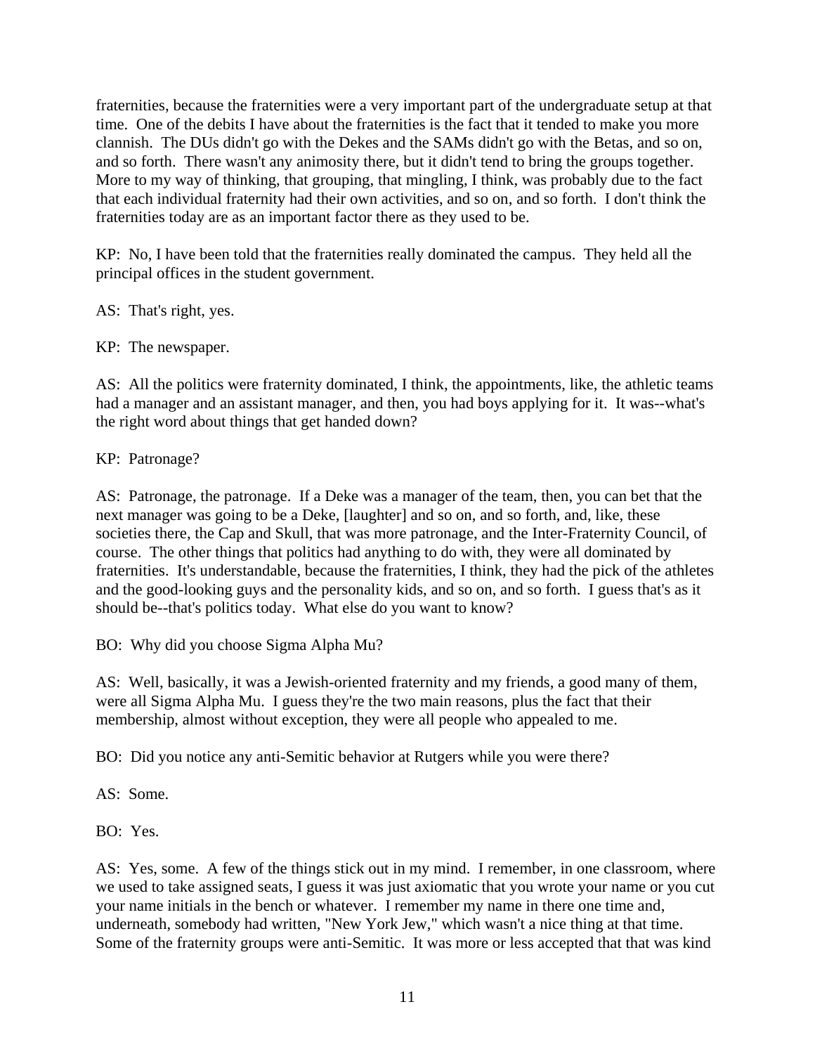fraternities, because the fraternities were a very important part of the undergraduate setup at that time. One of the debits I have about the fraternities is the fact that it tended to make you more clannish. The DUs didn't go with the Dekes and the SAMs didn't go with the Betas, and so on, and so forth. There wasn't any animosity there, but it didn't tend to bring the groups together. More to my way of thinking, that grouping, that mingling, I think, was probably due to the fact that each individual fraternity had their own activities, and so on, and so forth. I don't think the fraternities today are as an important factor there as they used to be.

KP: No, I have been told that the fraternities really dominated the campus. They held all the principal offices in the student government.

AS: That's right, yes.

KP: The newspaper.

AS: All the politics were fraternity dominated, I think, the appointments, like, the athletic teams had a manager and an assistant manager, and then, you had boys applying for it. It was--what's the right word about things that get handed down?

KP: Patronage?

AS: Patronage, the patronage. If a Deke was a manager of the team, then, you can bet that the next manager was going to be a Deke, [laughter] and so on, and so forth, and, like, these societies there, the Cap and Skull, that was more patronage, and the Inter-Fraternity Council, of course. The other things that politics had anything to do with, they were all dominated by fraternities. It's understandable, because the fraternities, I think, they had the pick of the athletes and the good-looking guys and the personality kids, and so on, and so forth. I guess that's as it should be--that's politics today. What else do you want to know?

BO: Why did you choose Sigma Alpha Mu?

AS: Well, basically, it was a Jewish-oriented fraternity and my friends, a good many of them, were all Sigma Alpha Mu. I guess they're the two main reasons, plus the fact that their membership, almost without exception, they were all people who appealed to me.

BO: Did you notice any anti-Semitic behavior at Rutgers while you were there?

AS: Some.

BO: Yes.

AS: Yes, some. A few of the things stick out in my mind. I remember, in one classroom, where we used to take assigned seats, I guess it was just axiomatic that you wrote your name or you cut your name initials in the bench or whatever. I remember my name in there one time and, underneath, somebody had written, "New York Jew," which wasn't a nice thing at that time. Some of the fraternity groups were anti-Semitic. It was more or less accepted that that was kind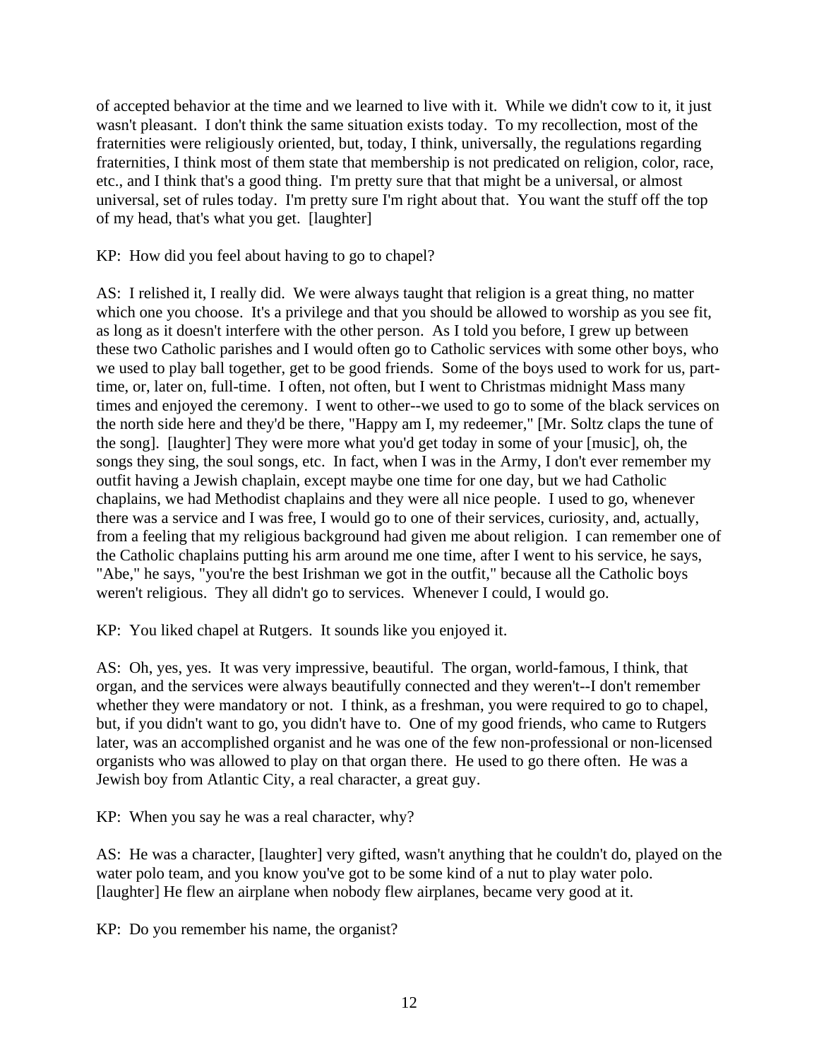of accepted behavior at the time and we learned to live with it. While we didn't cow to it, it just wasn't pleasant. I don't think the same situation exists today. To my recollection, most of the fraternities were religiously oriented, but, today, I think, universally, the regulations regarding fraternities, I think most of them state that membership is not predicated on religion, color, race, etc., and I think that's a good thing. I'm pretty sure that that might be a universal, or almost universal, set of rules today. I'm pretty sure I'm right about that. You want the stuff off the top of my head, that's what you get. [laughter]

KP: How did you feel about having to go to chapel?

AS: I relished it, I really did. We were always taught that religion is a great thing, no matter which one you choose. It's a privilege and that you should be allowed to worship as you see fit, as long as it doesn't interfere with the other person. As I told you before, I grew up between these two Catholic parishes and I would often go to Catholic services with some other boys, who we used to play ball together, get to be good friends. Some of the boys used to work for us, part-time, or, later on, full-time. I often, not often, but I went to Christmas midnight Mass many times and enjoyed the ceremony. I went to other--we used to go to some of the black services on the north side here and they'd be there, "Happy am I, my redeemer," [Mr. Soltz claps the tune of the song]. [laughter] They were more what you'd get today in some of your [music], oh, the songs they sing, the soul songs, etc. In fact, when I was in the Army, I don't ever remember my outfit having a Jewish chaplain, except maybe one time for one day, but we had Catholic chaplains, we had Methodist chaplains and they were all nice people. I used to go, whenever there was a service and I was free, I would go to one of their services, curiosity, and, actually, from a feeling that my religious background had given me about religion. I can remember one of the Catholic chaplains putting his arm around me one time, after I went to his service, he says, "Abe," he says, "you're the best Irishman we got in the outfit," because all the Catholic boys weren't religious. They all didn't go to services. Whenever I could, I would go.

KP: You liked chapel at Rutgers. It sounds like you enjoyed it.

AS: Oh, yes, yes. It was very impressive, beautiful. The organ, world-famous, I think, that organ, and the services were always beautifully connected and they weren't--I don't remember whether they were mandatory or not. I think, as a freshman, you were required to go to chapel, but, if you didn't want to go, you didn't have to. One of my good friends, who came to Rutgers later, was an accomplished organist and he was one of the few non-professional or non-licensed organists who was allowed to play on that organ there. He used to go there often. He was a Jewish boy from Atlantic City, a real character, a great guy.

KP: When you say he was a real character, why?

AS: He was a character, [laughter] very gifted, wasn't anything that he couldn't do, played on the water polo team, and you know you've got to be some kind of a nut to play water polo. [laughter] He flew an airplane when nobody flew airplanes, became very good at it.

KP: Do you remember his name, the organist?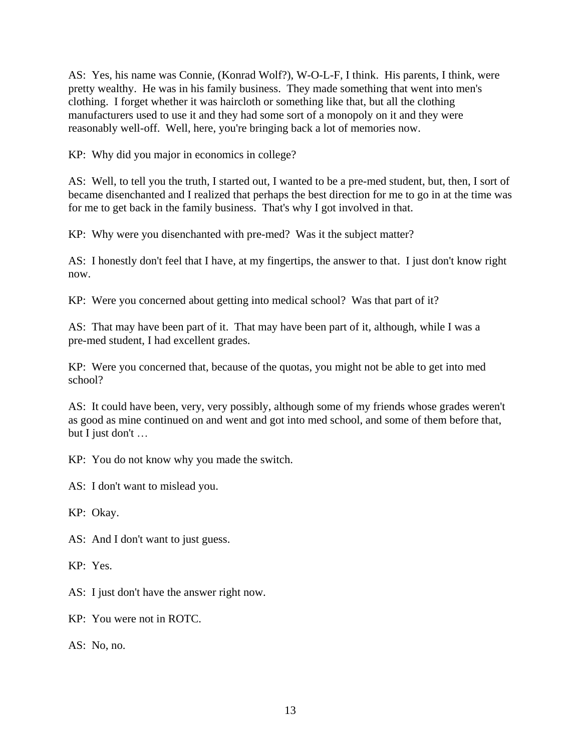AS: Yes, his name was Connie, (Konrad Wolf?), W-O-L-F, I think. His parents, I think, were pretty wealthy. He was in his family business. They made something that went into men's clothing. I forget whether it was haircloth or something like that, but all the clothing manufacturers used to use it and they had some sort of a monopoly on it and they were reasonably well-off. Well, here, you're bringing back a lot of memories now.

KP: Why did you major in economics in college?

AS: Well, to tell you the truth, I started out, I wanted to be a pre-med student, but, then, I sort of became disenchanted and I realized that perhaps the best direction for me to go in at the time was for me to get back in the family business. That's why I got involved in that.

KP: Why were you disenchanted with pre-med? Was it the subject matter?

AS: I honestly don't feel that I have, at my fingertips, the answer to that. I just don't know right now.

KP: Were you concerned about getting into medical school? Was that part of it?

AS: That may have been part of it. That may have been part of it, although, while I was a pre-med student, I had excellent grades.

KP: Were you concerned that, because of the quotas, you might not be able to get into med school?

AS: It could have been, very, very possibly, although some of my friends whose grades weren't as good as mine continued on and went and got into med school, and some of them before that, but I just don't …

KP: You do not know why you made the switch.

AS: I don't want to mislead you.

KP: Okay.

AS: And I don't want to just guess.

KP: Yes.

AS: I just don't have the answer right now.

KP: You were not in ROTC.

AS: No, no.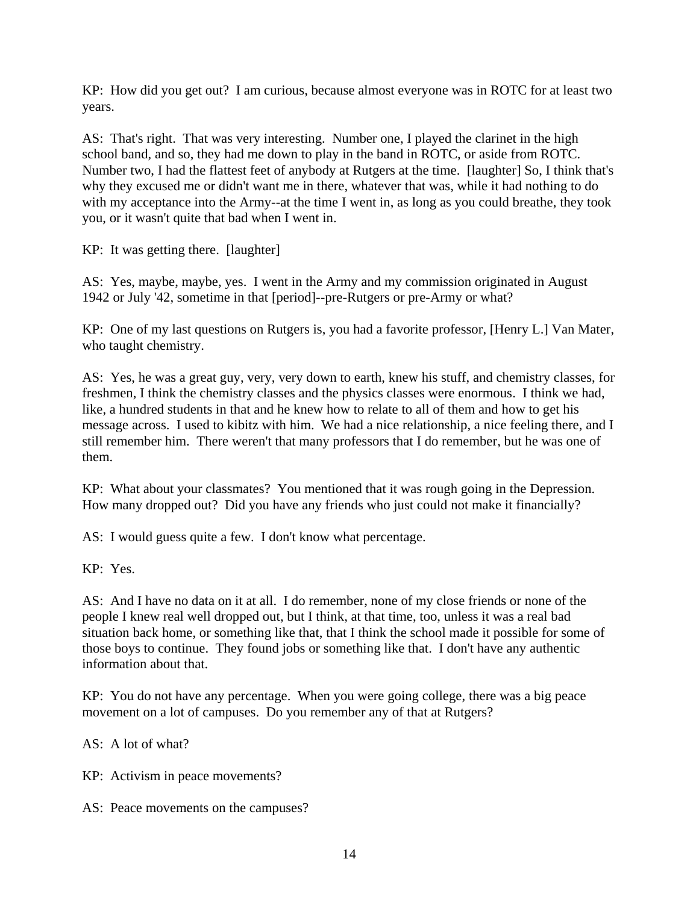KP: How did you get out? I am curious, because almost everyone was in ROTC for at least two years.

AS: That's right. That was very interesting. Number one, I played the clarinet in the high school band, and so, they had me down to play in the band in ROTC, or aside from ROTC. Number two, I had the flattest feet of anybody at Rutgers at the time. [laughter] So, I think that's why they excused me or didn't want me in there, whatever that was, while it had nothing to do with my acceptance into the Army--at the time I went in, as long as you could breathe, they took you, or it wasn't quite that bad when I went in.

KP: It was getting there. [laughter]

AS: Yes, maybe, maybe, yes. I went in the Army and my commission originated in August 1942 or July '42, sometime in that [period]--pre-Rutgers or pre-Army or what?

KP: One of my last questions on Rutgers is, you had a favorite professor, [Henry L.] Van Mater, who taught chemistry.

AS: Yes, he was a great guy, very, very down to earth, knew his stuff, and chemistry classes, for freshmen, I think the chemistry classes and the physics classes were enormous. I think we had, like, a hundred students in that and he knew how to relate to all of them and how to get his message across. I used to kibitz with him. We had a nice relationship, a nice feeling there, and I still remember him. There weren't that many professors that I do remember, but he was one of them.

KP: What about your classmates? You mentioned that it was rough going in the Depression. How many dropped out? Did you have any friends who just could not make it financially?

AS: I would guess quite a few. I don't know what percentage.

KP: Yes.

AS: And I have no data on it at all. I do remember, none of my close friends or none of the people I knew real well dropped out, but I think, at that time, too, unless it was a real bad situation back home, or something like that, that I think the school made it possible for some of those boys to continue. They found jobs or something like that. I don't have any authentic information about that.

KP: You do not have any percentage. When you were going college, there was a big peace movement on a lot of campuses. Do you remember any of that at Rutgers?

AS: A lot of what?

KP: Activism in peace movements?

AS: Peace movements on the campuses?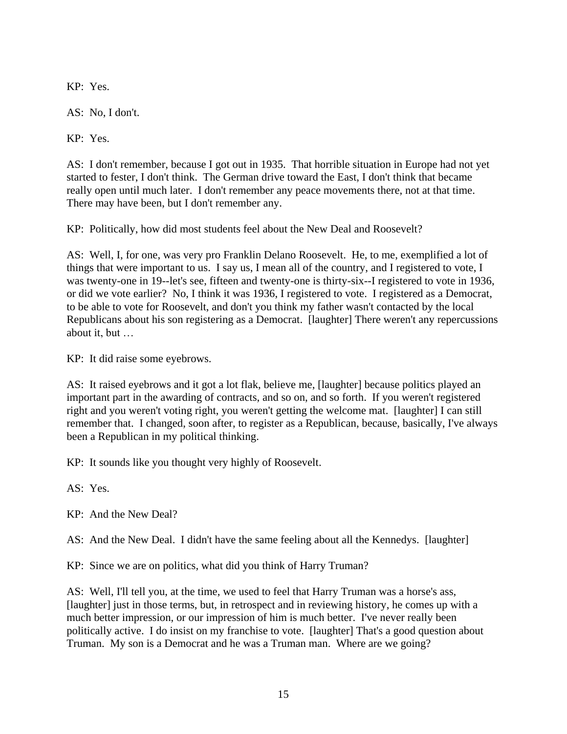KP: Yes.

AS: No, I don't.

KP: Yes.

AS: I don't remember, because I got out in 1935. That horrible situation in Europe had not yet started to fester, I don't think. The German drive toward the East, I don't think that became really open until much later. I don't remember any peace movements there, not at that time. There may have been, but I don't remember any.

KP: Politically, how did most students feel about the New Deal and Roosevelt?

AS: Well, I, for one, was very pro Franklin Delano Roosevelt. He, to me, exemplified a lot of things that were important to us. I say us, I mean all of the country, and I registered to vote, I was twenty-one in 19--let's see, fifteen and twenty-one is thirty-six--I registered to vote in 1936, or did we vote earlier? No, I think it was 1936, I registered to vote. I registered as a Democrat, to be able to vote for Roosevelt, and don't you think my father wasn't contacted by the local Republicans about his son registering as a Democrat. [laughter] There weren't any repercussions about it, but …

KP: It did raise some eyebrows.

AS: It raised eyebrows and it got a lot flak, believe me, [laughter] because politics played an important part in the awarding of contracts, and so on, and so forth. If you weren't registered right and you weren't voting right, you weren't getting the welcome mat. [laughter] I can still remember that. I changed, soon after, to register as a Republican, because, basically, I've always been a Republican in my political thinking.

KP: It sounds like you thought very highly of Roosevelt.

AS: Yes.

KP: And the New Deal?

AS: And the New Deal. I didn't have the same feeling about all the Kennedys. [laughter]

KP: Since we are on politics, what did you think of Harry Truman?

AS: Well, I'll tell you, at the time, we used to feel that Harry Truman was a horse's ass, [laughter] just in those terms, but, in retrospect and in reviewing history, he comes up with a much better impression, or our impression of him is much better. I've never really been politically active. I do insist on my franchise to vote. [laughter] That's a good question about Truman. My son is a Democrat and he was a Truman man. Where are we going?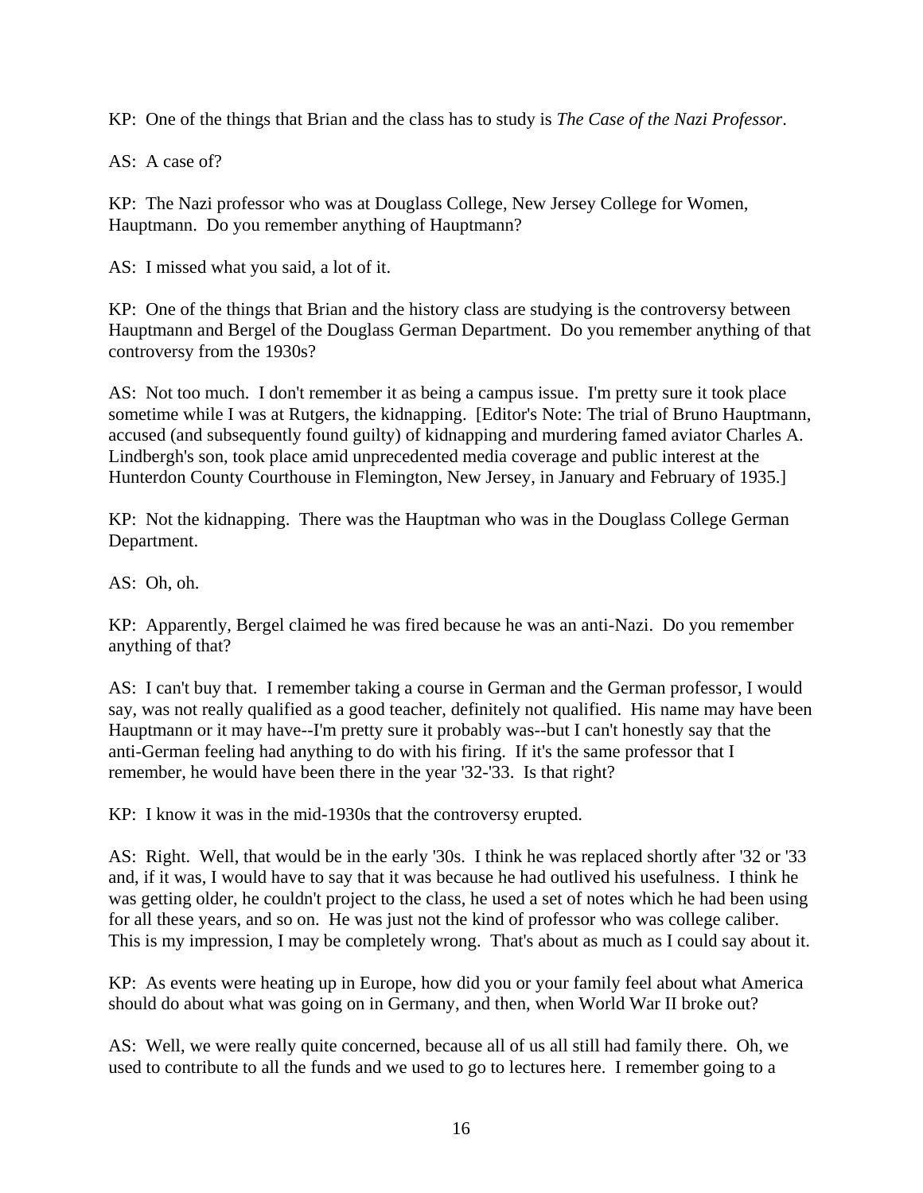KP: One of the things that Brian and the class has to study is *The Case of the Nazi Professor*.

AS: A case of?

KP: The Nazi professor who was at Douglass College, New Jersey College for Women, Hauptmann. Do you remember anything of Hauptmann?

AS: I missed what you said, a lot of it.

KP: One of the things that Brian and the history class are studying is the controversy between Hauptmann and Bergel of the Douglass German Department. Do you remember anything of that controversy from the 1930s?

AS: Not too much. I don't remember it as being a campus issue. I'm pretty sure it took place sometime while I was at Rutgers, the kidnapping. [Editor's Note: The trial of Bruno Hauptmann, accused (and subsequently found guilty) of kidnapping and murdering famed aviator Charles A. Lindbergh's son, took place amid unprecedented media coverage and public interest at the Hunterdon County Courthouse in Flemington, New Jersey, in January and February of 1935.]

KP: Not the kidnapping. There was the Hauptman who was in the Douglass College German Department.

AS: Oh, oh.

KP: Apparently, Bergel claimed he was fired because he was an anti-Nazi. Do you remember anything of that?

AS: I can't buy that. I remember taking a course in German and the German professor, I would say, was not really qualified as a good teacher, definitely not qualified. His name may have been Hauptmann or it may have--I'm pretty sure it probably was--but I can't honestly say that the anti-German feeling had anything to do with his firing. If it's the same professor that I remember, he would have been there in the year '32-'33. Is that right?

KP: I know it was in the mid-1930s that the controversy erupted.

AS: Right. Well, that would be in the early '30s. I think he was replaced shortly after '32 or '33 and, if it was, I would have to say that it was because he had outlived his usefulness. I think he was getting older, he couldn't project to the class, he used a set of notes which he had been using for all these years, and so on. He was just not the kind of professor who was college caliber. This is my impression, I may be completely wrong. That's about as much as I could say about it.

KP: As events were heating up in Europe, how did you or your family feel about what America should do about what was going on in Germany, and then, when World War II broke out?

AS: Well, we were really quite concerned, because all of us all still had family there. Oh, we used to contribute to all the funds and we used to go to lectures here. I remember going to a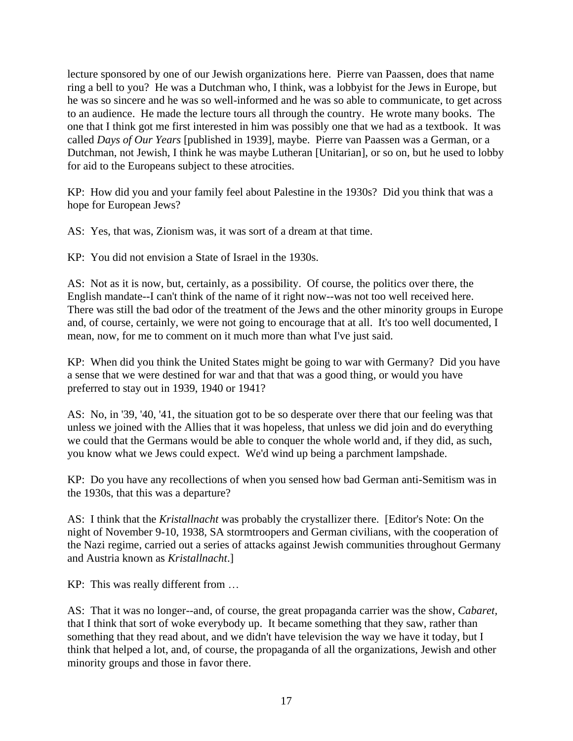lecture sponsored by one of our Jewish organizations here. Pierre van Paassen, does that name ring a bell to you? He was a Dutchman who, I think, was a lobbyist for the Jews in Europe, but he was so sincere and he was so well-informed and he was so able to communicate, to get across to an audience. He made the lecture tours all through the country. He wrote many books. The one that I think got me first interested in him was possibly one that we had as a textbook. It was called *Days of Our Years* [published in 1939], maybe. Pierre van Paassen was a German, or a Dutchman, not Jewish, I think he was maybe Lutheran [Unitarian], or so on, but he used to lobby for aid to the Europeans subject to these atrocities.

KP: How did you and your family feel about Palestine in the 1930s? Did you think that was a hope for European Jews?

AS: Yes, that was, Zionism was, it was sort of a dream at that time.

KP: You did not envision a State of Israel in the 1930s.

AS: Not as it is now, but, certainly, as a possibility. Of course, the politics over there, the English mandate--I can't think of the name of it right now--was not too well received here. There was still the bad odor of the treatment of the Jews and the other minority groups in Europe and, of course, certainly, we were not going to encourage that at all. It's too well documented, I mean, now, for me to comment on it much more than what I've just said.

KP: When did you think the United States might be going to war with Germany? Did you have a sense that we were destined for war and that that was a good thing, or would you have preferred to stay out in 1939, 1940 or 1941?

AS: No, in '39, '40, '41, the situation got to be so desperate over there that our feeling was that unless we joined with the Allies that it was hopeless, that unless we did join and do everything we could that the Germans would be able to conquer the whole world and, if they did, as such, you know what we Jews could expect. We'd wind up being a parchment lampshade.

KP: Do you have any recollections of when you sensed how bad German anti-Semitism was in the 1930s, that this was a departure?

AS: I think that the *Kristallnacht* was probably the crystallizer there. [Editor's Note: On the night of November 9-10, 1938, SA stormtroopers and German civilians, with the cooperation of the Nazi regime, carried out a series of attacks against Jewish communities throughout Germany and Austria known as *Kristallnacht*.]

KP: This was really different from …

AS: That it was no longer--and, of course, the great propaganda carrier was the show, *Cabaret*, that I think that sort of woke everybody up. It became something that they saw, rather than something that they read about, and we didn't have television the way we have it today, but I think that helped a lot, and, of course, the propaganda of all the organizations, Jewish and other minority groups and those in favor there.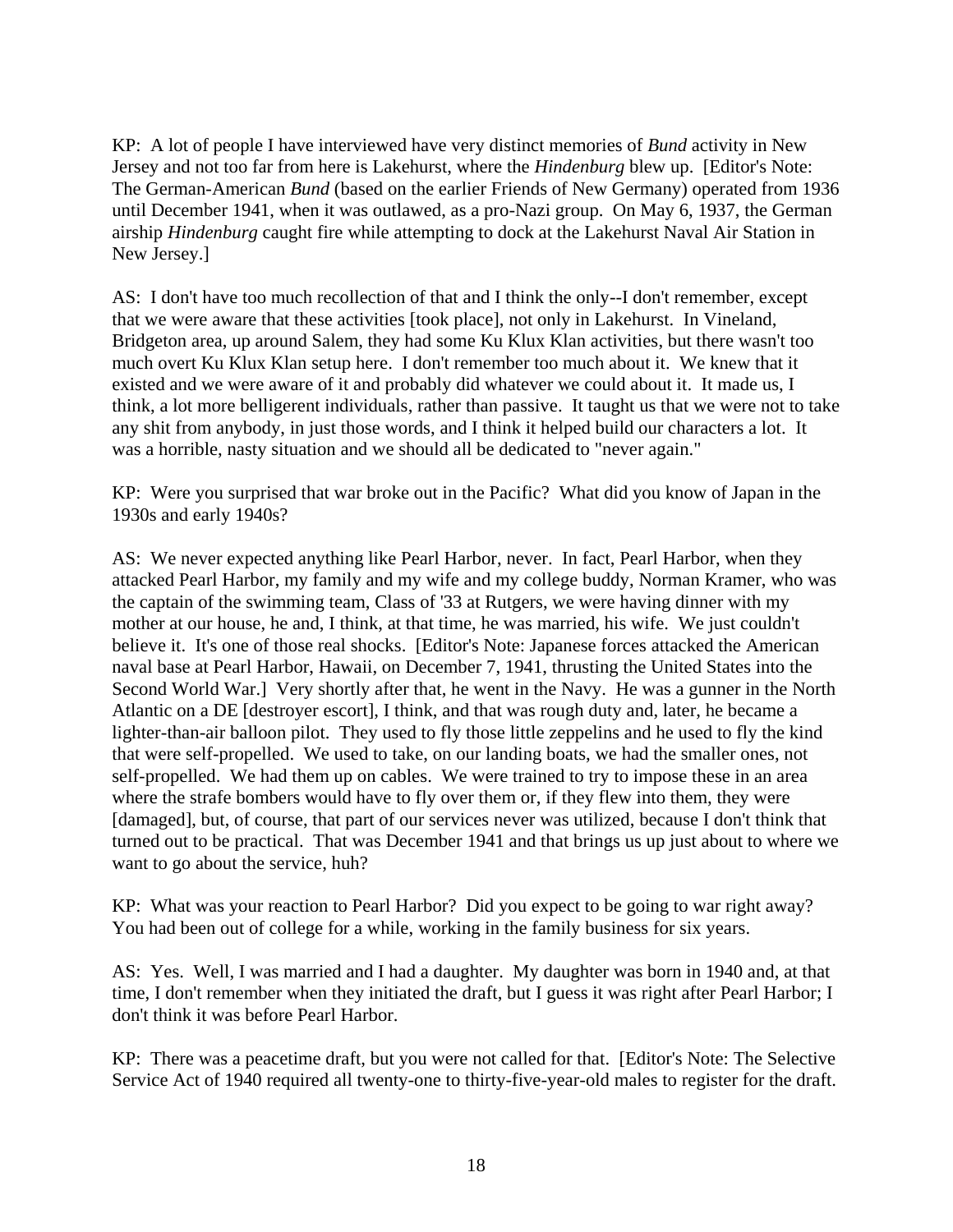KP: A lot of people I have interviewed have very distinct memories of *Bund* activity in New Jersey and not too far from here is Lakehurst, where the *Hindenburg* blew up. [Editor's Note: The German-American *Bund* (based on the earlier Friends of New Germany) operated from 1936 until December 1941, when it was outlawed, as a pro-Nazi group. On May 6, 1937, the German airship *Hindenburg* caught fire while attempting to dock at the Lakehurst Naval Air Station in New Jersey.]

AS: I don't have too much recollection of that and I think the only--I don't remember, except that we were aware that these activities [took place], not only in Lakehurst. In Vineland, Bridgeton area, up around Salem, they had some Ku Klux Klan activities, but there wasn't too much overt Ku Klux Klan setup here. I don't remember too much about it. We knew that it existed and we were aware of it and probably did whatever we could about it. It made us, I think, a lot more belligerent individuals, rather than passive. It taught us that we were not to take any shit from anybody, in just those words, and I think it helped build our characters a lot. It was a horrible, nasty situation and we should all be dedicated to "never again."

KP: Were you surprised that war broke out in the Pacific? What did you know of Japan in the 1930s and early 1940s?

AS: We never expected anything like Pearl Harbor, never. In fact, Pearl Harbor, when they attacked Pearl Harbor, my family and my wife and my college buddy, Norman Kramer, who was the captain of the swimming team, Class of '33 at Rutgers, we were having dinner with my mother at our house, he and, I think, at that time, he was married, his wife. We just couldn't believe it. It's one of those real shocks. [Editor's Note: Japanese forces attacked the American naval base at Pearl Harbor, Hawaii, on December 7, 1941, thrusting the United States into the Second World War.] Very shortly after that, he went in the Navy. He was a gunner in the North Atlantic on a DE [destroyer escort], I think, and that was rough duty and, later, he became a lighter-than-air balloon pilot. They used to fly those little zeppelins and he used to fly the kind that were self-propelled. We used to take, on our landing boats, we had the smaller ones, not self-propelled. We had them up on cables. We were trained to try to impose these in an area where the strafe bombers would have to fly over them or, if they flew into them, they were [damaged], but, of course, that part of our services never was utilized, because I don't think that turned out to be practical. That was December 1941 and that brings us up just about to where we want to go about the service, huh?

KP: What was your reaction to Pearl Harbor? Did you expect to be going to war right away? You had been out of college for a while, working in the family business for six years.

AS: Yes. Well, I was married and I had a daughter. My daughter was born in 1940 and, at that time, I don't remember when they initiated the draft, but I guess it was right after Pearl Harbor; I don't think it was before Pearl Harbor.

KP: There was a peacetime draft, but you were not called for that. [Editor's Note: The Selective Service Act of 1940 required all twenty-one to thirty-five-year-old males to register for the draft.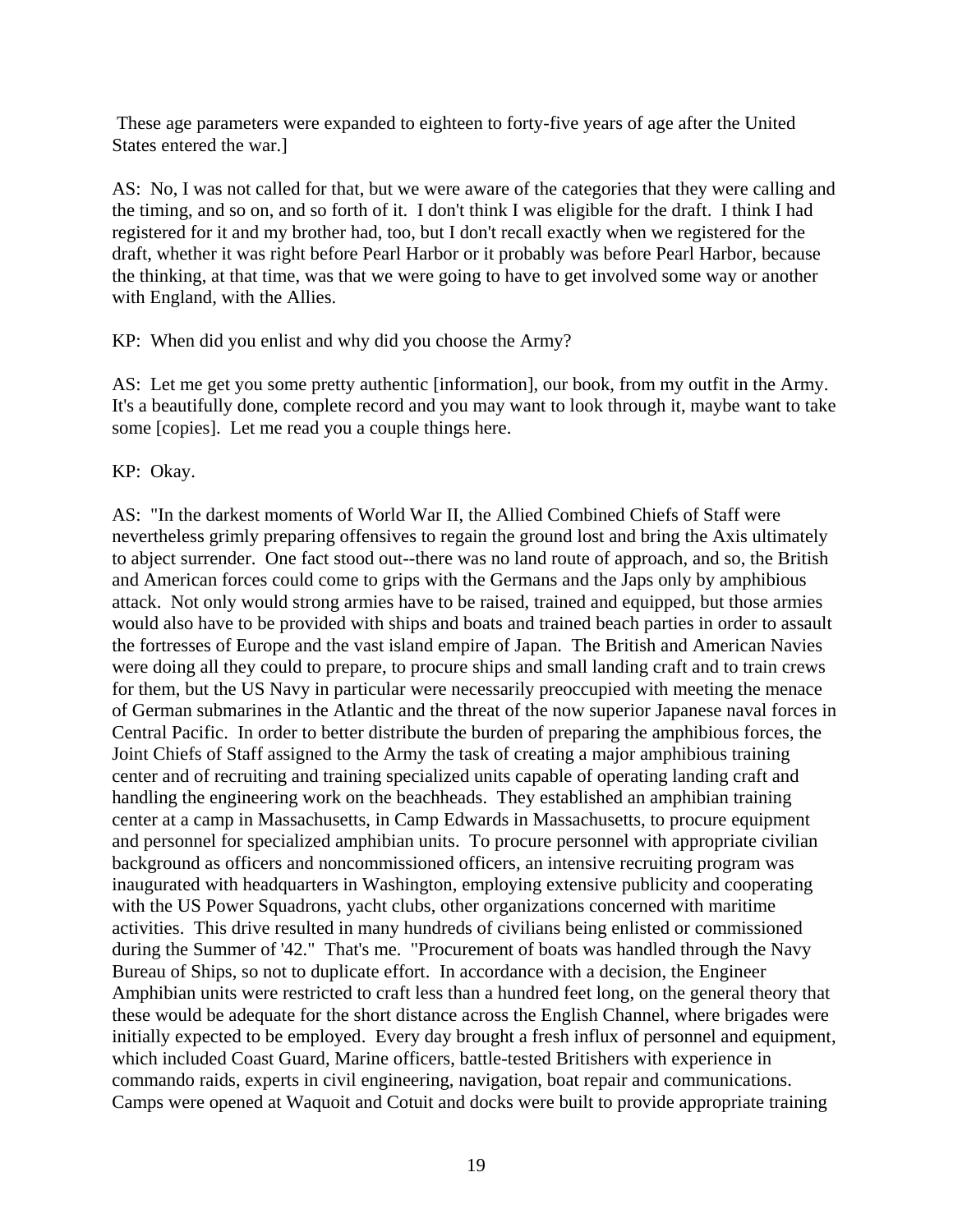These age parameters were expanded to eighteen to forty-five years of age after the United States entered the war.]

AS: No, I was not called for that, but we were aware of the categories that they were calling and the timing, and so on, and so forth of it. I don't think I was eligible for the draft. I think I had registered for it and my brother had, too, but I don't recall exactly when we registered for the draft, whether it was right before Pearl Harbor or it probably was before Pearl Harbor, because the thinking, at that time, was that we were going to have to get involved some way or another with England, with the Allies.

KP: When did you enlist and why did you choose the Army?

AS: Let me get you some pretty authentic [information], our book, from my outfit in the Army. It's a beautifully done, complete record and you may want to look through it, maybe want to take some [copies]. Let me read you a couple things here.

KP: Okay.

AS: "In the darkest moments of World War II, the Allied Combined Chiefs of Staff were nevertheless grimly preparing offensives to regain the ground lost and bring the Axis ultimately to abject surrender. One fact stood out--there was no land route of approach, and so, the British and American forces could come to grips with the Germans and the Japs only by amphibious attack. Not only would strong armies have to be raised, trained and equipped, but those armies would also have to be provided with ships and boats and trained beach parties in order to assault the fortresses of Europe and the vast island empire of Japan. The British and American Navies were doing all they could to prepare, to procure ships and small landing craft and to train crews for them, but the US Navy in particular were necessarily preoccupied with meeting the menace of German submarines in the Atlantic and the threat of the now superior Japanese naval forces in Central Pacific. In order to better distribute the burden of preparing the amphibious forces, the Joint Chiefs of Staff assigned to the Army the task of creating a major amphibious training center and of recruiting and training specialized units capable of operating landing craft and handling the engineering work on the beachheads. They established an amphibian training center at a camp in Massachusetts, in Camp Edwards in Massachusetts, to procure equipment and personnel for specialized amphibian units. To procure personnel with appropriate civilian background as officers and noncommissioned officers, an intensive recruiting program was inaugurated with headquarters in Washington, employing extensive publicity and cooperating with the US Power Squadrons, yacht clubs, other organizations concerned with maritime activities. This drive resulted in many hundreds of civilians being enlisted or commissioned during the Summer of '42." That's me. "Procurement of boats was handled through the Navy Bureau of Ships, so not to duplicate effort. In accordance with a decision, the Engineer Amphibian units were restricted to craft less than a hundred feet long, on the general theory that these would be adequate for the short distance across the English Channel, where brigades were initially expected to be employed. Every day brought a fresh influx of personnel and equipment, which included Coast Guard, Marine officers, battle-tested Britishers with experience in commando raids, experts in civil engineering, navigation, boat repair and communications. Camps were opened at Waquoit and Cotuit and docks were built to provide appropriate training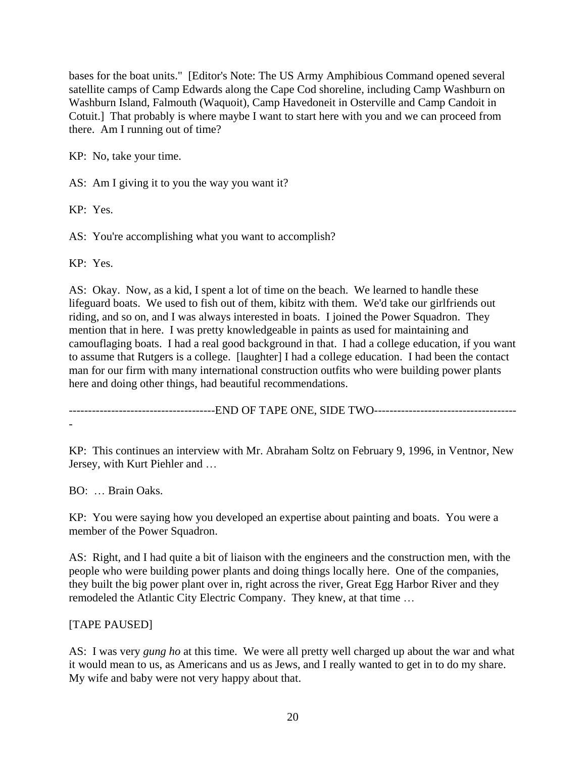bases for the boat units." [Editor's Note: The US Army Amphibious Command opened several satellite camps of Camp Edwards along the Cape Cod shoreline, including Camp Washburn on Washburn Island, Falmouth (Waquoit), Camp Havedoneit in Osterville and Camp Candoit in Cotuit.] That probably is where maybe I want to start here with you and we can proceed from there. Am I running out of time?

KP: No, take your time.

AS: Am I giving it to you the way you want it?

KP: Yes.

AS: You're accomplishing what you want to accomplish?

KP: Yes.

AS: Okay. Now, as a kid, I spent a lot of time on the beach. We learned to handle these lifeguard boats. We used to fish out of them, kibitz with them. We'd take our girlfriends out riding, and so on, and I was always interested in boats. I joined the Power Squadron. They mention that in here. I was pretty knowledgeable in paints as used for maintaining and camouflaging boats. I had a real good background in that. I had a college education, if you want to assume that Rutgers is a college. [laughter] I had a college education. I had been the contact man for our firm with many international construction outfits who were building power plants here and doing other things, had beautiful recommendations.

-------------------------------------END OF TAPE ONE, SIDE TWO--------------------------------------

KP: This continues an interview with Mr. Abraham Soltz on February 9, 1996, in Ventnor, New Jersey, with Kurt Piehler and …

BO: … Brain Oaks.

KP: You were saying how you developed an expertise about painting and boats. You were a member of the Power Squadron.

AS: Right, and I had quite a bit of liaison with the engineers and the construction men, with the people who were building power plants and doing things locally here. One of the companies, they built the big power plant over in, right across the river, Great Egg Harbor River and they remodeled the Atlantic City Electric Company. They knew, at that time …

[TAPE PAUSED]

AS: I was very *gung ho* at this time. We were all pretty well charged up about the war and what it would mean to us, as Americans and us as Jews, and I really wanted to get in to do my share. My wife and baby were not very happy about that.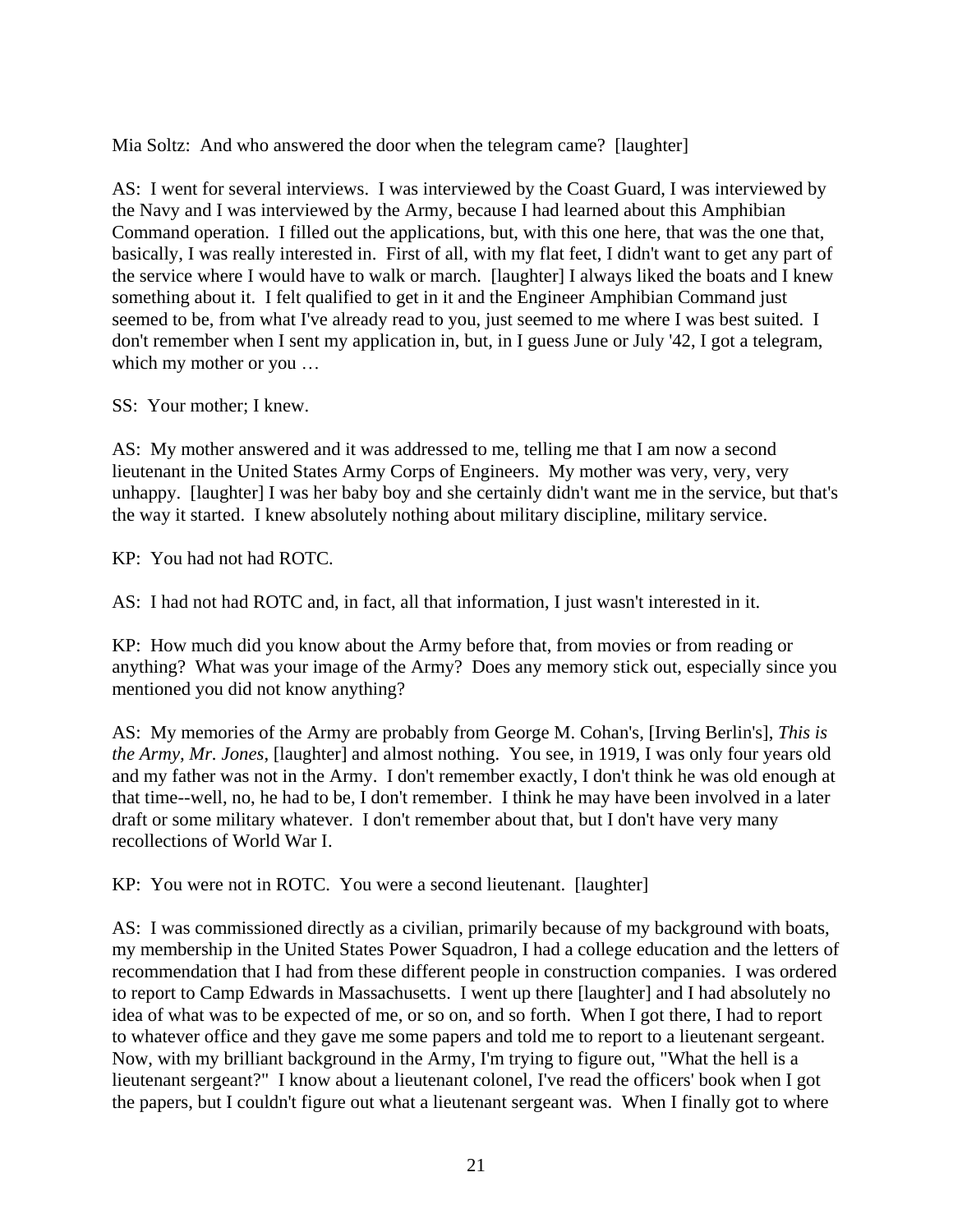Mia Soltz: And who answered the door when the telegram came? [laughter]

AS: I went for several interviews. I was interviewed by the Coast Guard, I was interviewed by the Navy and I was interviewed by the Army, because I had learned about this Amphibian Command operation. I filled out the applications, but, with this one here, that was the one that, basically, I was really interested in. First of all, with my flat feet, I didn't want to get any part of the service where I would have to walk or march. [laughter] I always liked the boats and I knew something about it. I felt qualified to get in it and the Engineer Amphibian Command just seemed to be, from what I've already read to you, just seemed to me where I was best suited. I don't remember when I sent my application in, but, in I guess June or July '42, I got a telegram, which my mother or you …

SS: Your mother; I knew.

AS: My mother answered and it was addressed to me, telling me that I am now a second lieutenant in the United States Army Corps of Engineers. My mother was very, very, very unhappy. [laughter] I was her baby boy and she certainly didn't want me in the service, but that's the way it started. I knew absolutely nothing about military discipline, military service.

KP: You had not had ROTC.

AS: I had not had ROTC and, in fact, all that information, I just wasn't interested in it.

KP: How much did you know about the Army before that, from movies or from reading or anything? What was your image of the Army? Does any memory stick out, especially since you mentioned you did not know anything?

AS: My memories of the Army are probably from George M. Cohan's, [Irving Berlin's], *This is the Army, Mr. Jones*, [laughter] and almost nothing. You see, in 1919, I was only four years old and my father was not in the Army. I don't remember exactly, I don't think he was old enough at that time--well, no, he had to be, I don't remember. I think he may have been involved in a later draft or some military whatever. I don't remember about that, but I don't have very many recollections of World War I.

KP: You were not in ROTC. You were a second lieutenant. [laughter]

AS: I was commissioned directly as a civilian, primarily because of my background with boats, my membership in the United States Power Squadron, I had a college education and the letters of recommendation that I had from these different people in construction companies. I was ordered to report to Camp Edwards in Massachusetts. I went up there [laughter] and I had absolutely no idea of what was to be expected of me, or so on, and so forth. When I got there, I had to report to whatever office and they gave me some papers and told me to report to a lieutenant sergeant. Now, with my brilliant background in the Army, I'm trying to figure out, "What the hell is a lieutenant sergeant?" I know about a lieutenant colonel, I've read the officers' book when I got the papers, but I couldn't figure out what a lieutenant sergeant was. When I finally got to where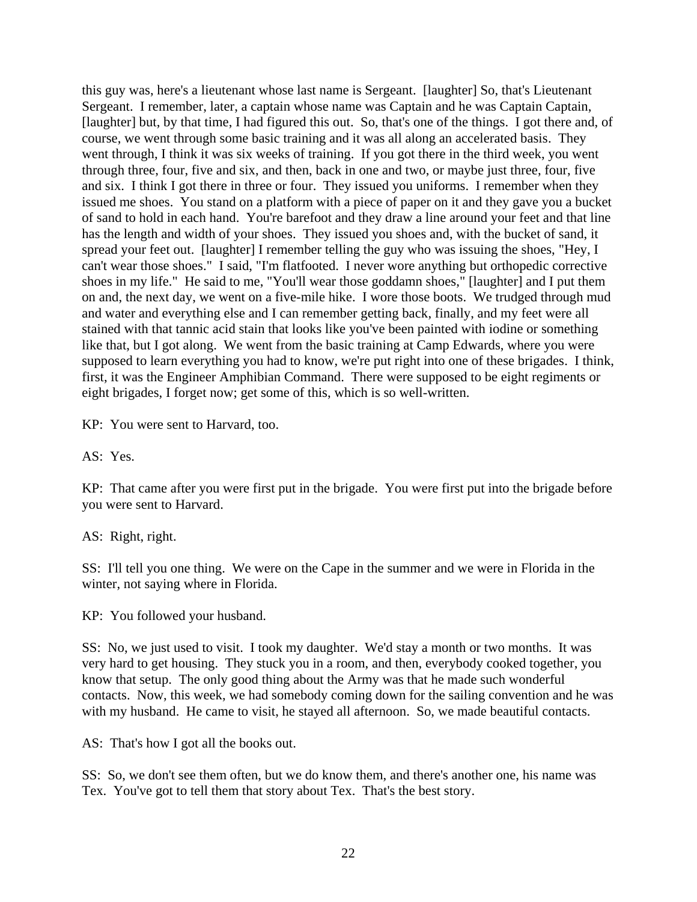this guy was, here's a lieutenant whose last name is Sergeant. [laughter] So, that's Lieutenant Sergeant. I remember, later, a captain whose name was Captain and he was Captain Captain, [laughter] but, by that time, I had figured this out. So, that's one of the things. I got there and, of course, we went through some basic training and it was all along an accelerated basis. They went through, I think it was six weeks of training. If you got there in the third week, you went through three, four, five and six, and then, back in one and two, or maybe just three, four, five and six. I think I got there in three or four. They issued you uniforms. I remember when they issued me shoes. You stand on a platform with a piece of paper on it and they gave you a bucket of sand to hold in each hand. You're barefoot and they draw a line around your feet and that line has the length and width of your shoes. They issued you shoes and, with the bucket of sand, it spread your feet out. [laughter] I remember telling the guy who was issuing the shoes, "Hey, I can't wear those shoes." I said, "I'm flatfooted. I never wore anything but orthopedic corrective shoes in my life." He said to me, "You'll wear those goddamn shoes," [laughter] and I put them on and, the next day, we went on a five-mile hike. I wore those boots. We trudged through mud and water and everything else and I can remember getting back, finally, and my feet were all stained with that tannic acid stain that looks like you've been painted with iodine or something like that, but I got along. We went from the basic training at Camp Edwards, where you were supposed to learn everything you had to know, we're put right into one of these brigades. I think, first, it was the Engineer Amphibian Command. There were supposed to be eight regiments or eight brigades, I forget now; get some of this, which is so well-written.

KP: You were sent to Harvard, too.

AS: Yes.

KP: That came after you were first put in the brigade. You were first put into the brigade before you were sent to Harvard.

AS: Right, right.

SS: I'll tell you one thing. We were on the Cape in the summer and we were in Florida in the winter, not saying where in Florida.

KP: You followed your husband.

SS: No, we just used to visit. I took my daughter. We'd stay a month or two months. It was very hard to get housing. They stuck you in a room, and then, everybody cooked together, you know that setup. The only good thing about the Army was that he made such wonderful contacts. Now, this week, we had somebody coming down for the sailing convention and he was with my husband. He came to visit, he stayed all afternoon. So, we made beautiful contacts.

AS: That's how I got all the books out.

SS: So, we don't see them often, but we do know them, and there's another one, his name was Tex. You've got to tell them that story about Tex. That's the best story.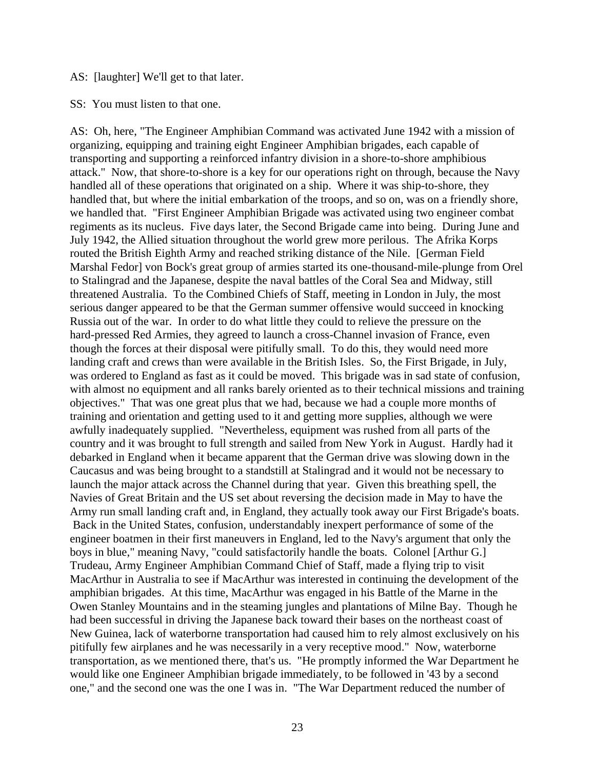AS: [laughter] We'll get to that later.

SS: You must listen to that one.

AS: Oh, here, "The Engineer Amphibian Command was activated June 1942 with a mission of organizing, equipping and training eight Engineer Amphibian brigades, each capable of transporting and supporting a reinforced infantry division in a shore-to-shore amphibious attack." Now, that shore-to-shore is a key for our operations right on through, because the Navy handled all of these operations that originated on a ship. Where it was ship-to-shore, they handled that, but where the initial embarkation of the troops, and so on, was on a friendly shore, we handled that. "First Engineer Amphibian Brigade was activated using two engineer combat regiments as its nucleus. Five days later, the Second Brigade came into being. During June and July 1942, the Allied situation throughout the world grew more perilous. The Afrika Korps routed the British Eighth Army and reached striking distance of the Nile. [German Field Marshal Fedor] von Bock's great group of armies started its one-thousand-mile-plunge from Orel to Stalingrad and the Japanese, despite the naval battles of the Coral Sea and Midway, still threatened Australia. To the Combined Chiefs of Staff, meeting in London in July, the most serious danger appeared to be that the German summer offensive would succeed in knocking Russia out of the war. In order to do what little they could to relieve the pressure on the hard-pressed Red Armies, they agreed to launch a cross-Channel invasion of France, even though the forces at their disposal were pitifully small. To do this, they would need more landing craft and crews than were available in the British Isles. So, the First Brigade, in July, was ordered to England as fast as it could be moved. This brigade was in sad state of confusion, with almost no equipment and all ranks barely oriented as to their technical missions and training objectives." That was one great plus that we had, because we had a couple more months of training and orientation and getting used to it and getting more supplies, although we were awfully inadequately supplied. "Nevertheless, equipment was rushed from all parts of the country and it was brought to full strength and sailed from New York in August. Hardly had it debarked in England when it became apparent that the German drive was slowing down in the Caucasus and was being brought to a standstill at Stalingrad and it would not be necessary to launch the major attack across the Channel during that year. Given this breathing spell, the Navies of Great Britain and the US set about reversing the decision made in May to have the Army run small landing craft and, in England, they actually took away our First Brigade's boats. Back in the United States, confusion, understandably inexpert performance of some of the engineer boatmen in their first maneuvers in England, led to the Navy's argument that only the boys in blue," meaning Navy, "could satisfactorily handle the boats. Colonel [Arthur G.] Trudeau, Army Engineer Amphibian Command Chief of Staff, made a flying trip to visit MacArthur in Australia to see if MacArthur was interested in continuing the development of the amphibian brigades. At this time, MacArthur was engaged in his Battle of the Marne in the Owen Stanley Mountains and in the steaming jungles and plantations of Milne Bay. Though he had been successful in driving the Japanese back toward their bases on the northeast coast of New Guinea, lack of waterborne transportation had caused him to rely almost exclusively on his pitifully few airplanes and he was necessarily in a very receptive mood." Now, waterborne transportation, as we mentioned there, that's us. "He promptly informed the War Department he would like one Engineer Amphibian brigade immediately, to be followed in '43 by a second one," and the second one was the one I was in. "The War Department reduced the number of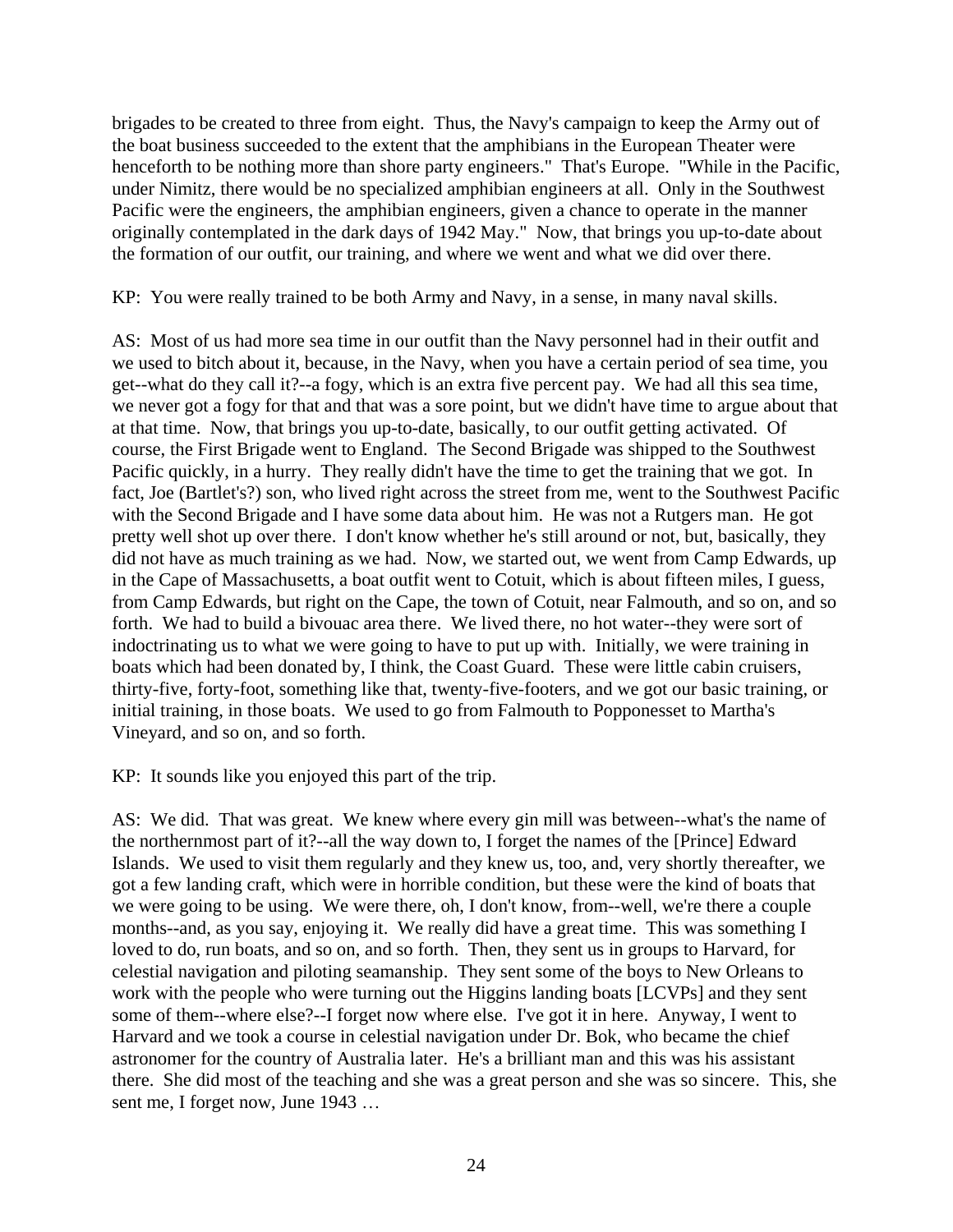brigades to be created to three from eight. Thus, the Navy's campaign to keep the Army out of the boat business succeeded to the extent that the amphibians in the European Theater were henceforth to be nothing more than shore party engineers." That's Europe. "While in the Pacific, under Nimitz, there would be no specialized amphibian engineers at all. Only in the Southwest Pacific were the engineers, the amphibian engineers, given a chance to operate in the manner originally contemplated in the dark days of 1942 May." Now, that brings you up-to-date about the formation of our outfit, our training, and where we went and what we did over there.

KP: You were really trained to be both Army and Navy, in a sense, in many naval skills.

AS: Most of us had more sea time in our outfit than the Navy personnel had in their outfit and we used to bitch about it, because, in the Navy, when you have a certain period of sea time, you get--what do they call it?--a fogy, which is an extra five percent pay. We had all this sea time, we never got a fogy for that and that was a sore point, but we didn't have time to argue about that at that time. Now, that brings you up-to-date, basically, to our outfit getting activated. Of course, the First Brigade went to England. The Second Brigade was shipped to the Southwest Pacific quickly, in a hurry. They really didn't have the time to get the training that we got. In fact, Joe (Bartlet's?) son, who lived right across the street from me, went to the Southwest Pacific with the Second Brigade and I have some data about him. He was not a Rutgers man. He got pretty well shot up over there. I don't know whether he's still around or not, but, basically, they did not have as much training as we had. Now, we started out, we went from Camp Edwards, up in the Cape of Massachusetts, a boat outfit went to Cotuit, which is about fifteen miles, I guess, from Camp Edwards, but right on the Cape, the town of Cotuit, near Falmouth, and so on, and so forth. We had to build a bivouac area there. We lived there, no hot water--they were sort of indoctrinating us to what we were going to have to put up with. Initially, we were training in boats which had been donated by, I think, the Coast Guard. These were little cabin cruisers, thirty-five, forty-foot, something like that, twenty-five-footers, and we got our basic training, or initial training, in those boats. We used to go from Falmouth to Popponesset to Martha's Vineyard, and so on, and so forth.

KP: It sounds like you enjoyed this part of the trip.

AS: We did. That was great. We knew where every gin mill was between--what's the name of the northernmost part of it?--all the way down to, I forget the names of the [Prince] Edward Islands. We used to visit them regularly and they knew us, too, and, very shortly thereafter, we got a few landing craft, which were in horrible condition, but these were the kind of boats that we were going to be using. We were there, oh, I don't know, from--well, we're there a couple months--and, as you say, enjoying it. We really did have a great time. This was something I loved to do, run boats, and so on, and so forth. Then, they sent us in groups to Harvard, for celestial navigation and piloting seamanship. They sent some of the boys to New Orleans to work with the people who were turning out the Higgins landing boats [LCVPs] and they sent some of them--where else?--I forget now where else. I've got it in here. Anyway, I went to Harvard and we took a course in celestial navigation under Dr. Bok, who became the chief astronomer for the country of Australia later. He's a brilliant man and this was his assistant there. She did most of the teaching and she was a great person and she was so sincere. This, she sent me, I forget now, June 1943 …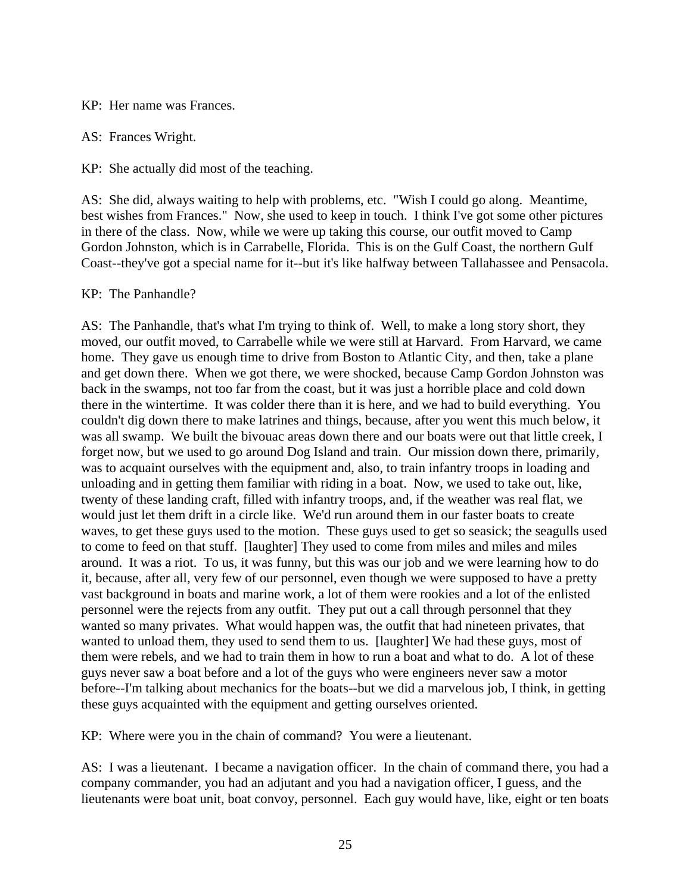KP: Her name was Frances.

AS: Frances Wright.

KP: She actually did most of the teaching.

AS: She did, always waiting to help with problems, etc. "Wish I could go along. Meantime, best wishes from Frances." Now, she used to keep in touch. I think I've got some other pictures in there of the class. Now, while we were up taking this course, our outfit moved to Camp Gordon Johnston, which is in Carrabelle, Florida. This is on the Gulf Coast, the northern Gulf Coast--they've got a special name for it--but it's like halfway between Tallahassee and Pensacola.

KP: The Panhandle?

AS: The Panhandle, that's what I'm trying to think of. Well, to make a long story short, they moved, our outfit moved, to Carrabelle while we were still at Harvard. From Harvard, we came home. They gave us enough time to drive from Boston to Atlantic City, and then, take a plane and get down there. When we got there, we were shocked, because Camp Gordon Johnston was back in the swamps, not too far from the coast, but it was just a horrible place and cold down there in the wintertime. It was colder there than it is here, and we had to build everything. You couldn't dig down there to make latrines and things, because, after you went this much below, it was all swamp. We built the bivouac areas down there and our boats were out that little creek, I forget now, but we used to go around Dog Island and train. Our mission down there, primarily, was to acquaint ourselves with the equipment and, also, to train infantry troops in loading and unloading and in getting them familiar with riding in a boat. Now, we used to take out, like, twenty of these landing craft, filled with infantry troops, and, if the weather was real flat, we would just let them drift in a circle like. We'd run around them in our faster boats to create waves, to get these guys used to the motion. These guys used to get so seasick; the seagulls used to come to feed on that stuff. [laughter] They used to come from miles and miles and miles around. It was a riot. To us, it was funny, but this was our job and we were learning how to do it, because, after all, very few of our personnel, even though we were supposed to have a pretty vast background in boats and marine work, a lot of them were rookies and a lot of the enlisted personnel were the rejects from any outfit. They put out a call through personnel that they wanted so many privates. What would happen was, the outfit that had nineteen privates, that wanted to unload them, they used to send them to us. [laughter] We had these guys, most of them were rebels, and we had to train them in how to run a boat and what to do. A lot of these guys never saw a boat before and a lot of the guys who were engineers never saw a motor before--I'm talking about mechanics for the boats--but we did a marvelous job, I think, in getting these guys acquainted with the equipment and getting ourselves oriented.

KP: Where were you in the chain of command? You were a lieutenant.

AS: I was a lieutenant. I became a navigation officer. In the chain of command there, you had a company commander, you had an adjutant and you had a navigation officer, I guess, and the lieutenants were boat unit, boat convoy, personnel. Each guy would have, like, eight or ten boats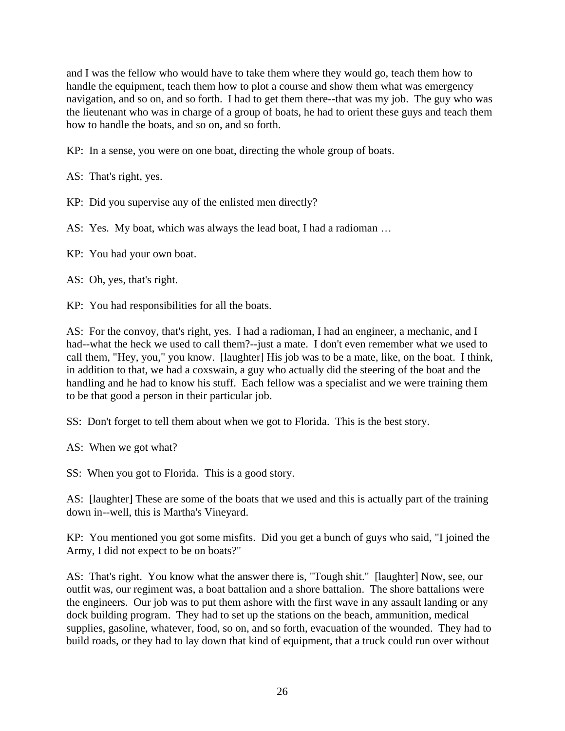and I was the fellow who would have to take them where they would go, teach them how to handle the equipment, teach them how to plot a course and show them what was emergency navigation, and so on, and so forth. I had to get them there--that was my job. The guy who was the lieutenant who was in charge of a group of boats, he had to orient these guys and teach them how to handle the boats, and so on, and so forth.

KP: In a sense, you were on one boat, directing the whole group of boats.

AS: That's right, yes.

KP: Did you supervise any of the enlisted men directly?

AS: Yes. My boat, which was always the lead boat, I had a radioman …

KP: You had your own boat.

AS: Oh, yes, that's right.

KP: You had responsibilities for all the boats.

AS: For the convoy, that's right, yes. I had a radioman, I had an engineer, a mechanic, and I had--what the heck we used to call them?--just a mate. I don't even remember what we used to call them, "Hey, you," you know. [laughter] His job was to be a mate, like, on the boat. I think, in addition to that, we had a coxswain, a guy who actually did the steering of the boat and the handling and he had to know his stuff. Each fellow was a specialist and we were training them to be that good a person in their particular job.

SS: Don't forget to tell them about when we got to Florida. This is the best story.

AS: When we got what?

SS: When you got to Florida. This is a good story.

AS: [laughter] These are some of the boats that we used and this is actually part of the training down in--well, this is Martha's Vineyard.

KP: You mentioned you got some misfits. Did you get a bunch of guys who said, "I joined the Army, I did not expect to be on boats?"

AS: That's right. You know what the answer there is, "Tough shit." [laughter] Now, see, our outfit was, our regiment was, a boat battalion and a shore battalion. The shore battalions were the engineers. Our job was to put them ashore with the first wave in any assault landing or any dock building program. They had to set up the stations on the beach, ammunition, medical supplies, gasoline, whatever, food, so on, and so forth, evacuation of the wounded. They had to build roads, or they had to lay down that kind of equipment, that a truck could run over without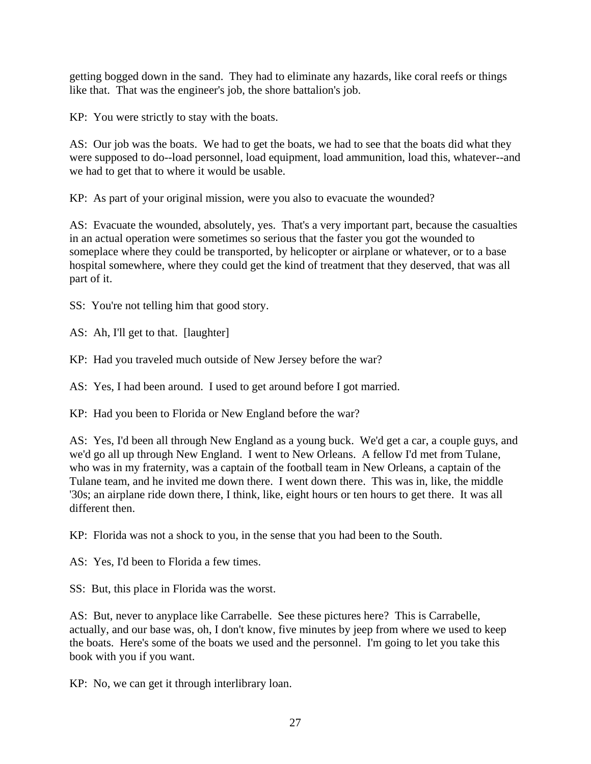getting bogged down in the sand. They had to eliminate any hazards, like coral reefs or things like that. That was the engineer's job, the shore battalion's job.

KP: You were strictly to stay with the boats.

AS: Our job was the boats. We had to get the boats, we had to see that the boats did what they were supposed to do--load personnel, load equipment, load ammunition, load this, whatever--and we had to get that to where it would be usable.

KP: As part of your original mission, were you also to evacuate the wounded?

AS: Evacuate the wounded, absolutely, yes. That's a very important part, because the casualties in an actual operation were sometimes so serious that the faster you got the wounded to someplace where they could be transported, by helicopter or airplane or whatever, or to a base hospital somewhere, where they could get the kind of treatment that they deserved, that was all part of it.

SS: You're not telling him that good story.

AS: Ah, I'll get to that. [laughter]

KP: Had you traveled much outside of New Jersey before the war?

AS: Yes, I had been around. I used to get around before I got married.

KP: Had you been to Florida or New England before the war?

AS: Yes, I'd been all through New England as a young buck. We'd get a car, a couple guys, and we'd go all up through New England. I went to New Orleans. A fellow I'd met from Tulane, who was in my fraternity, was a captain of the football team in New Orleans, a captain of the Tulane team, and he invited me down there. I went down there. This was in, like, the middle '30s; an airplane ride down there, I think, like, eight hours or ten hours to get there. It was all different then.

KP: Florida was not a shock to you, in the sense that you had been to the South.

AS: Yes, I'd been to Florida a few times.

SS: But, this place in Florida was the worst.

AS: But, never to anyplace like Carrabelle. See these pictures here? This is Carrabelle, actually, and our base was, oh, I don't know, five minutes by jeep from where we used to keep the boats. Here's some of the boats we used and the personnel. I'm going to let you take this book with you if you want.

KP: No, we can get it through interlibrary loan.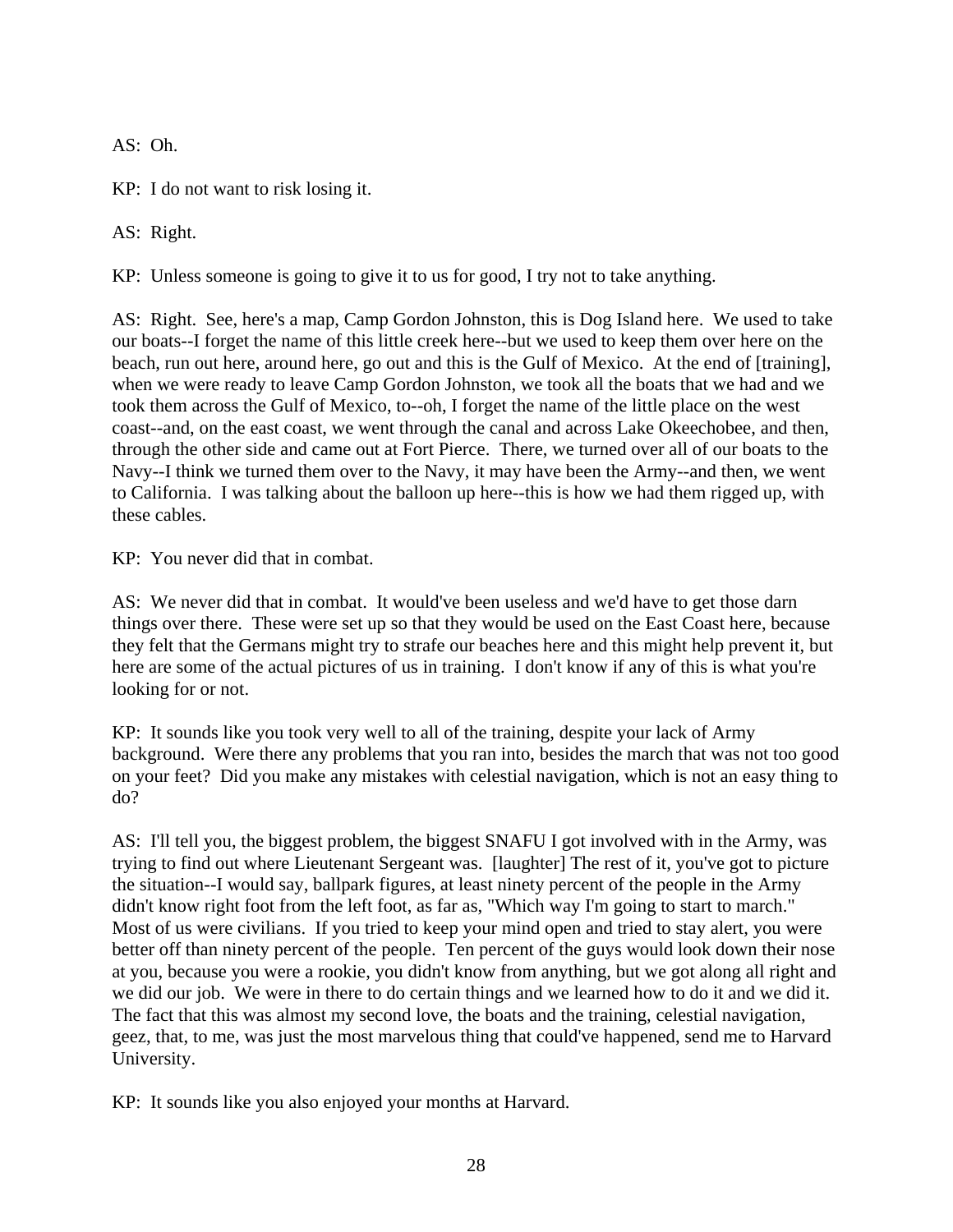AS: Oh.

KP: I do not want to risk losing it.

AS: Right.

KP: Unless someone is going to give it to us for good, I try not to take anything.

AS: Right. See, here's a map, Camp Gordon Johnston, this is Dog Island here. We used to take our boats--I forget the name of this little creek here--but we used to keep them over here on the beach, run out here, around here, go out and this is the Gulf of Mexico. At the end of [training], when we were ready to leave Camp Gordon Johnston, we took all the boats that we had and we took them across the Gulf of Mexico, to--oh, I forget the name of the little place on the west coast--and, on the east coast, we went through the canal and across Lake Okeechobee, and then, through the other side and came out at Fort Pierce. There, we turned over all of our boats to the Navy--I think we turned them over to the Navy, it may have been the Army--and then, we went to California. I was talking about the balloon up here--this is how we had them rigged up, with these cables.

KP: You never did that in combat.

AS: We never did that in combat. It would've been useless and we'd have to get those darn things over there. These were set up so that they would be used on the East Coast here, because they felt that the Germans might try to strafe our beaches here and this might help prevent it, but here are some of the actual pictures of us in training. I don't know if any of this is what you're looking for or not.

KP: It sounds like you took very well to all of the training, despite your lack of Army background. Were there any problems that you ran into, besides the march that was not too good on your feet? Did you make any mistakes with celestial navigation, which is not an easy thing to do?

AS: I'll tell you, the biggest problem, the biggest SNAFU I got involved with in the Army, was trying to find out where Lieutenant Sergeant was. [laughter] The rest of it, you've got to picture the situation--I would say, ballpark figures, at least ninety percent of the people in the Army didn't know right foot from the left foot, as far as, "Which way I'm going to start to march." Most of us were civilians. If you tried to keep your mind open and tried to stay alert, you were better off than ninety percent of the people. Ten percent of the guys would look down their nose at you, because you were a rookie, you didn't know from anything, but we got along all right and we did our job. We were in there to do certain things and we learned how to do it and we did it. The fact that this was almost my second love, the boats and the training, celestial navigation, geez, that, to me, was just the most marvelous thing that could've happened, send me to Harvard University.

KP: It sounds like you also enjoyed your months at Harvard.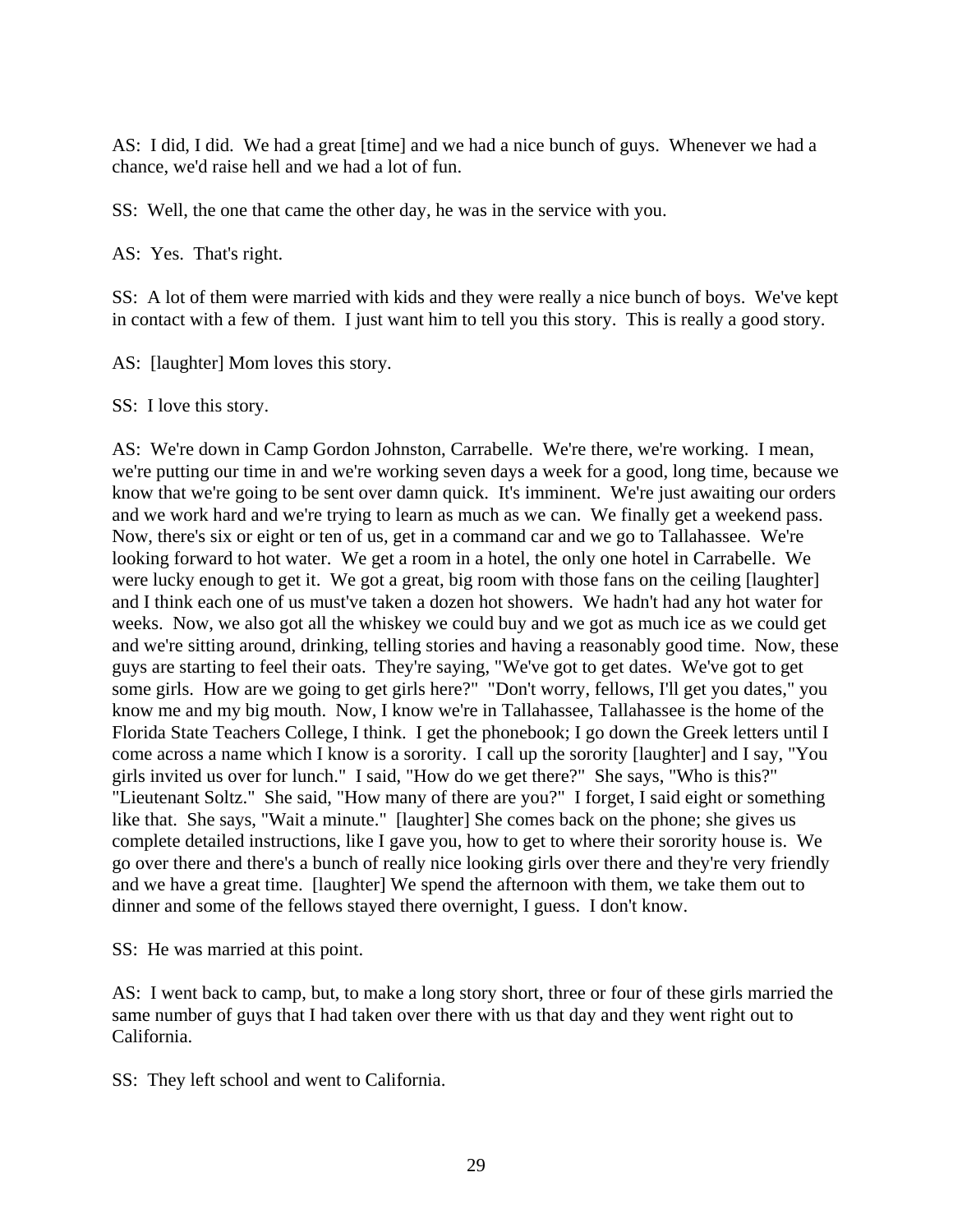AS: I did, I did. We had a great [time] and we had a nice bunch of guys. Whenever we had a chance, we'd raise hell and we had a lot of fun.

SS: Well, the one that came the other day, he was in the service with you.

AS: Yes. That's right.

SS: A lot of them were married with kids and they were really a nice bunch of boys. We've kept in contact with a few of them. I just want him to tell you this story. This is really a good story.

AS: [laughter] Mom loves this story.

SS: I love this story.

AS: We're down in Camp Gordon Johnston, Carrabelle. We're there, we're working. I mean, we're putting our time in and we're working seven days a week for a good, long time, because we know that we're going to be sent over damn quick. It's imminent. We're just awaiting our orders and we work hard and we're trying to learn as much as we can. We finally get a weekend pass. Now, there's six or eight or ten of us, get in a command car and we go to Tallahassee. We're looking forward to hot water. We get a room in a hotel, the only one hotel in Carrabelle. We were lucky enough to get it. We got a great, big room with those fans on the ceiling [laughter] and I think each one of us must've taken a dozen hot showers. We hadn't had any hot water for weeks. Now, we also got all the whiskey we could buy and we got as much ice as we could get and we're sitting around, drinking, telling stories and having a reasonably good time. Now, these guys are starting to feel their oats. They're saying, "We've got to get dates. We've got to get some girls. How are we going to get girls here?" "Don't worry, fellows, I'll get you dates," you know me and my big mouth. Now, I know we're in Tallahassee, Tallahassee is the home of the Florida State Teachers College, I think. I get the phonebook; I go down the Greek letters until I come across a name which I know is a sorority. I call up the sorority [laughter] and I say, "You girls invited us over for lunch." I said, "How do we get there?" She says, "Who is this?" "Lieutenant Soltz." She said, "How many of there are you?" I forget, I said eight or something like that. She says, "Wait a minute." [laughter] She comes back on the phone; she gives us complete detailed instructions, like I gave you, how to get to where their sorority house is. We go over there and there's a bunch of really nice looking girls over there and they're very friendly and we have a great time. [laughter] We spend the afternoon with them, we take them out to dinner and some of the fellows stayed there overnight, I guess. I don't know.

SS: He was married at this point.

AS: I went back to camp, but, to make a long story short, three or four of these girls married the same number of guys that I had taken over there with us that day and they went right out to California.

SS: They left school and went to California.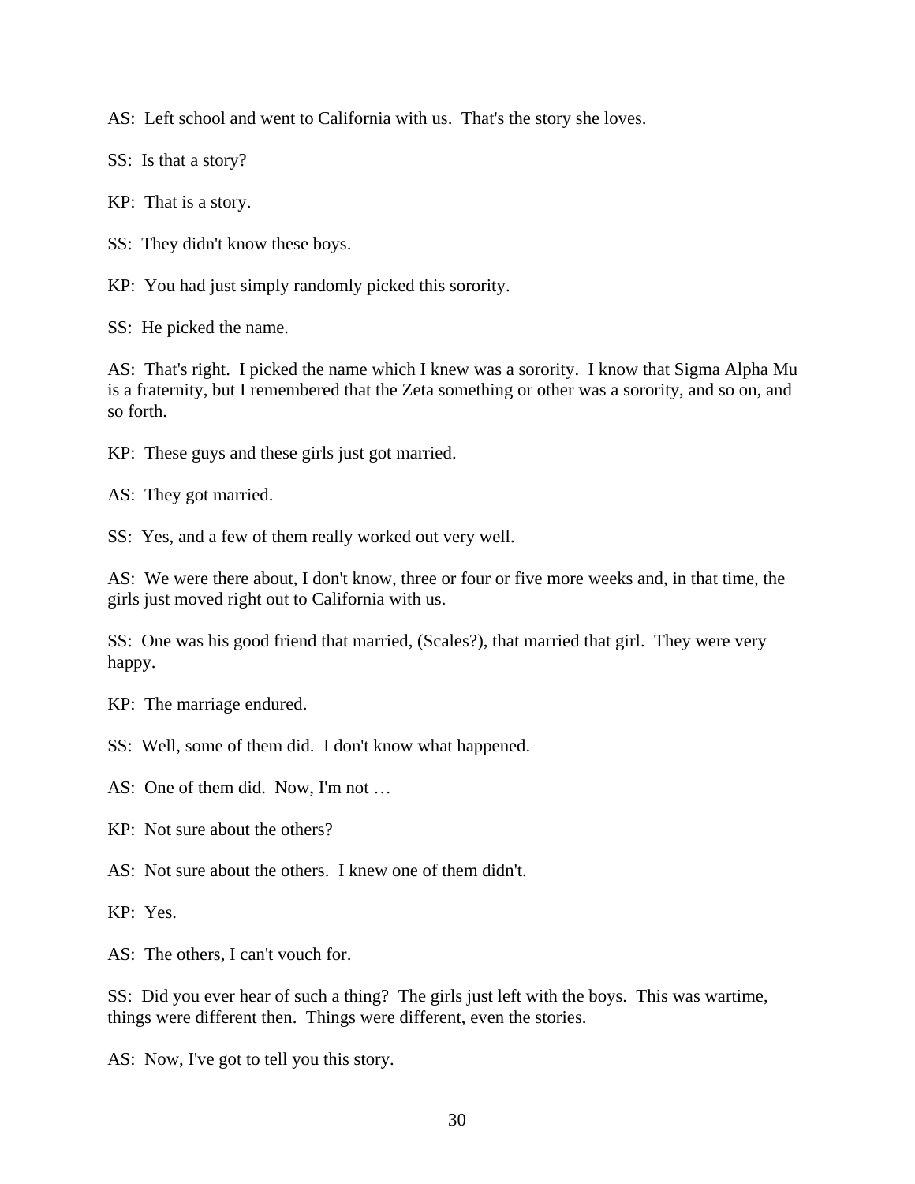AS: Left school and went to California with us. That's the story she loves.

SS: Is that a story?

KP: That is a story.

SS: They didn't know these boys.

KP: You had just simply randomly picked this sorority.

SS: He picked the name.

AS: That's right. I picked the name which I knew was a sorority. I know that Sigma Alpha Mu is a fraternity, but I remembered that the Zeta something or other was a sorority, and so on, and so forth.

KP: These guys and these girls just got married.

AS: They got married.

SS: Yes, and a few of them really worked out very well.

AS: We were there about, I don't know, three or four or five more weeks and, in that time, the girls just moved right out to California with us.

SS: One was his good friend that married, (Scales?), that married that girl. They were very happy.

KP: The marriage endured.

SS: Well, some of them did. I don't know what happened.

AS: One of them did. Now, I'm not …

KP: Not sure about the others?

AS: Not sure about the others. I knew one of them didn't.

KP: Yes.

AS: The others, I can't vouch for.

SS: Did you ever hear of such a thing? The girls just left with the boys. This was wartime, things were different then. Things were different, even the stories.

AS: Now, I've got to tell you this story.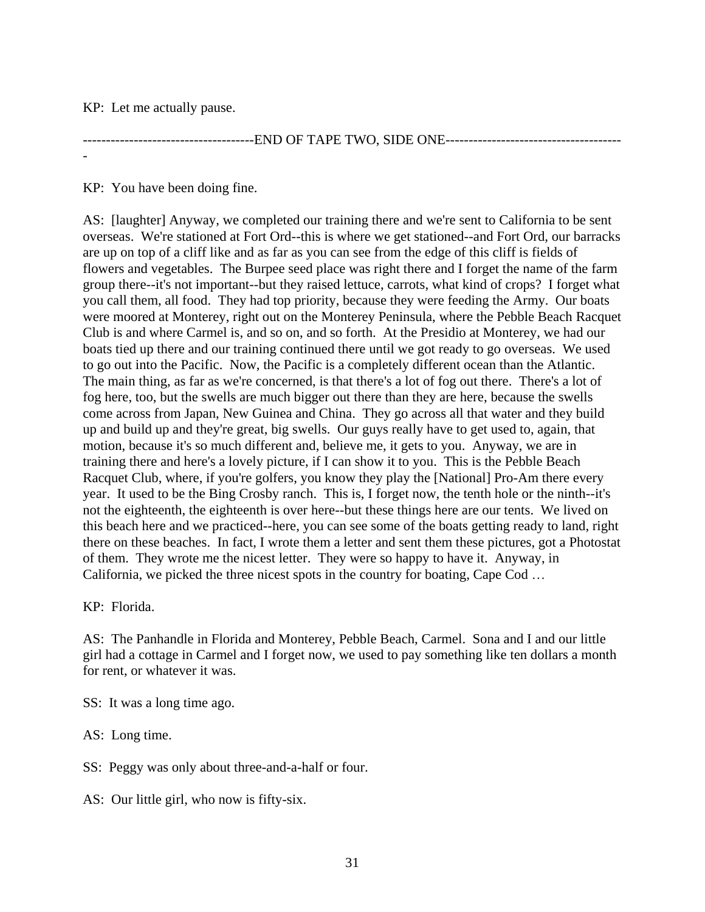KP: Let me actually pause.

-------------------------------------END OF TAPE TWO, SIDE ONE--------------------------------------

KP: You have been doing fine.

AS: [laughter] Anyway, we completed our training there and we're sent to California to be sent overseas. We're stationed at Fort Ord--this is where we get stationed--and Fort Ord, our barracks are up on top of a cliff like and as far as you can see from the edge of this cliff is fields of flowers and vegetables. The Burpee seed place was right there and I forget the name of the farm group there--it's not important--but they raised lettuce, carrots, what kind of crops? I forget what you call them, all food. They had top priority, because they were feeding the Army. Our boats were moored at Monterey, right out on the Monterey Peninsula, where the Pebble Beach Racquet Club is and where Carmel is, and so on, and so forth. At the Presidio at Monterey, we had our boats tied up there and our training continued there until we got ready to go overseas. We used to go out into the Pacific. Now, the Pacific is a completely different ocean than the Atlantic. The main thing, as far as we're concerned, is that there's a lot of fog out there. There's a lot of fog here, too, but the swells are much bigger out there than they are here, because the swells come across from Japan, New Guinea and China. They go across all that water and they build up and build up and they're great, big swells. Our guys really have to get used to, again, that motion, because it's so much different and, believe me, it gets to you. Anyway, we are in training there and here's a lovely picture, if I can show it to you. This is the Pebble Beach Racquet Club, where, if you're golfers, you know they play the [National] Pro-Am there every year. It used to be the Bing Crosby ranch. This is, I forget now, the tenth hole or the ninth--it's not the eighteenth, the eighteenth is over here--but these things here are our tents. We lived on this beach here and we practiced--here, you can see some of the boats getting ready to land, right there on these beaches. In fact, I wrote them a letter and sent them these pictures, got a Photostat of them. They wrote me the nicest letter. They were so happy to have it. Anyway, in California, we picked the three nicest spots in the country for boating, Cape Cod …

KP: Florida.

AS: The Panhandle in Florida and Monterey, Pebble Beach, Carmel. Sona and I and our little girl had a cottage in Carmel and I forget now, we used to pay something like ten dollars a month for rent, or whatever it was.

SS: It was a long time ago.

AS: Long time.

SS: Peggy was only about three-and-a-half or four.

AS: Our little girl, who now is fifty-six.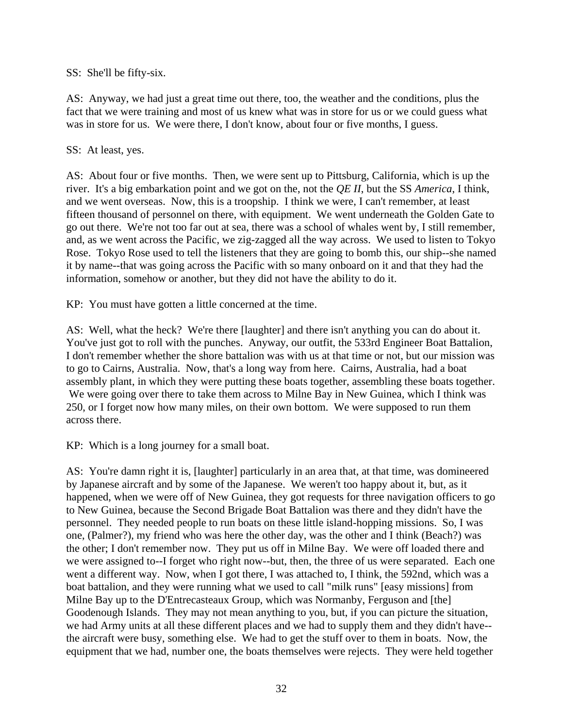SS: She'll be fifty-six.

AS: Anyway, we had just a great time out there, too, the weather and the conditions, plus the fact that we were training and most of us knew what was in store for us or we could guess what was in store for us. We were there, I don't know, about four or five months, I guess.

SS: At least, yes.

AS: About four or five months. Then, we were sent up to Pittsburg, California, which is up the river. It's a big embarkation point and we got on the, not the *QE II*, but the SS *America*, I think, and we went overseas. Now, this is a troopship. I think we were, I can't remember, at least fifteen thousand of personnel on there, with equipment. We went underneath the Golden Gate to go out there. We're not too far out at sea, there was a school of whales went by, I still remember, and, as we went across the Pacific, we zig-zagged all the way across. We used to listen to Tokyo Rose. Tokyo Rose used to tell the listeners that they are going to bomb this, our ship--she named it by name--that was going across the Pacific with so many onboard on it and that they had the information, somehow or another, but they did not have the ability to do it.

KP: You must have gotten a little concerned at the time.

AS: Well, what the heck? We're there [laughter] and there isn't anything you can do about it. You've just got to roll with the punches. Anyway, our outfit, the 533rd Engineer Boat Battalion, I don't remember whether the shore battalion was with us at that time or not, but our mission was to go to Cairns, Australia. Now, that's a long way from here. Cairns, Australia, had a boat assembly plant, in which they were putting these boats together, assembling these boats together. We were going over there to take them across to Milne Bay in New Guinea, which I think was 250, or I forget now how many miles, on their own bottom. We were supposed to run them across there.

KP: Which is a long journey for a small boat.

AS: You're damn right it is, [laughter] particularly in an area that, at that time, was domineered by Japanese aircraft and by some of the Japanese. We weren't too happy about it, but, as it happened, when we were off of New Guinea, they got requests for three navigation officers to go to New Guinea, because the Second Brigade Boat Battalion was there and they didn't have the personnel. They needed people to run boats on these little island-hopping missions. So, I was one, (Palmer?), my friend who was here the other day, was the other and I think (Beach?) was the other; I don't remember now. They put us off in Milne Bay. We were off loaded there and we were assigned to--I forget who right now--but, then, the three of us were separated. Each one went a different way. Now, when I got there, I was attached to, I think, the 592nd, which was a boat battalion, and they were running what we used to call "milk runs" [easy missions] from Milne Bay up to the D'Entrecasteaux Group, which was Normanby, Ferguson and [the] Goodenough Islands. They may not mean anything to you, but, if you can picture the situation, we had Army units at all these different places and we had to supply them and they didn't have--the aircraft were busy, something else. We had to get the stuff over to them in boats. Now, the equipment that we had, number one, the boats themselves were rejects. They were held together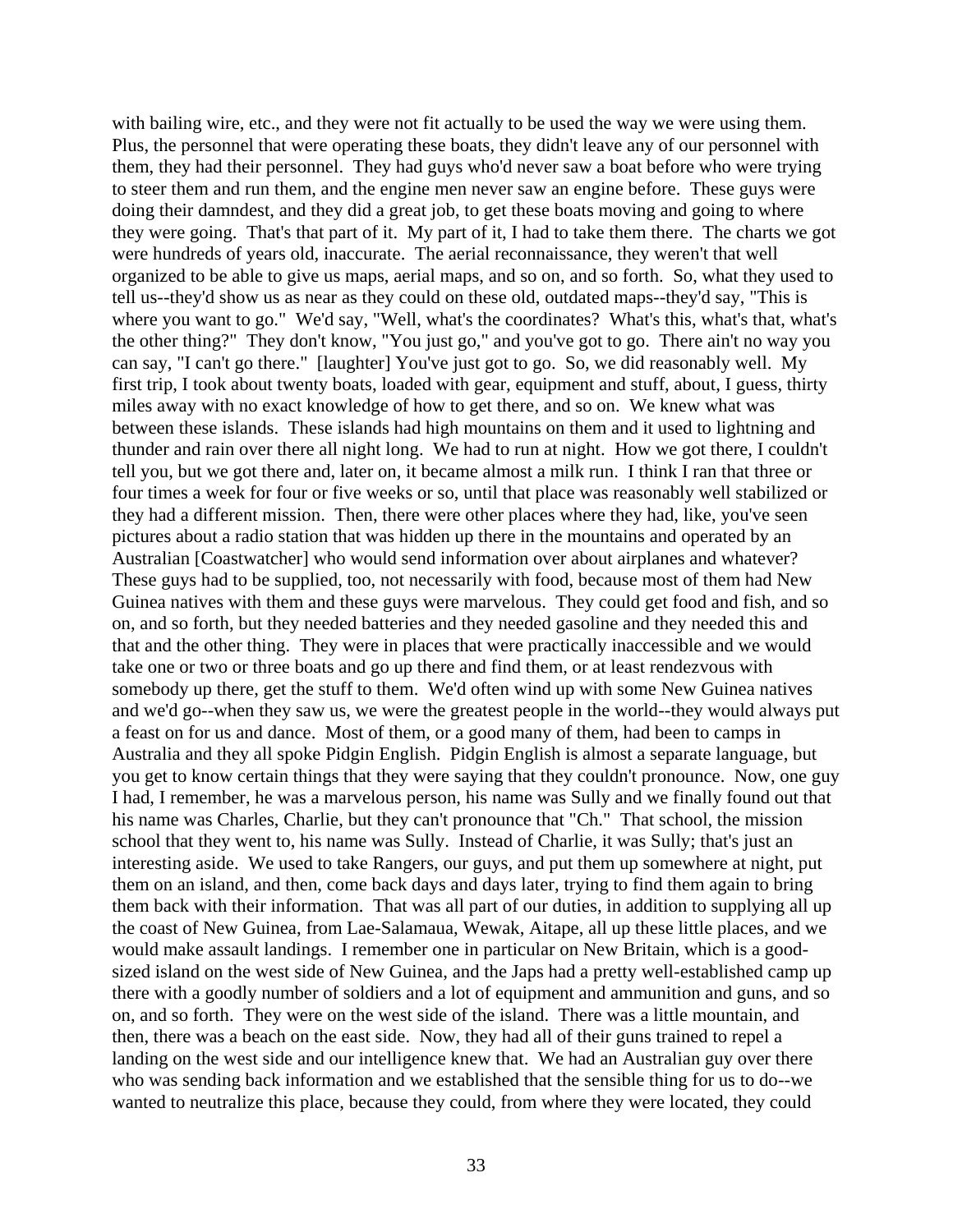with bailing wire, etc., and they were not fit actually to be used the way we were using them. Plus, the personnel that were operating these boats, they didn't leave any of our personnel with them, they had their personnel. They had guys who'd never saw a boat before who were trying to steer them and run them, and the engine men never saw an engine before. These guys were doing their damndest, and they did a great job, to get these boats moving and going to where they were going. That's that part of it. My part of it, I had to take them there. The charts we got were hundreds of years old, inaccurate. The aerial reconnaissance, they weren't that well organized to be able to give us maps, aerial maps, and so on, and so forth. So, what they used to tell us--they'd show us as near as they could on these old, outdated maps--they'd say, "This is where you want to go." We'd say, "Well, what's the coordinates? What's this, what's that, what's the other thing?" They don't know, "You just go," and you've got to go. There ain't no way you can say, "I can't go there." [laughter] You've just got to go. So, we did reasonably well. My first trip, I took about twenty boats, loaded with gear, equipment and stuff, about, I guess, thirty miles away with no exact knowledge of how to get there, and so on. We knew what was between these islands. These islands had high mountains on them and it used to lightning and thunder and rain over there all night long. We had to run at night. How we got there, I couldn't tell you, but we got there and, later on, it became almost a milk run. I think I ran that three or four times a week for four or five weeks or so, until that place was reasonably well stabilized or they had a different mission. Then, there were other places where they had, like, you've seen pictures about a radio station that was hidden up there in the mountains and operated by an Australian [Coastwatcher] who would send information over about airplanes and whatever? These guys had to be supplied, too, not necessarily with food, because most of them had New Guinea natives with them and these guys were marvelous. They could get food and fish, and so on, and so forth, but they needed batteries and they needed gasoline and they needed this and that and the other thing. They were in places that were practically inaccessible and we would take one or two or three boats and go up there and find them, or at least rendezvous with somebody up there, get the stuff to them. We'd often wind up with some New Guinea natives and we'd go--when they saw us, we were the greatest people in the world--they would always put a feast on for us and dance. Most of them, or a good many of them, had been to camps in Australia and they all spoke Pidgin English. Pidgin English is almost a separate language, but you get to know certain things that they were saying that they couldn't pronounce. Now, one guy I had, I remember, he was a marvelous person, his name was Sully and we finally found out that his name was Charles, Charlie, but they can't pronounce that "Ch." That school, the mission school that they went to, his name was Sully. Instead of Charlie, it was Sully; that's just an interesting aside. We used to take Rangers, our guys, and put them up somewhere at night, put them on an island, and then, come back days and days later, trying to find them again to bring them back with their information. That was all part of our duties, in addition to supplying all up the coast of New Guinea, from Lae-Salamaua, Wewak, Aitape, all up these little places, and we would make assault landings. I remember one in particular on New Britain, which is a good-sized island on the west side of New Guinea, and the Japs had a pretty well-established camp up there with a goodly number of soldiers and a lot of equipment and ammunition and guns, and so on, and so forth. They were on the west side of the island. There was a little mountain, and then, there was a beach on the east side. Now, they had all of their guns trained to repel a landing on the west side and our intelligence knew that. We had an Australian guy over there who was sending back information and we established that the sensible thing for us to do--we wanted to neutralize this place, because they could, from where they were located, they could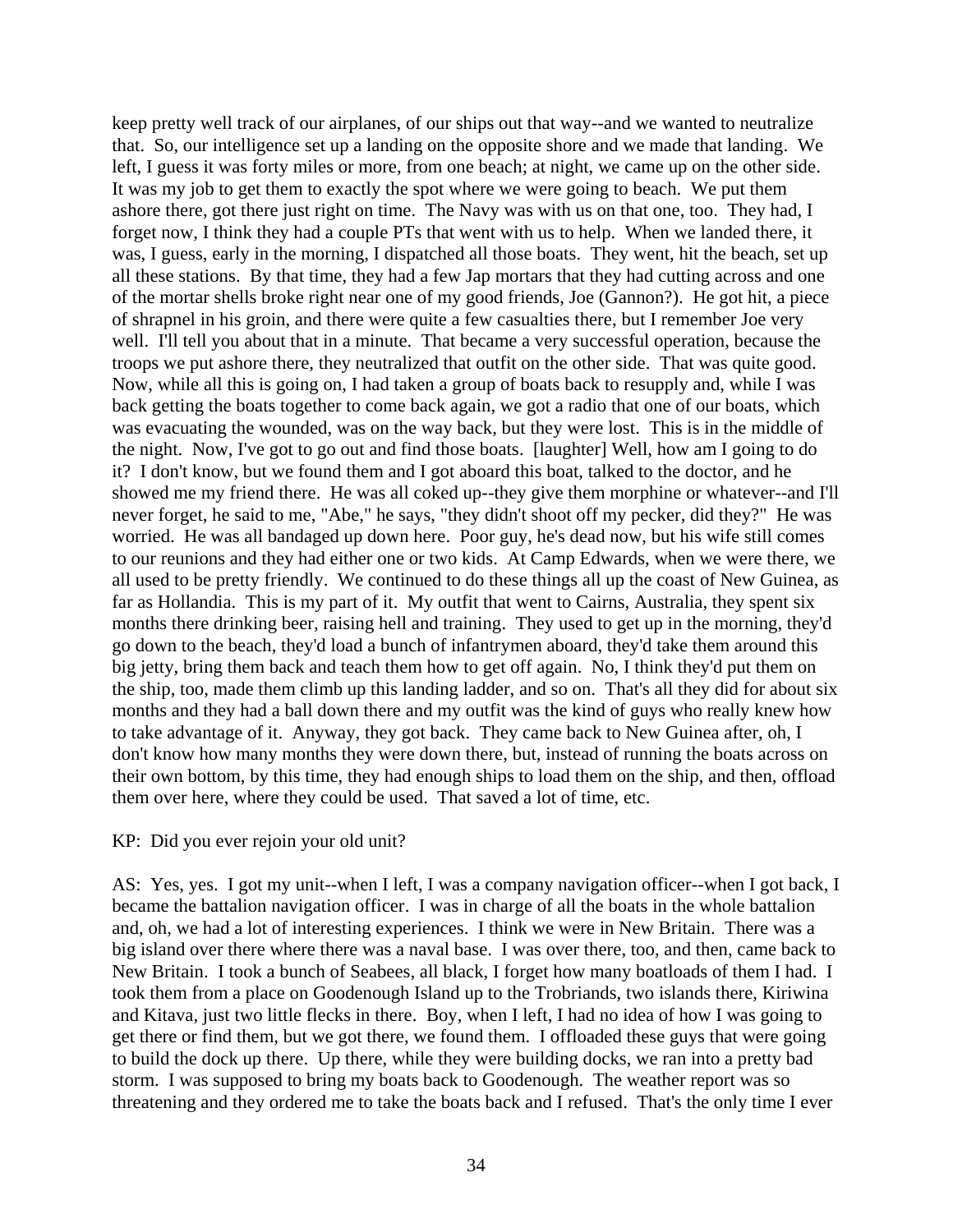keep pretty well track of our airplanes, of our ships out that way--and we wanted to neutralize that. So, our intelligence set up a landing on the opposite shore and we made that landing. We left, I guess it was forty miles or more, from one beach; at night, we came up on the other side. It was my job to get them to exactly the spot where we were going to beach. We put them ashore there, got there just right on time. The Navy was with us on that one, too. They had, I forget now, I think they had a couple PTs that went with us to help. When we landed there, it was, I guess, early in the morning, I dispatched all those boats. They went, hit the beach, set up all these stations. By that time, they had a few Jap mortars that they had cutting across and one of the mortar shells broke right near one of my good friends, Joe (Gannon?). He got hit, a piece of shrapnel in his groin, and there were quite a few casualties there, but I remember Joe very well. I'll tell you about that in a minute. That became a very successful operation, because the troops we put ashore there, they neutralized that outfit on the other side. That was quite good. Now, while all this is going on, I had taken a group of boats back to resupply and, while I was back getting the boats together to come back again, we got a radio that one of our boats, which was evacuating the wounded, was on the way back, but they were lost. This is in the middle of the night. Now, I've got to go out and find those boats. [laughter] Well, how am I going to do it? I don't know, but we found them and I got aboard this boat, talked to the doctor, and he showed me my friend there. He was all coked up--they give them morphine or whatever--and I'll never forget, he said to me, "Abe," he says, "they didn't shoot off my pecker, did they?" He was worried. He was all bandaged up down here. Poor guy, he's dead now, but his wife still comes to our reunions and they had either one or two kids. At Camp Edwards, when we were there, we all used to be pretty friendly. We continued to do these things all up the coast of New Guinea, as far as Hollandia. This is my part of it. My outfit that went to Cairns, Australia, they spent six months there drinking beer, raising hell and training. They used to get up in the morning, they'd go down to the beach, they'd load a bunch of infantrymen aboard, they'd take them around this big jetty, bring them back and teach them how to get off again. No, I think they'd put them on the ship, too, made them climb up this landing ladder, and so on. That's all they did for about six months and they had a ball down there and my outfit was the kind of guys who really knew how to take advantage of it. Anyway, they got back. They came back to New Guinea after, oh, I don't know how many months they were down there, but, instead of running the boats across on their own bottom, by this time, they had enough ships to load them on the ship, and then, offload them over here, where they could be used. That saved a lot of time, etc.

KP: Did you ever rejoin your old unit?

AS: Yes, yes. I got my unit--when I left, I was a company navigation officer--when I got back, I became the battalion navigation officer. I was in charge of all the boats in the whole battalion and, oh, we had a lot of interesting experiences. I think we were in New Britain. There was a big island over there where there was a naval base. I was over there, too, and then, came back to New Britain. I took a bunch of Seabees, all black, I forget how many boatloads of them I had. I took them from a place on Goodenough Island up to the Trobriands, two islands there, Kiriwina and Kitava, just two little flecks in there. Boy, when I left, I had no idea of how I was going to get there or find them, but we got there, we found them. I offloaded these guys that were going to build the dock up there. Up there, while they were building docks, we ran into a pretty bad storm. I was supposed to bring my boats back to Goodenough. The weather report was so threatening and they ordered me to take the boats back and I refused. That's the only time I ever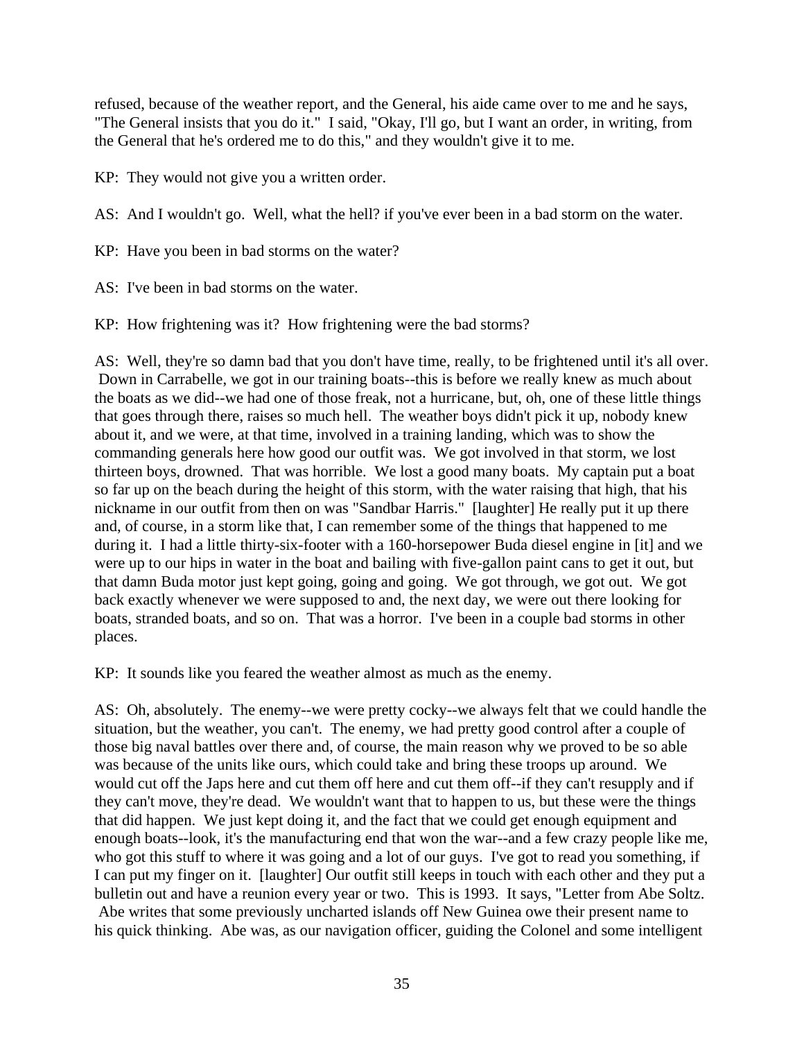refused, because of the weather report, and the General, his aide came over to me and he says, "The General insists that you do it." I said, "Okay, I'll go, but I want an order, in writing, from the General that he's ordered me to do this," and they wouldn't give it to me.

KP: They would not give you a written order.

AS: And I wouldn't go. Well, what the hell? if you've ever been in a bad storm on the water.

KP: Have you been in bad storms on the water?

AS: I've been in bad storms on the water.

KP: How frightening was it? How frightening were the bad storms?

AS: Well, they're so damn bad that you don't have time, really, to be frightened until it's all over. Down in Carrabelle, we got in our training boats--this is before we really knew as much about the boats as we did--we had one of those freak, not a hurricane, but, oh, one of these little things that goes through there, raises so much hell. The weather boys didn't pick it up, nobody knew about it, and we were, at that time, involved in a training landing, which was to show the commanding generals here how good our outfit was. We got involved in that storm, we lost thirteen boys, drowned. That was horrible. We lost a good many boats. My captain put a boat so far up on the beach during the height of this storm, with the water raising that high, that his nickname in our outfit from then on was "Sandbar Harris." [laughter] He really put it up there and, of course, in a storm like that, I can remember some of the things that happened to me during it. I had a little thirty-six-footer with a 160-horsepower Buda diesel engine in [it] and we were up to our hips in water in the boat and bailing with five-gallon paint cans to get it out, but that damn Buda motor just kept going, going and going. We got through, we got out. We got back exactly whenever we were supposed to and, the next day, we were out there looking for boats, stranded boats, and so on. That was a horror. I've been in a couple bad storms in other places.

KP: It sounds like you feared the weather almost as much as the enemy.

AS: Oh, absolutely. The enemy--we were pretty cocky--we always felt that we could handle the situation, but the weather, you can't. The enemy, we had pretty good control after a couple of those big naval battles over there and, of course, the main reason why we proved to be so able was because of the units like ours, which could take and bring these troops up around. We would cut off the Japs here and cut them off here and cut them off--if they can't resupply and if they can't move, they're dead. We wouldn't want that to happen to us, but these were the things that did happen. We just kept doing it, and the fact that we could get enough equipment and enough boats--look, it's the manufacturing end that won the war--and a few crazy people like me, who got this stuff to where it was going and a lot of our guys. I've got to read you something, if I can put my finger on it. [laughter] Our outfit still keeps in touch with each other and they put a bulletin out and have a reunion every year or two. This is 1993. It says, "Letter from Abe Soltz. Abe writes that some previously uncharted islands off New Guinea owe their present name to his quick thinking. Abe was, as our navigation officer, guiding the Colonel and some intelligent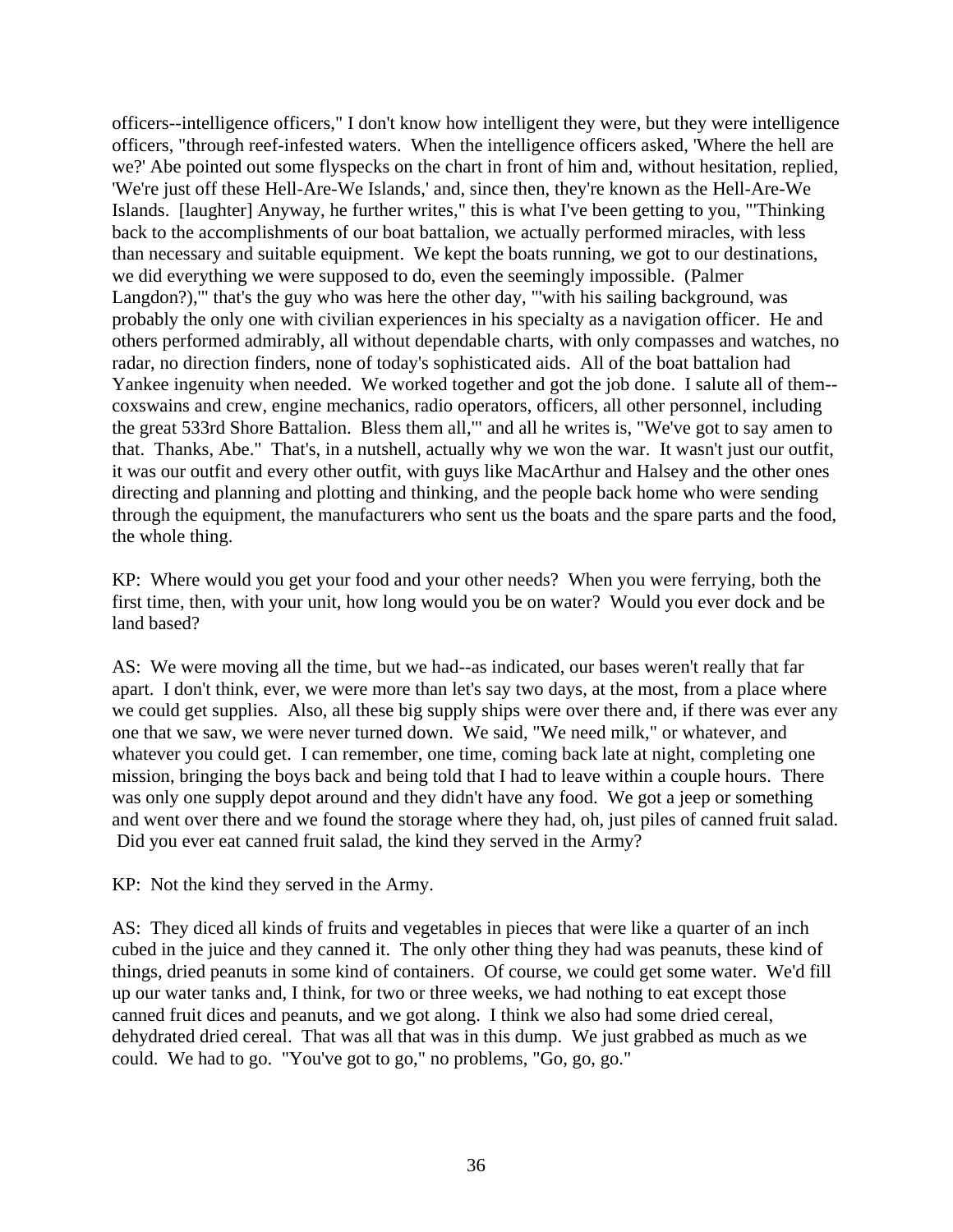officers--intelligence officers," I don't know how intelligent they were, but they were intelligence officers, "through reef-infested waters. When the intelligence officers asked, 'Where the hell are we?' Abe pointed out some flyspecks on the chart in front of him and, without hesitation, replied, 'We're just off these Hell-Are-We Islands,' and, since then, they're known as the Hell-Are-We Islands. [laughter] Anyway, he further writes," this is what I've been getting to you, "'Thinking back to the accomplishments of our boat battalion, we actually performed miracles, with less than necessary and suitable equipment. We kept the boats running, we got to our destinations, we did everything we were supposed to do, even the seemingly impossible. (Palmer Langdon?),'" that's the guy who was here the other day, "'with his sailing background, was probably the only one with civilian experiences in his specialty as a navigation officer. He and others performed admirably, all without dependable charts, with only compasses and watches, no radar, no direction finders, none of today's sophisticated aids. All of the boat battalion had Yankee ingenuity when needed. We worked together and got the job done. I salute all of them--coxswains and crew, engine mechanics, radio operators, officers, all other personnel, including the great 533rd Shore Battalion. Bless them all,'" and all he writes is, "We've got to say amen to that. Thanks, Abe." That's, in a nutshell, actually why we won the war. It wasn't just our outfit, it was our outfit and every other outfit, with guys like MacArthur and Halsey and the other ones directing and planning and plotting and thinking, and the people back home who were sending through the equipment, the manufacturers who sent us the boats and the spare parts and the food, the whole thing.

KP: Where would you get your food and your other needs? When you were ferrying, both the first time, then, with your unit, how long would you be on water? Would you ever dock and be land based?

AS: We were moving all the time, but we had--as indicated, our bases weren't really that far apart. I don't think, ever, we were more than let's say two days, at the most, from a place where we could get supplies. Also, all these big supply ships were over there and, if there was ever any one that we saw, we were never turned down. We said, "We need milk," or whatever, and whatever you could get. I can remember, one time, coming back late at night, completing one mission, bringing the boys back and being told that I had to leave within a couple hours. There was only one supply depot around and they didn't have any food. We got a jeep or something and went over there and we found the storage where they had, oh, just piles of canned fruit salad. Did you ever eat canned fruit salad, the kind they served in the Army?

KP: Not the kind they served in the Army.

AS: They diced all kinds of fruits and vegetables in pieces that were like a quarter of an inch cubed in the juice and they canned it. The only other thing they had was peanuts, these kind of things, dried peanuts in some kind of containers. Of course, we could get some water. We'd fill up our water tanks and, I think, for two or three weeks, we had nothing to eat except those canned fruit dices and peanuts, and we got along. I think we also had some dried cereal, dehydrated dried cereal. That was all that was in this dump. We just grabbed as much as we could. We had to go. "You've got to go," no problems, "Go, go, go."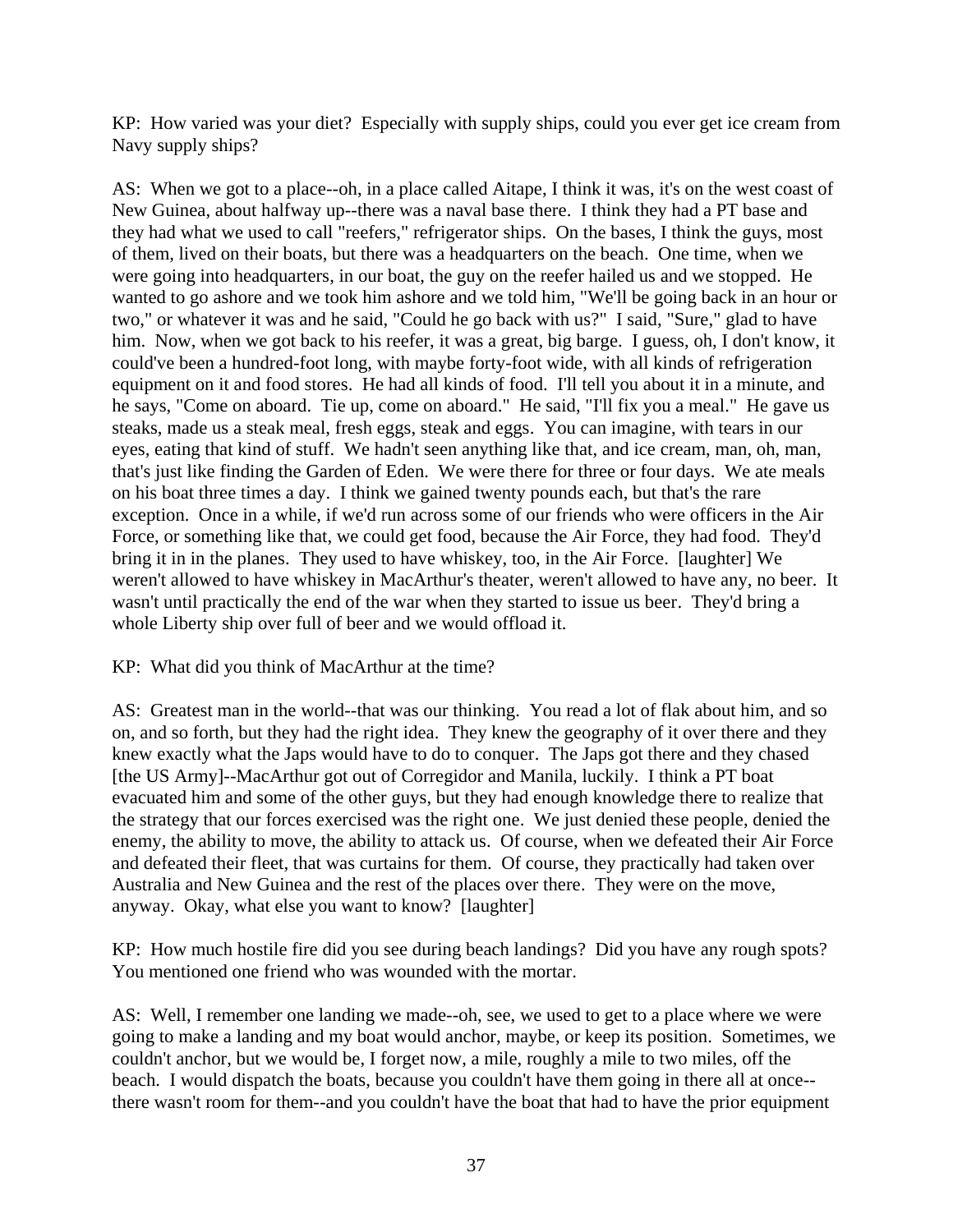KP: How varied was your diet? Especially with supply ships, could you ever get ice cream from Navy supply ships?

AS: When we got to a place--oh, in a place called Aitape, I think it was, it's on the west coast of New Guinea, about halfway up--there was a naval base there. I think they had a PT base and they had what we used to call "reefers," refrigerator ships. On the bases, I think the guys, most of them, lived on their boats, but there was a headquarters on the beach. One time, when we were going into headquarters, in our boat, the guy on the reefer hailed us and we stopped. He wanted to go ashore and we took him ashore and we told him, "We'll be going back in an hour or two," or whatever it was and he said, "Could he go back with us?" I said, "Sure," glad to have him. Now, when we got back to his reefer, it was a great, big barge. I guess, oh, I don't know, it could've been a hundred-foot long, with maybe forty-foot wide, with all kinds of refrigeration equipment on it and food stores. He had all kinds of food. I'll tell you about it in a minute, and he says, "Come on aboard. Tie up, come on aboard." He said, "I'll fix you a meal." He gave us steaks, made us a steak meal, fresh eggs, steak and eggs. You can imagine, with tears in our eyes, eating that kind of stuff. We hadn't seen anything like that, and ice cream, man, oh, man, that's just like finding the Garden of Eden. We were there for three or four days. We ate meals on his boat three times a day. I think we gained twenty pounds each, but that's the rare exception. Once in a while, if we'd run across some of our friends who were officers in the Air Force, or something like that, we could get food, because the Air Force, they had food. They'd bring it in in the planes. They used to have whiskey, too, in the Air Force. [laughter] We weren't allowed to have whiskey in MacArthur's theater, weren't allowed to have any, no beer. It wasn't until practically the end of the war when they started to issue us beer. They'd bring a whole Liberty ship over full of beer and we would offload it.

KP: What did you think of MacArthur at the time?

AS: Greatest man in the world--that was our thinking. You read a lot of flak about him, and so on, and so forth, but they had the right idea. They knew the geography of it over there and they knew exactly what the Japs would have to do to conquer. The Japs got there and they chased [the US Army]--MacArthur got out of Corregidor and Manila, luckily. I think a PT boat evacuated him and some of the other guys, but they had enough knowledge there to realize that the strategy that our forces exercised was the right one. We just denied these people, denied the enemy, the ability to move, the ability to attack us. Of course, when we defeated their Air Force and defeated their fleet, that was curtains for them. Of course, they practically had taken over Australia and New Guinea and the rest of the places over there. They were on the move, anyway. Okay, what else you want to know? [laughter]

KP: How much hostile fire did you see during beach landings? Did you have any rough spots? You mentioned one friend who was wounded with the mortar.

AS: Well, I remember one landing we made--oh, see, we used to get to a place where we were going to make a landing and my boat would anchor, maybe, or keep its position. Sometimes, we couldn't anchor, but we would be, I forget now, a mile, roughly a mile to two miles, off the beach. I would dispatch the boats, because you couldn't have them going in there all at once--there wasn't room for them--and you couldn't have the boat that had to have the prior equipment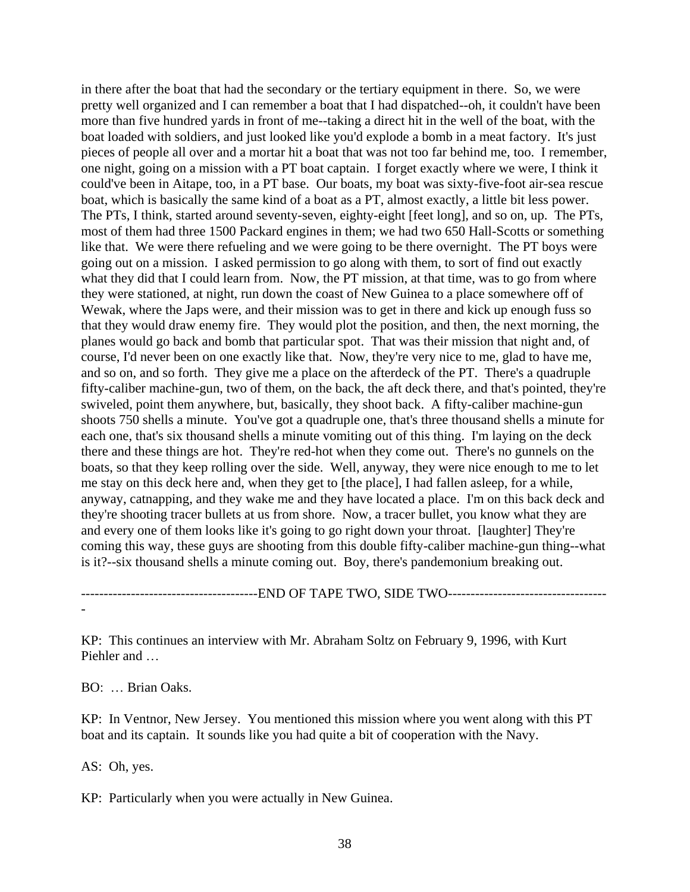in there after the boat that had the secondary or the tertiary equipment in there. So, we were pretty well organized and I can remember a boat that I had dispatched--oh, it couldn't have been more than five hundred yards in front of me--taking a direct hit in the well of the boat, with the boat loaded with soldiers, and just looked like you'd explode a bomb in a meat factory. It's just pieces of people all over and a mortar hit a boat that was not too far behind me, too. I remember, one night, going on a mission with a PT boat captain. I forget exactly where we were, I think it could've been in Aitape, too, in a PT base. Our boats, my boat was sixty-five-foot air-sea rescue boat, which is basically the same kind of a boat as a PT, almost exactly, a little bit less power. The PTs, I think, started around seventy-seven, eighty-eight [feet long], and so on, up. The PTs, most of them had three 1500 Packard engines in them; we had two 650 Hall-Scotts or something like that. We were there refueling and we were going to be there overnight. The PT boys were going out on a mission. I asked permission to go along with them, to sort of find out exactly what they did that I could learn from. Now, the PT mission, at that time, was to go from where they were stationed, at night, run down the coast of New Guinea to a place somewhere off of Wewak, where the Japs were, and their mission was to get in there and kick up enough fuss so that they would draw enemy fire. They would plot the position, and then, the next morning, the planes would go back and bomb that particular spot. That was their mission that night and, of course, I'd never been on one exactly like that. Now, they're very nice to me, glad to have me, and so on, and so forth. They give me a place on the afterdeck of the PT. There's a quadruple fifty-caliber machine-gun, two of them, on the back, the aft deck there, and that's pointed, they're swiveled, point them anywhere, but, basically, they shoot back. A fifty-caliber machine-gun shoots 750 shells a minute. You've got a quadruple one, that's three thousand shells a minute for each one, that's six thousand shells a minute vomiting out of this thing. I'm laying on the deck there and these things are hot. They're red-hot when they come out. There's no gunnels on the boats, so that they keep rolling over the side. Well, anyway, they were nice enough to me to let me stay on this deck here and, when they get to [the place], I had fallen asleep, for a while, anyway, catnapping, and they wake me and they have located a place. I'm on this back deck and they're shooting tracer bullets at us from shore. Now, a tracer bullet, you know what they are and every one of them looks like it's going to go right down your throat. [laughter] They're coming this way, these guys are shooting from this double fifty-caliber machine-gun thing--what is it?--six thousand shells a minute coming out. Boy, there's pandemonium breaking out.

---------------------------------------END OF TAPE TWO, SIDE TWO------------------------------------

KP: This continues an interview with Mr. Abraham Soltz on February 9, 1996, with Kurt Piehler and …

BO: … Brian Oaks.

KP: In Ventnor, New Jersey. You mentioned this mission where you went along with this PT boat and its captain. It sounds like you had quite a bit of cooperation with the Navy.

AS: Oh, yes.

KP: Particularly when you were actually in New Guinea.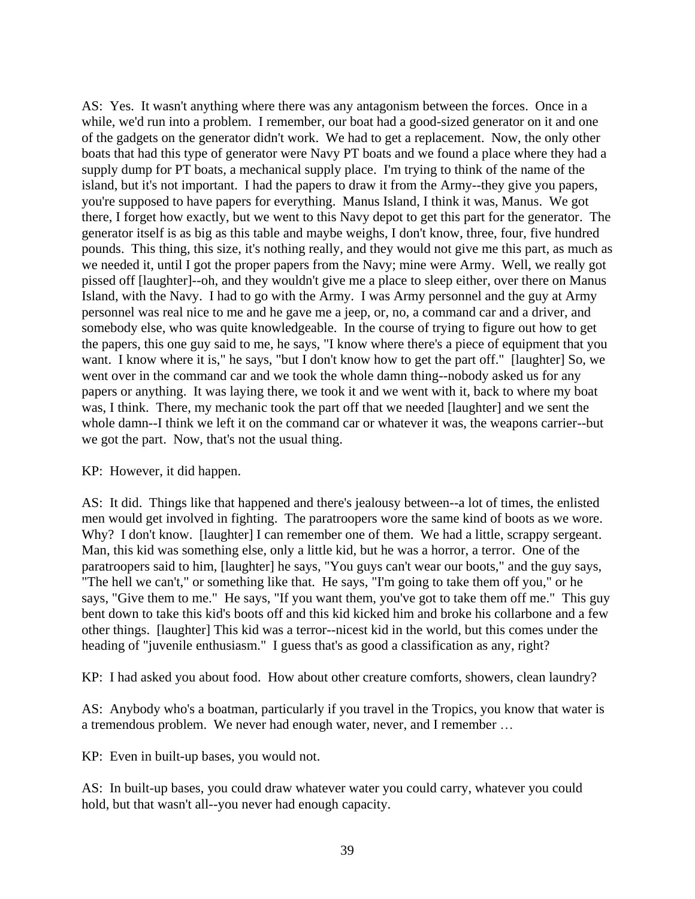AS: Yes. It wasn't anything where there was any antagonism between the forces. Once in a while, we'd run into a problem. I remember, our boat had a good-sized generator on it and one of the gadgets on the generator didn't work. We had to get a replacement. Now, the only other boats that had this type of generator were Navy PT boats and we found a place where they had a supply dump for PT boats, a mechanical supply place. I'm trying to think of the name of the island, but it's not important. I had the papers to draw it from the Army--they give you papers, you're supposed to have papers for everything. Manus Island, I think it was, Manus. We got there, I forget how exactly, but we went to this Navy depot to get this part for the generator. The generator itself is as big as this table and maybe weighs, I don't know, three, four, five hundred pounds. This thing, this size, it's nothing really, and they would not give me this part, as much as we needed it, until I got the proper papers from the Navy; mine were Army. Well, we really got pissed off [laughter]--oh, and they wouldn't give me a place to sleep either, over there on Manus Island, with the Navy. I had to go with the Army. I was Army personnel and the guy at Army personnel was real nice to me and he gave me a jeep, or, no, a command car and a driver, and somebody else, who was quite knowledgeable. In the course of trying to figure out how to get the papers, this one guy said to me, he says, "I know where there's a piece of equipment that you want. I know where it is," he says, "but I don't know how to get the part off." [laughter] So, we went over in the command car and we took the whole damn thing--nobody asked us for any papers or anything. It was laying there, we took it and we went with it, back to where my boat was, I think. There, my mechanic took the part off that we needed [laughter] and we sent the whole damn--I think we left it on the command car or whatever it was, the weapons carrier--but we got the part. Now, that's not the usual thing.

KP: However, it did happen.

AS: It did. Things like that happened and there's jealousy between--a lot of times, the enlisted men would get involved in fighting. The paratroopers wore the same kind of boots as we wore. Why? I don't know. [laughter] I can remember one of them. We had a little, scrappy sergeant. Man, this kid was something else, only a little kid, but he was a horror, a terror. One of the paratroopers said to him, [laughter] he says, "You guys can't wear our boots," and the guy says, "The hell we can't," or something like that. He says, "I'm going to take them off you," or he says, "Give them to me." He says, "If you want them, you've got to take them off me." This guy bent down to take this kid's boots off and this kid kicked him and broke his collarbone and a few other things. [laughter] This kid was a terror--nicest kid in the world, but this comes under the heading of "juvenile enthusiasm." I guess that's as good a classification as any, right?

KP: I had asked you about food. How about other creature comforts, showers, clean laundry?

AS: Anybody who's a boatman, particularly if you travel in the Tropics, you know that water is a tremendous problem. We never had enough water, never, and I remember …

KP: Even in built-up bases, you would not.

AS: In built-up bases, you could draw whatever water you could carry, whatever you could hold, but that wasn't all--you never had enough capacity.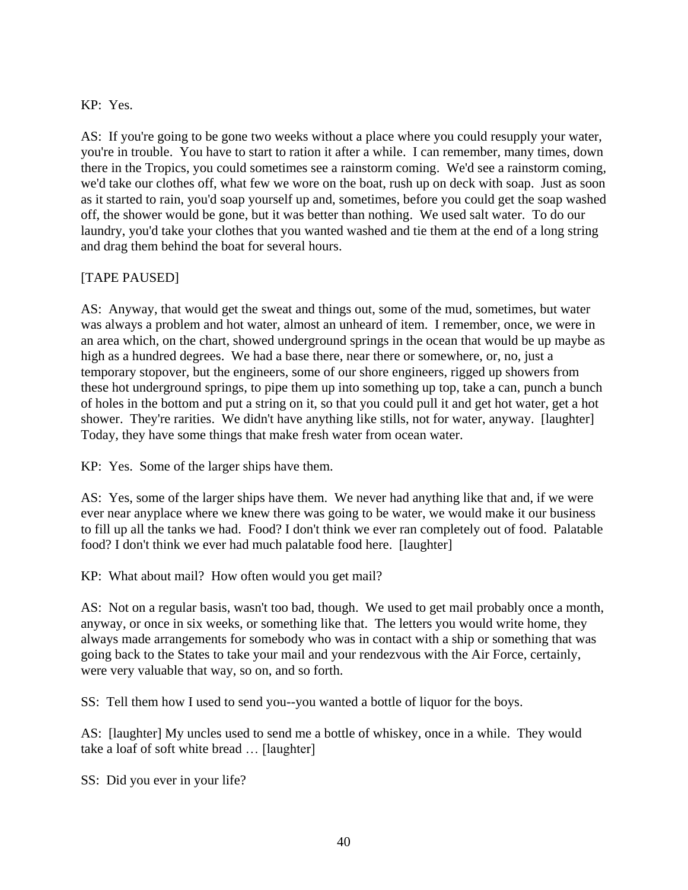KP: Yes.

AS: If you're going to be gone two weeks without a place where you could resupply your water, you're in trouble. You have to start to ration it after a while. I can remember, many times, down there in the Tropics, you could sometimes see a rainstorm coming. We'd see a rainstorm coming, we'd take our clothes off, what few we wore on the boat, rush up on deck with soap. Just as soon as it started to rain, you'd soap yourself up and, sometimes, before you could get the soap washed off, the shower would be gone, but it was better than nothing. We used salt water. To do our laundry, you'd take your clothes that you wanted washed and tie them at the end of a long string and drag them behind the boat for several hours.

[TAPE PAUSED]

AS: Anyway, that would get the sweat and things out, some of the mud, sometimes, but water was always a problem and hot water, almost an unheard of item. I remember, once, we were in an area which, on the chart, showed underground springs in the ocean that would be up maybe as high as a hundred degrees. We had a base there, near there or somewhere, or, no, just a temporary stopover, but the engineers, some of our shore engineers, rigged up showers from these hot underground springs, to pipe them up into something up top, take a can, punch a bunch of holes in the bottom and put a string on it, so that you could pull it and get hot water, get a hot shower. They're rarities. We didn't have anything like stills, not for water, anyway. [laughter] Today, they have some things that make fresh water from ocean water.

KP: Yes. Some of the larger ships have them.

AS: Yes, some of the larger ships have them. We never had anything like that and, if we were ever near anyplace where we knew there was going to be water, we would make it our business to fill up all the tanks we had. Food? I don't think we ever ran completely out of food. Palatable food? I don't think we ever had much palatable food here. [laughter]

KP: What about mail? How often would you get mail?

AS: Not on a regular basis, wasn't too bad, though. We used to get mail probably once a month, anyway, or once in six weeks, or something like that. The letters you would write home, they always made arrangements for somebody who was in contact with a ship or something that was going back to the States to take your mail and your rendezvous with the Air Force, certainly, were very valuable that way, so on, and so forth.

SS: Tell them how I used to send you--you wanted a bottle of liquor for the boys.

AS: [laughter] My uncles used to send me a bottle of whiskey, once in a while. They would take a loaf of soft white bread … [laughter]

SS: Did you ever in your life?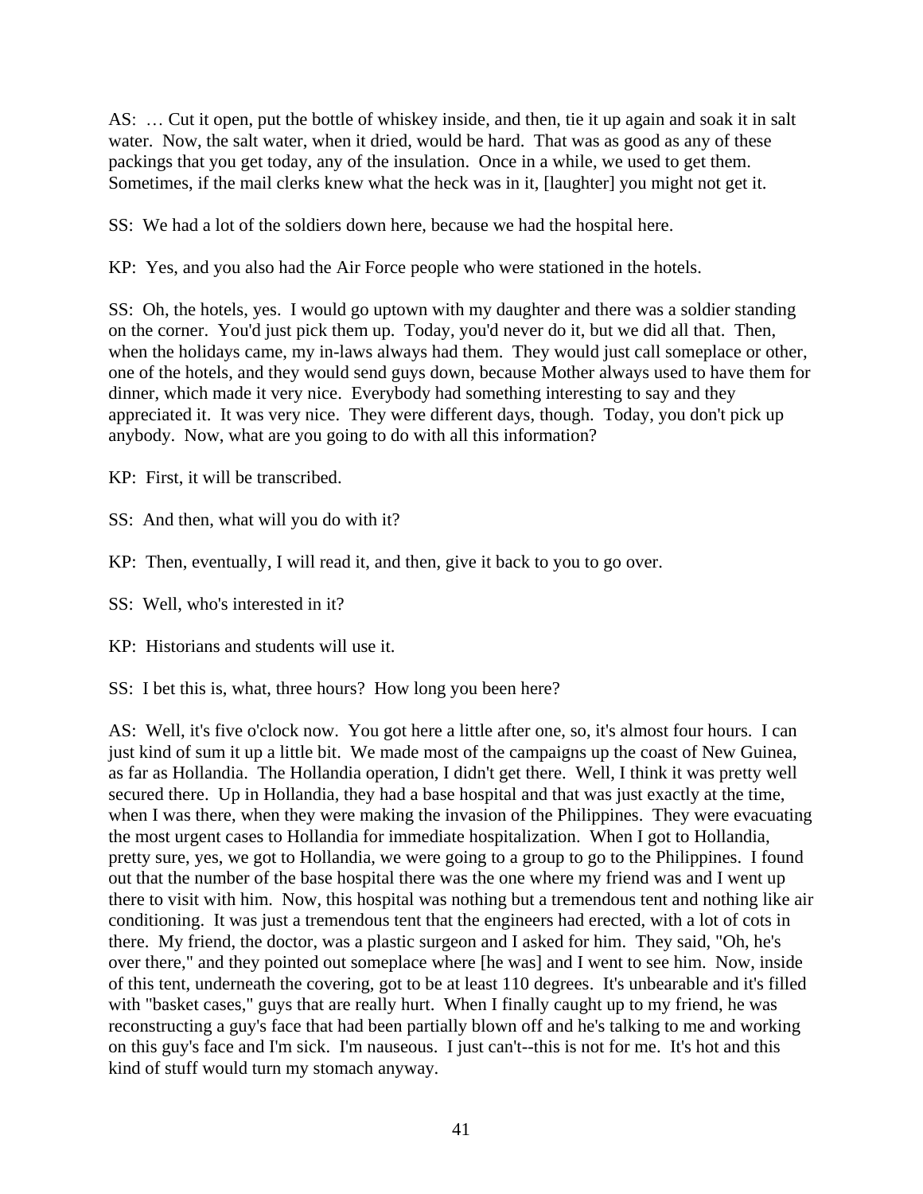AS: … Cut it open, put the bottle of whiskey inside, and then, tie it up again and soak it in salt water. Now, the salt water, when it dried, would be hard. That was as good as any of these packings that you get today, any of the insulation. Once in a while, we used to get them. Sometimes, if the mail clerks knew what the heck was in it, [laughter] you might not get it.

SS: We had a lot of the soldiers down here, because we had the hospital here.

KP: Yes, and you also had the Air Force people who were stationed in the hotels.

SS: Oh, the hotels, yes. I would go uptown with my daughter and there was a soldier standing on the corner. You'd just pick them up. Today, you'd never do it, but we did all that. Then, when the holidays came, my in-laws always had them. They would just call someplace or other, one of the hotels, and they would send guys down, because Mother always used to have them for dinner, which made it very nice. Everybody had something interesting to say and they appreciated it. It was very nice. They were different days, though. Today, you don't pick up anybody. Now, what are you going to do with all this information?

KP: First, it will be transcribed.

SS: And then, what will you do with it?

KP: Then, eventually, I will read it, and then, give it back to you to go over.

SS: Well, who's interested in it?

KP: Historians and students will use it.

SS: I bet this is, what, three hours? How long you been here?

AS: Well, it's five o'clock now. You got here a little after one, so, it's almost four hours. I can just kind of sum it up a little bit. We made most of the campaigns up the coast of New Guinea, as far as Hollandia. The Hollandia operation, I didn't get there. Well, I think it was pretty well secured there. Up in Hollandia, they had a base hospital and that was just exactly at the time, when I was there, when they were making the invasion of the Philippines. They were evacuating the most urgent cases to Hollandia for immediate hospitalization. When I got to Hollandia, pretty sure, yes, we got to Hollandia, we were going to a group to go to the Philippines. I found out that the number of the base hospital there was the one where my friend was and I went up there to visit with him. Now, this hospital was nothing but a tremendous tent and nothing like air conditioning. It was just a tremendous tent that the engineers had erected, with a lot of cots in there. My friend, the doctor, was a plastic surgeon and I asked for him. They said, "Oh, he's over there," and they pointed out someplace where [he was] and I went to see him. Now, inside of this tent, underneath the covering, got to be at least 110 degrees. It's unbearable and it's filled with "basket cases," guys that are really hurt. When I finally caught up to my friend, he was reconstructing a guy's face that had been partially blown off and he's talking to me and working on this guy's face and I'm sick. I'm nauseous. I just can't--this is not for me. It's hot and this kind of stuff would turn my stomach anyway.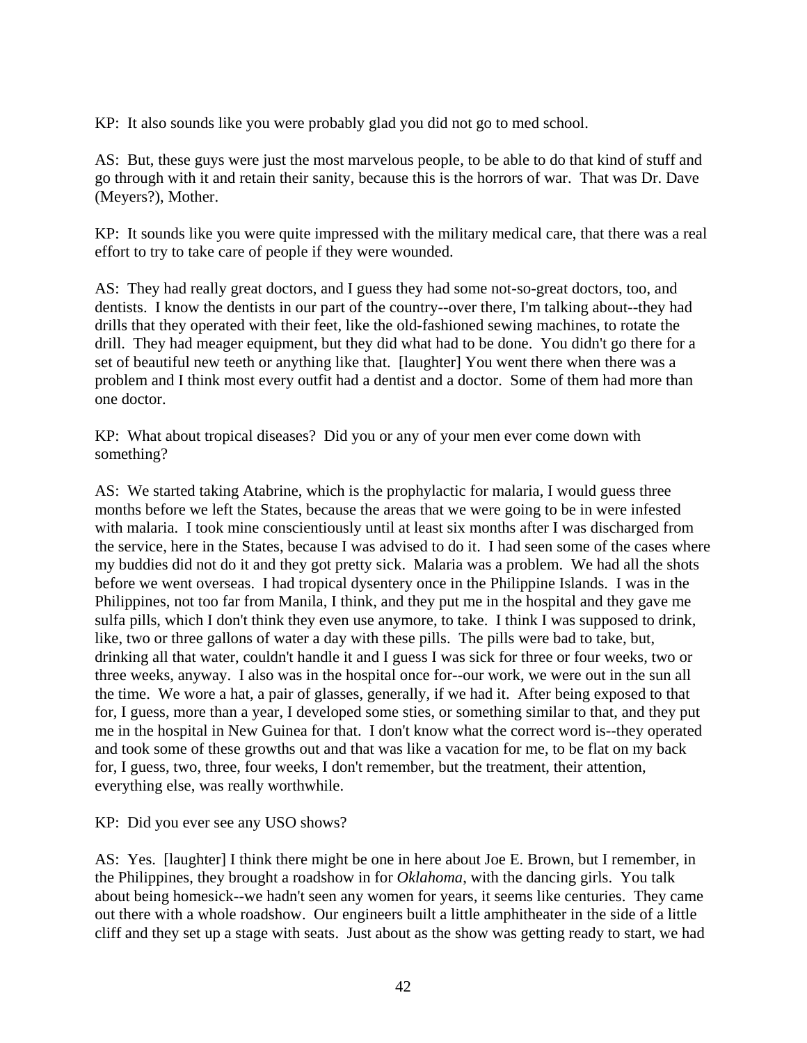KP: It also sounds like you were probably glad you did not go to med school.

AS: But, these guys were just the most marvelous people, to be able to do that kind of stuff and go through with it and retain their sanity, because this is the horrors of war. That was Dr. Dave (Meyers?), Mother.

KP: It sounds like you were quite impressed with the military medical care, that there was a real effort to try to take care of people if they were wounded.

AS: They had really great doctors, and I guess they had some not-so-great doctors, too, and dentists. I know the dentists in our part of the country--over there, I'm talking about--they had drills that they operated with their feet, like the old-fashioned sewing machines, to rotate the drill. They had meager equipment, but they did what had to be done. You didn't go there for a set of beautiful new teeth or anything like that. [laughter] You went there when there was a problem and I think most every outfit had a dentist and a doctor. Some of them had more than one doctor.

KP: What about tropical diseases? Did you or any of your men ever come down with something?

AS: We started taking Atabrine, which is the prophylactic for malaria, I would guess three months before we left the States, because the areas that we were going to be in were infested with malaria. I took mine conscientiously until at least six months after I was discharged from the service, here in the States, because I was advised to do it. I had seen some of the cases where my buddies did not do it and they got pretty sick. Malaria was a problem. We had all the shots before we went overseas. I had tropical dysentery once in the Philippine Islands. I was in the Philippines, not too far from Manila, I think, and they put me in the hospital and they gave me sulfa pills, which I don't think they even use anymore, to take. I think I was supposed to drink, like, two or three gallons of water a day with these pills. The pills were bad to take, but, drinking all that water, couldn't handle it and I guess I was sick for three or four weeks, two or three weeks, anyway. I also was in the hospital once for--our work, we were out in the sun all the time. We wore a hat, a pair of glasses, generally, if we had it. After being exposed to that for, I guess, more than a year, I developed some sties, or something similar to that, and they put me in the hospital in New Guinea for that. I don't know what the correct word is--they operated and took some of these growths out and that was like a vacation for me, to be flat on my back for, I guess, two, three, four weeks, I don't remember, but the treatment, their attention, everything else, was really worthwhile.

KP: Did you ever see any USO shows?

AS: Yes. [laughter] I think there might be one in here about Joe E. Brown, but I remember, in the Philippines, they brought a roadshow in for *Oklahoma*, with the dancing girls. You talk about being homesick--we hadn't seen any women for years, it seems like centuries. They came out there with a whole roadshow. Our engineers built a little amphitheater in the side of a little cliff and they set up a stage with seats. Just about as the show was getting ready to start, we had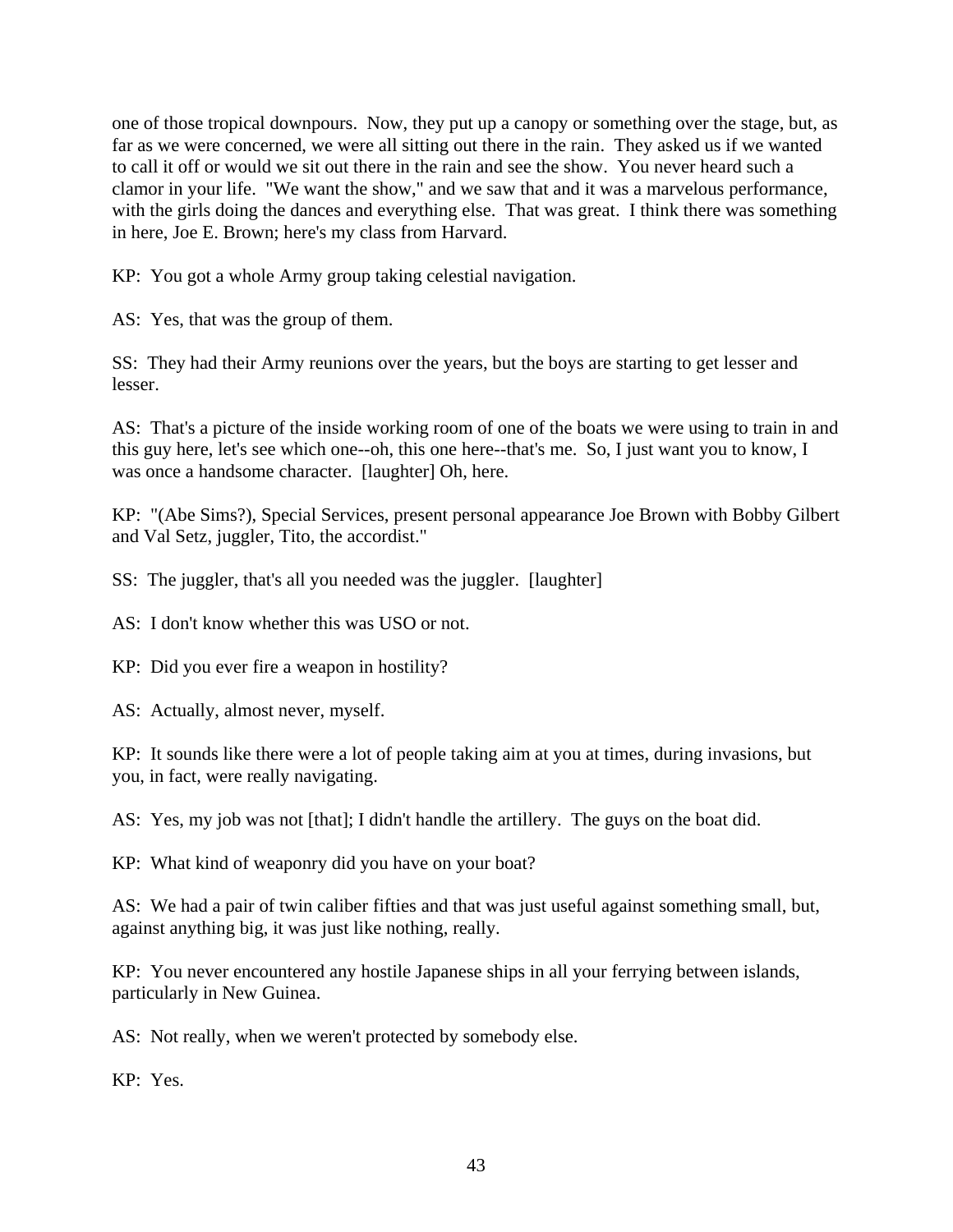one of those tropical downpours. Now, they put up a canopy or something over the stage, but, as far as we were concerned, we were all sitting out there in the rain. They asked us if we wanted to call it off or would we sit out there in the rain and see the show. You never heard such a clamor in your life. "We want the show," and we saw that and it was a marvelous performance, with the girls doing the dances and everything else. That was great. I think there was something in here, Joe E. Brown; here's my class from Harvard.

KP: You got a whole Army group taking celestial navigation.

AS: Yes, that was the group of them.

SS: They had their Army reunions over the years, but the boys are starting to get lesser and lesser.

AS: That's a picture of the inside working room of one of the boats we were using to train in and this guy here, let's see which one--oh, this one here--that's me. So, I just want you to know, I was once a handsome character. [laughter] Oh, here.

KP: "(Abe Sims?), Special Services, present personal appearance Joe Brown with Bobby Gilbert and Val Setz, juggler, Tito, the accordist."

SS: The juggler, that's all you needed was the juggler. [laughter]

AS: I don't know whether this was USO or not.

KP: Did you ever fire a weapon in hostility?

AS: Actually, almost never, myself.

KP: It sounds like there were a lot of people taking aim at you at times, during invasions, but you, in fact, were really navigating.

AS: Yes, my job was not [that]; I didn't handle the artillery. The guys on the boat did.

KP: What kind of weaponry did you have on your boat?

AS: We had a pair of twin caliber fifties and that was just useful against something small, but, against anything big, it was just like nothing, really.

KP: You never encountered any hostile Japanese ships in all your ferrying between islands, particularly in New Guinea.

AS: Not really, when we weren't protected by somebody else.

KP: Yes.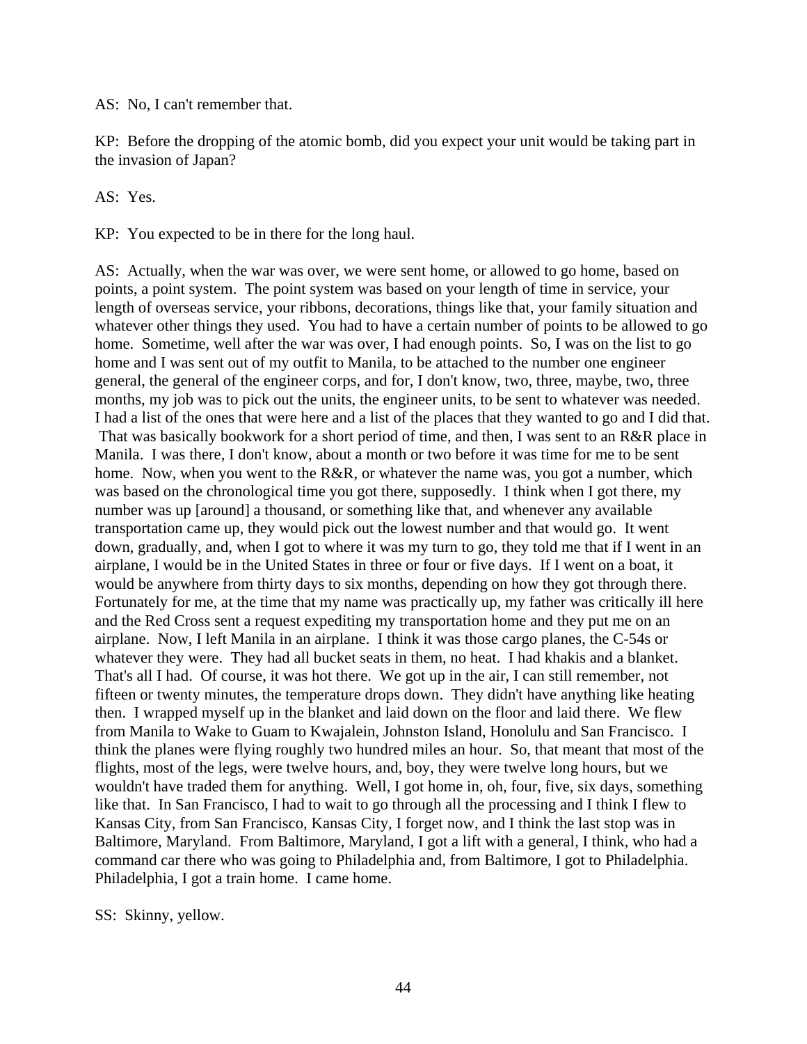AS: No, I can't remember that.

KP: Before the dropping of the atomic bomb, did you expect your unit would be taking part in the invasion of Japan?

AS: Yes.

KP: You expected to be in there for the long haul.

AS: Actually, when the war was over, we were sent home, or allowed to go home, based on points, a point system. The point system was based on your length of time in service, your length of overseas service, your ribbons, decorations, things like that, your family situation and whatever other things they used. You had to have a certain number of points to be allowed to go home. Sometime, well after the war was over, I had enough points. So, I was on the list to go home and I was sent out of my outfit to Manila, to be attached to the number one engineer general, the general of the engineer corps, and for, I don't know, two, three, maybe, two, three months, my job was to pick out the units, the engineer units, to be sent to whatever was needed. I had a list of the ones that were here and a list of the places that they wanted to go and I did that. That was basically bookwork for a short period of time, and then, I was sent to an R&R place in Manila. I was there, I don't know, about a month or two before it was time for me to be sent home. Now, when you went to the R&R, or whatever the name was, you got a number, which was based on the chronological time you got there, supposedly. I think when I got there, my number was up [around] a thousand, or something like that, and whenever any available transportation came up, they would pick out the lowest number and that would go. It went down, gradually, and, when I got to where it was my turn to go, they told me that if I went in an airplane, I would be in the United States in three or four or five days. If I went on a boat, it would be anywhere from thirty days to six months, depending on how they got through there. Fortunately for me, at the time that my name was practically up, my father was critically ill here and the Red Cross sent a request expediting my transportation home and they put me on an airplane. Now, I left Manila in an airplane. I think it was those cargo planes, the C-54s or whatever they were. They had all bucket seats in them, no heat. I had khakis and a blanket. That's all I had. Of course, it was hot there. We got up in the air, I can still remember, not fifteen or twenty minutes, the temperature drops down. They didn't have anything like heating then. I wrapped myself up in the blanket and laid down on the floor and laid there. We flew from Manila to Wake to Guam to Kwajalein, Johnston Island, Honolulu and San Francisco. I think the planes were flying roughly two hundred miles an hour. So, that meant that most of the flights, most of the legs, were twelve hours, and, boy, they were twelve long hours, but we wouldn't have traded them for anything. Well, I got home in, oh, four, five, six days, something like that. In San Francisco, I had to wait to go through all the processing and I think I flew to Kansas City, from San Francisco, Kansas City, I forget now, and I think the last stop was in Baltimore, Maryland. From Baltimore, Maryland, I got a lift with a general, I think, who had a command car there who was going to Philadelphia and, from Baltimore, I got to Philadelphia. Philadelphia, I got a train home. I came home.

SS: Skinny, yellow.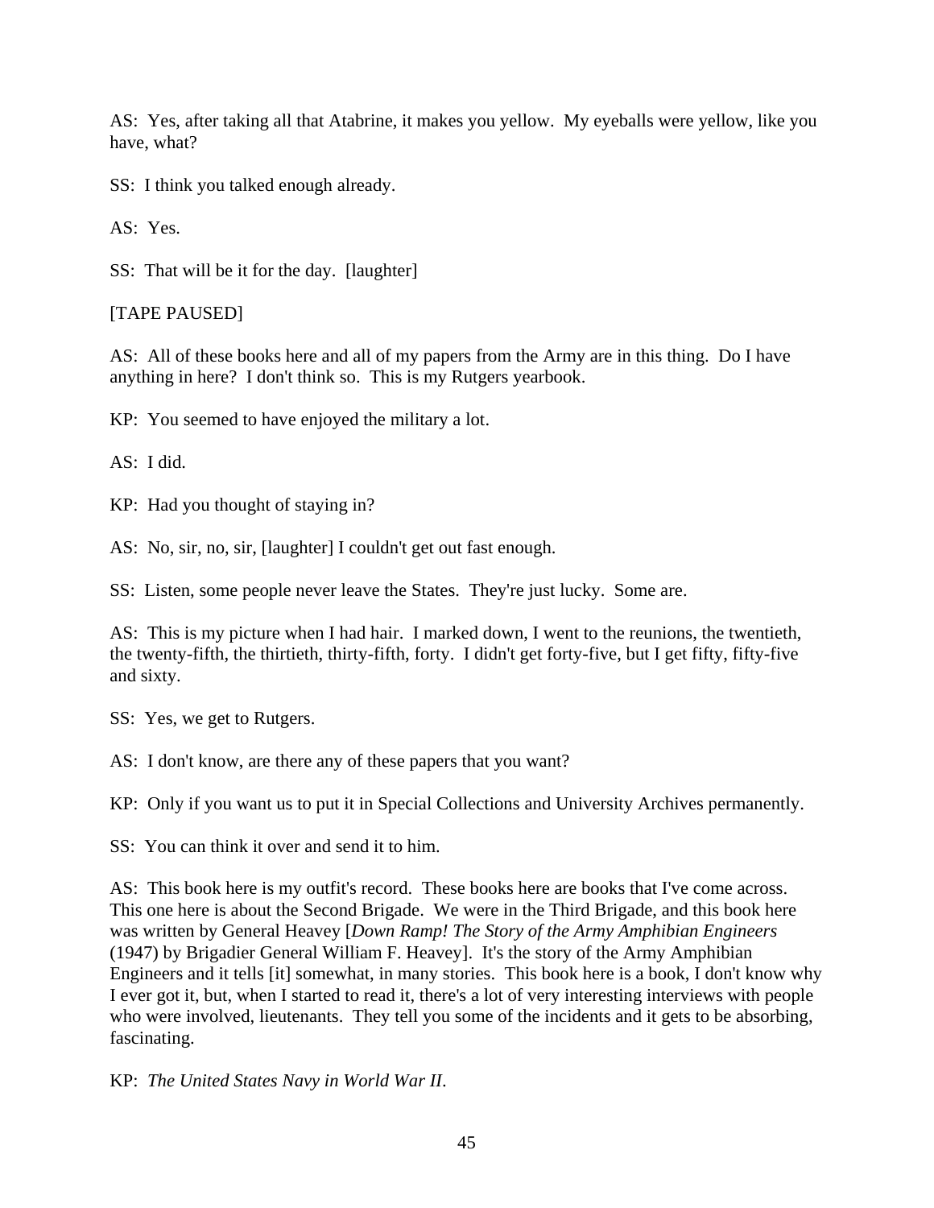AS: Yes, after taking all that Atabrine, it makes you yellow. My eyeballs were yellow, like you have, what?

SS: I think you talked enough already.

AS: Yes.

SS: That will be it for the day. [laughter]

[TAPE PAUSED]

AS: All of these books here and all of my papers from the Army are in this thing. Do I have anything in here? I don't think so. This is my Rutgers yearbook.

KP: You seemed to have enjoyed the military a lot.

AS: I did.

KP: Had you thought of staying in?

AS: No, sir, no, sir, [laughter] I couldn't get out fast enough.

SS: Listen, some people never leave the States. They're just lucky. Some are.

AS: This is my picture when I had hair. I marked down, I went to the reunions, the twentieth, the twenty-fifth, the thirtieth, thirty-fifth, forty. I didn't get forty-five, but I get fifty, fifty-five and sixty.

SS: Yes, we get to Rutgers.

AS: I don't know, are there any of these papers that you want?

KP: Only if you want us to put it in Special Collections and University Archives permanently.

SS: You can think it over and send it to him.

AS: This book here is my outfit's record. These books here are books that I've come across. This one here is about the Second Brigade. We were in the Third Brigade, and this book here was written by General Heavey [*Down Ramp! The Story of the Army Amphibian Engineers* (1947) by Brigadier General William F. Heavey]. It's the story of the Army Amphibian Engineers and it tells [it] somewhat, in many stories. This book here is a book, I don't know why I ever got it, but, when I started to read it, there's a lot of very interesting interviews with people who were involved, lieutenants. They tell you some of the incidents and it gets to be absorbing, fascinating.

KP: *The United States Navy in World War II*.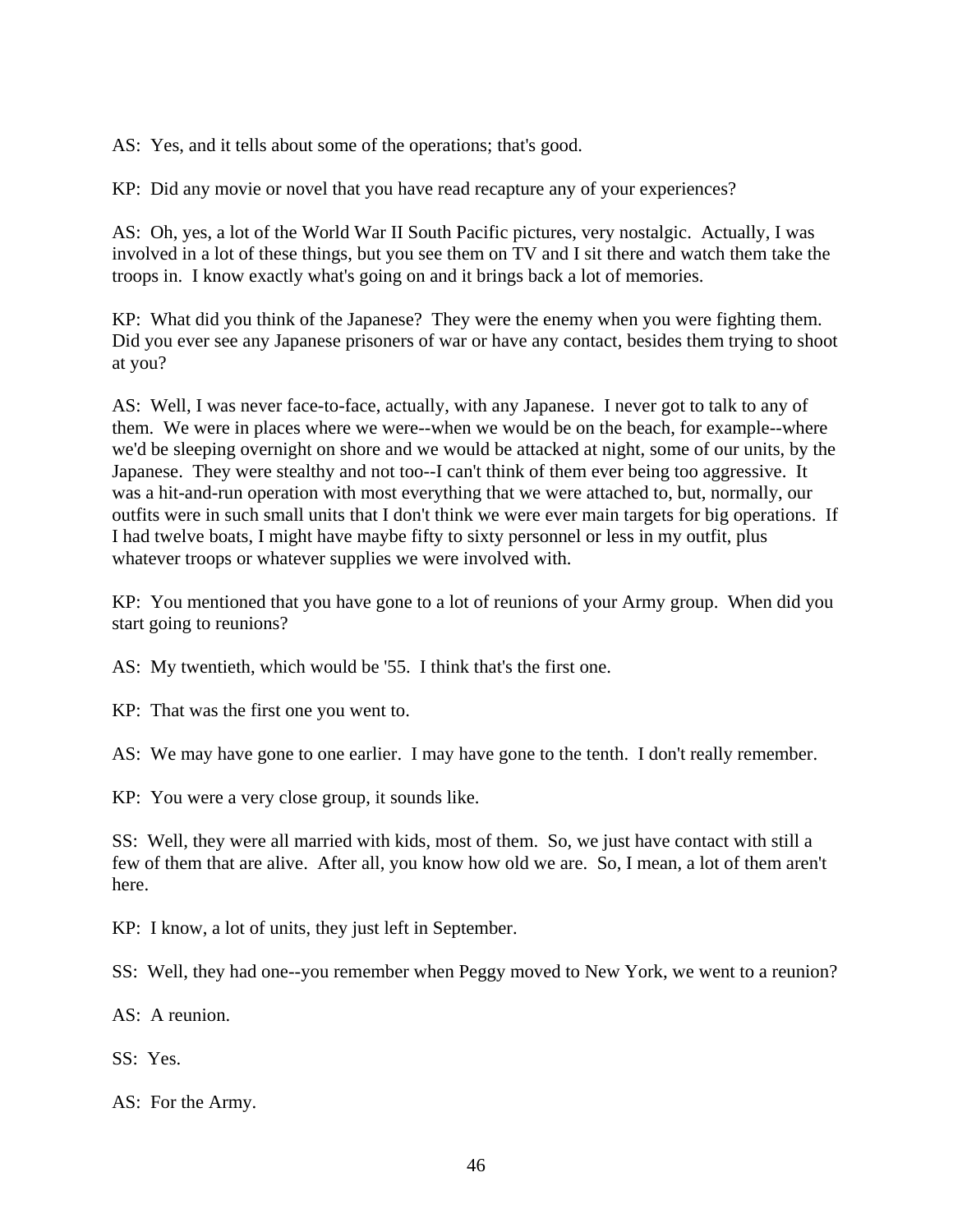AS: Yes, and it tells about some of the operations; that's good.

KP: Did any movie or novel that you have read recapture any of your experiences?

AS: Oh, yes, a lot of the World War II South Pacific pictures, very nostalgic. Actually, I was involved in a lot of these things, but you see them on TV and I sit there and watch them take the troops in. I know exactly what's going on and it brings back a lot of memories.

KP: What did you think of the Japanese? They were the enemy when you were fighting them. Did you ever see any Japanese prisoners of war or have any contact, besides them trying to shoot at you?

AS: Well, I was never face-to-face, actually, with any Japanese. I never got to talk to any of them. We were in places where we were--when we would be on the beach, for example--where we'd be sleeping overnight on shore and we would be attacked at night, some of our units, by the Japanese. They were stealthy and not too--I can't think of them ever being too aggressive. It was a hit-and-run operation with most everything that we were attached to, but, normally, our outfits were in such small units that I don't think we were ever main targets for big operations. If I had twelve boats, I might have maybe fifty to sixty personnel or less in my outfit, plus whatever troops or whatever supplies we were involved with.

KP: You mentioned that you have gone to a lot of reunions of your Army group. When did you start going to reunions?

AS: My twentieth, which would be '55. I think that's the first one.

KP: That was the first one you went to.

AS: We may have gone to one earlier. I may have gone to the tenth. I don't really remember.

KP: You were a very close group, it sounds like.

SS: Well, they were all married with kids, most of them. So, we just have contact with still a few of them that are alive. After all, you know how old we are. So, I mean, a lot of them aren't here.

KP: I know, a lot of units, they just left in September.

SS: Well, they had one--you remember when Peggy moved to New York, we went to a reunion?

AS: A reunion.

SS: Yes.

AS: For the Army.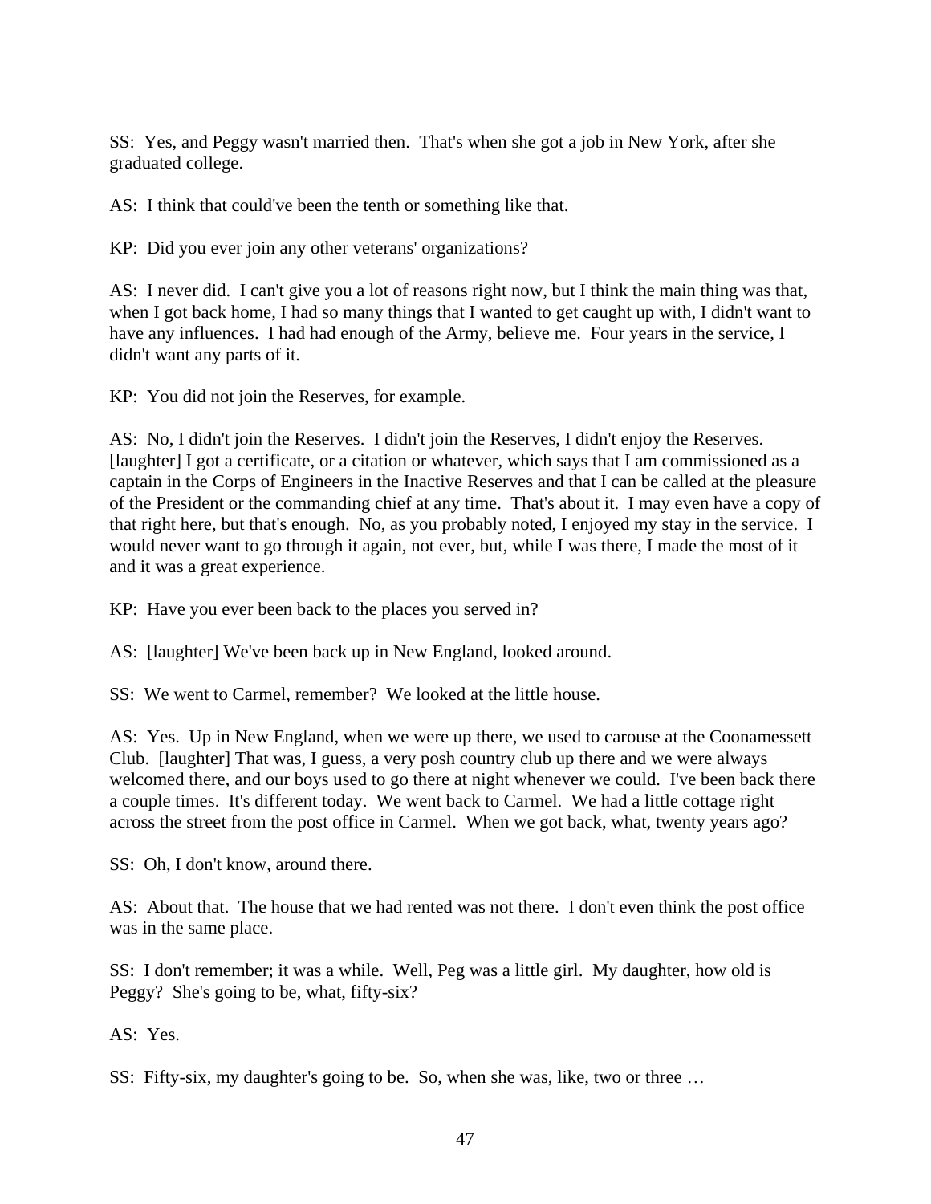SS: Yes, and Peggy wasn't married then. That's when she got a job in New York, after she graduated college.

AS: I think that could've been the tenth or something like that.

KP: Did you ever join any other veterans' organizations?

AS: I never did. I can't give you a lot of reasons right now, but I think the main thing was that, when I got back home, I had so many things that I wanted to get caught up with, I didn't want to have any influences. I had had enough of the Army, believe me. Four years in the service, I didn't want any parts of it.

KP: You did not join the Reserves, for example.

AS: No, I didn't join the Reserves. I didn't join the Reserves, I didn't enjoy the Reserves. [laughter] I got a certificate, or a citation or whatever, which says that I am commissioned as a captain in the Corps of Engineers in the Inactive Reserves and that I can be called at the pleasure of the President or the commanding chief at any time. That's about it. I may even have a copy of that right here, but that's enough. No, as you probably noted, I enjoyed my stay in the service. I would never want to go through it again, not ever, but, while I was there, I made the most of it and it was a great experience.

KP: Have you ever been back to the places you served in?

AS: [laughter] We've been back up in New England, looked around.

SS: We went to Carmel, remember? We looked at the little house.

AS: Yes. Up in New England, when we were up there, we used to carouse at the Coonamessett Club. [laughter] That was, I guess, a very posh country club up there and we were always welcomed there, and our boys used to go there at night whenever we could. I've been back there a couple times. It's different today. We went back to Carmel. We had a little cottage right across the street from the post office in Carmel. When we got back, what, twenty years ago?

SS: Oh, I don't know, around there.

AS: About that. The house that we had rented was not there. I don't even think the post office was in the same place.

SS: I don't remember; it was a while. Well, Peg was a little girl. My daughter, how old is Peggy? She's going to be, what, fifty-six?

AS: Yes.

SS: Fifty-six, my daughter's going to be. So, when she was, like, two or three …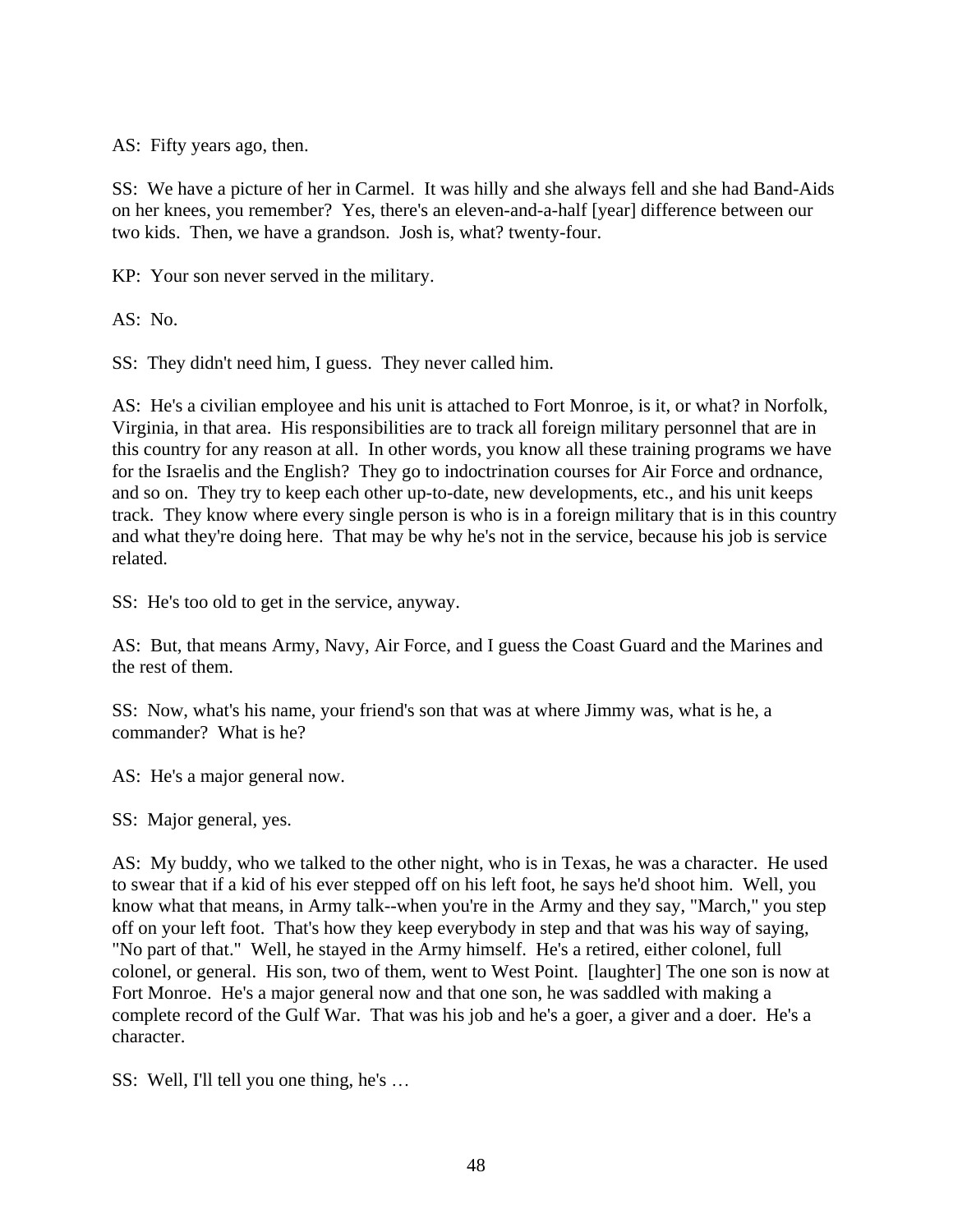AS: Fifty years ago, then.

SS: We have a picture of her in Carmel. It was hilly and she always fell and she had Band-Aids on her knees, you remember? Yes, there's an eleven-and-a-half [year] difference between our two kids. Then, we have a grandson. Josh is, what? twenty-four.

KP: Your son never served in the military.

AS: No.

SS: They didn't need him, I guess. They never called him.

AS: He's a civilian employee and his unit is attached to Fort Monroe, is it, or what? in Norfolk, Virginia, in that area. His responsibilities are to track all foreign military personnel that are in this country for any reason at all. In other words, you know all these training programs we have for the Israelis and the English? They go to indoctrination courses for Air Force and ordnance, and so on. They try to keep each other up-to-date, new developments, etc., and his unit keeps track. They know where every single person is who is in a foreign military that is in this country and what they're doing here. That may be why he's not in the service, because his job is service related.

SS: He's too old to get in the service, anyway.

AS: But, that means Army, Navy, Air Force, and I guess the Coast Guard and the Marines and the rest of them.

SS: Now, what's his name, your friend's son that was at where Jimmy was, what is he, a commander? What is he?

AS: He's a major general now.

SS: Major general, yes.

AS: My buddy, who we talked to the other night, who is in Texas, he was a character. He used to swear that if a kid of his ever stepped off on his left foot, he says he'd shoot him. Well, you know what that means, in Army talk--when you're in the Army and they say, "March," you step off on your left foot. That's how they keep everybody in step and that was his way of saying, "No part of that." Well, he stayed in the Army himself. He's a retired, either colonel, full colonel, or general. His son, two of them, went to West Point. [laughter] The one son is now at Fort Monroe. He's a major general now and that one son, he was saddled with making a complete record of the Gulf War. That was his job and he's a goer, a giver and a doer. He's a character.

SS: Well, I'll tell you one thing, he's …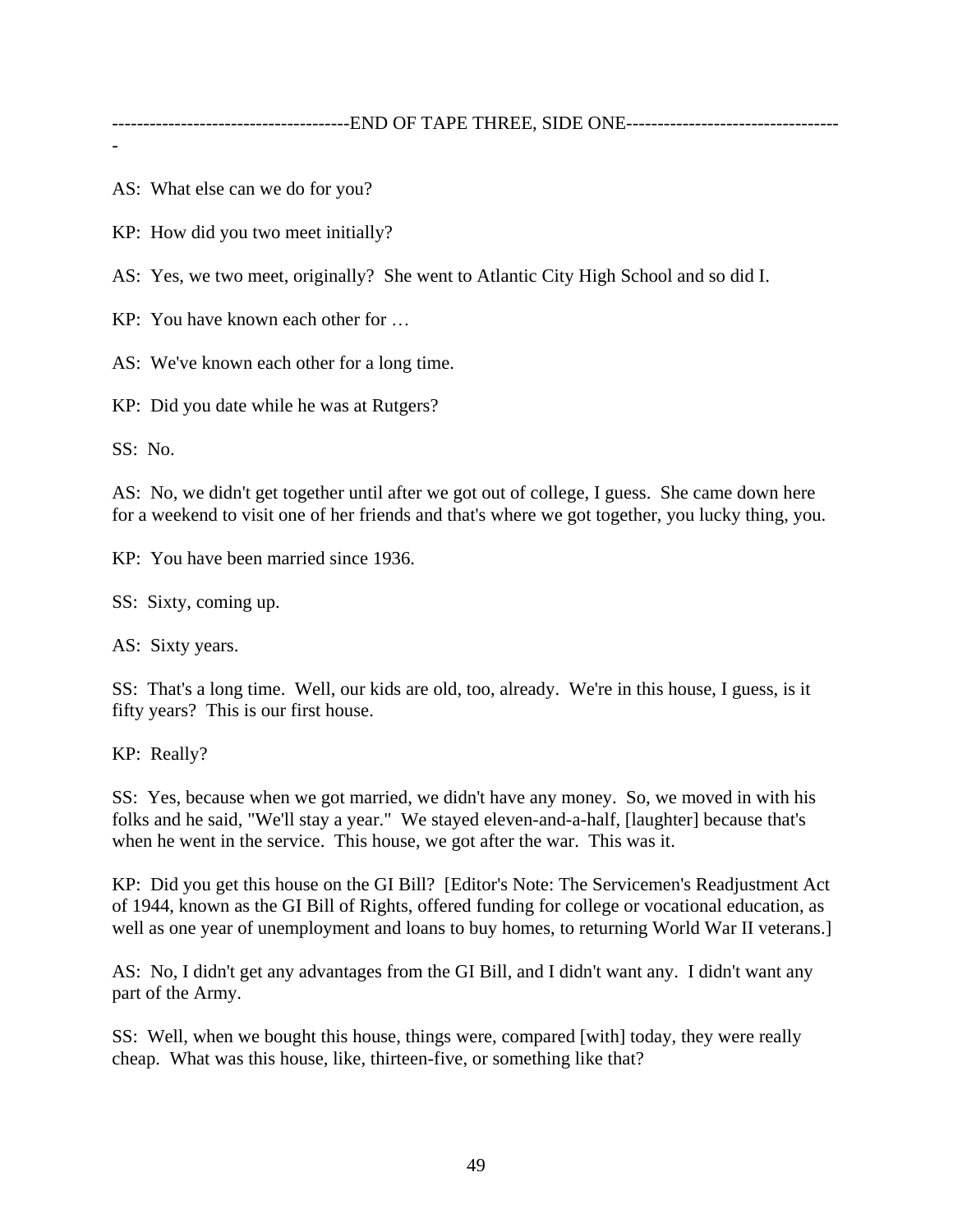-------------------------------------END OF TAPE THREE, SIDE ONE----------------------------------

AS: What else can we do for you?

KP: How did you two meet initially?

AS: Yes, we two meet, originally? She went to Atlantic City High School and so did I.

KP: You have known each other for …

AS: We've known each other for a long time.

KP: Did you date while he was at Rutgers?

SS: No.

AS: No, we didn't get together until after we got out of college, I guess. She came down here for a weekend to visit one of her friends and that's where we got together, you lucky thing, you.

KP: You have been married since 1936.

SS: Sixty, coming up.

AS: Sixty years.

SS: That's a long time. Well, our kids are old, too, already. We're in this house, I guess, is it fifty years? This is our first house.

KP: Really?

SS: Yes, because when we got married, we didn't have any money. So, we moved in with his folks and he said, "We'll stay a year." We stayed eleven-and-a-half, [laughter] because that's when he went in the service. This house, we got after the war. This was it.

KP: Did you get this house on the GI Bill? [Editor's Note: The Servicemen's Readjustment Act of 1944, known as the GI Bill of Rights, offered funding for college or vocational education, as well as one year of unemployment and loans to buy homes, to returning World War II veterans.]

AS: No, I didn't get any advantages from the GI Bill, and I didn't want any. I didn't want any part of the Army.

SS: Well, when we bought this house, things were, compared [with] today, they were really cheap. What was this house, like, thirteen-five, or something like that?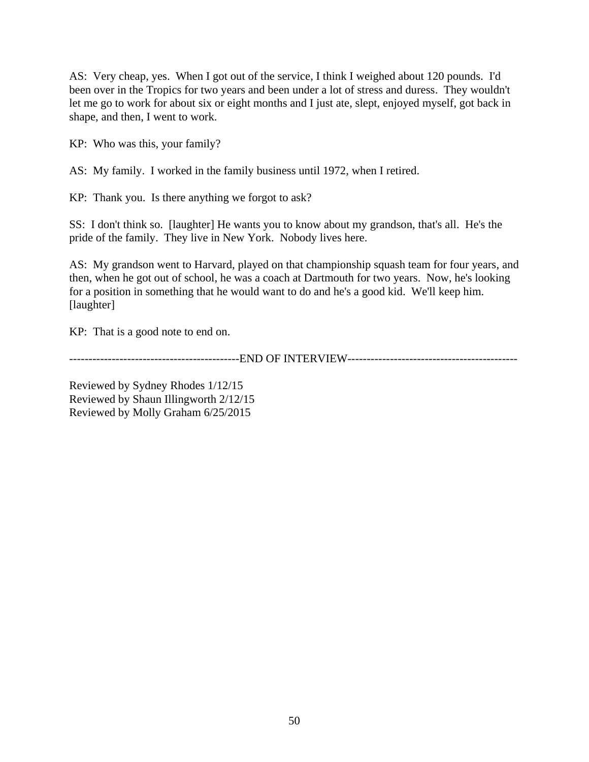AS: Very cheap, yes. When I got out of the service, I think I weighed about 120 pounds. I'd been over in the Tropics for two years and been under a lot of stress and duress. They wouldn't let me go to work for about six or eight months and I just ate, slept, enjoyed myself, got back in shape, and then, I went to work.

KP: Who was this, your family?

AS: My family. I worked in the family business until 1972, when I retired.

KP: Thank you. Is there anything we forgot to ask?

SS: I don't think so. [laughter] He wants you to know about my grandson, that's all. He's the pride of the family. They live in New York. Nobody lives here.

AS: My grandson went to Harvard, played on that championship squash team for four years, and then, when he got out of school, he was a coach at Dartmouth for two years. Now, he's looking for a position in something that he would want to do and he's a good kid. We'll keep him. [laughter]

KP: That is a good note to end on.

-------------------------------------------END OF INTERVIEW-------------------------------------------

Reviewed by Sydney Rhodes 1/12/15
Reviewed by Shaun Illingworth 2/12/15
Reviewed by Molly Graham 6/25/2015